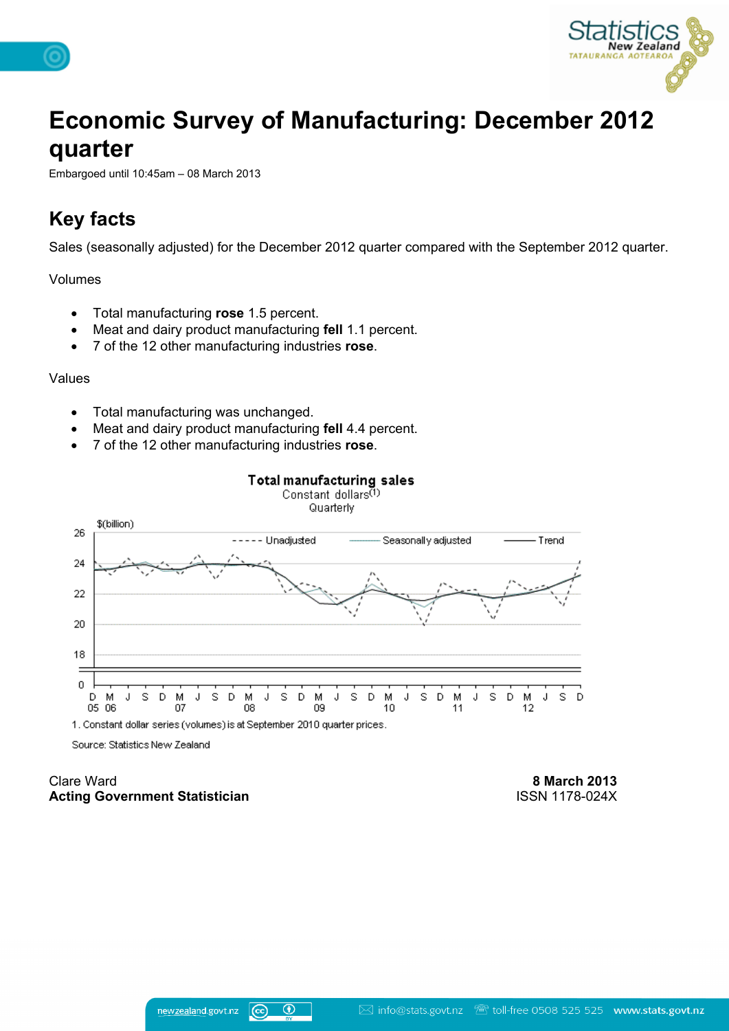# Economic Survey of Manufacturing: December 2012 quarter

Embargoed until 10:45am – 08 March 2013

## Key facts

Sales (seasonally adjusted) for the December 2012 quarter compared with the September 2012 quarter.

Volumes

- Total manufacturing **rose** 1.5 percent.
- Meat and dairy product manufacturing **fell** 1.1 percent.
- 7 of the 12 other manufacturing industries **rose**.

Values

- Total manufacturing was unchanged.
- Meat and dairy product manufacturing **fell** 4.4 percent.
- 7 of the 12 other manufacturing industries **rose**.

**Total manufacturing sales**
Constant dollars(1)
Quarterly

1. Constant dollar series (volumes) is at September 2010 quarter prices.

Source: Statistics New Zealand

Clare Ward
**Acting Government Statistician**

**8 March 2013**
ISSN 1178-024X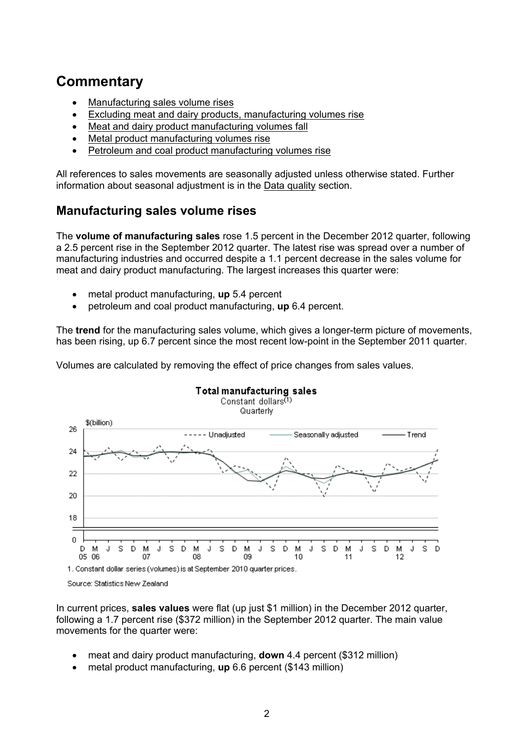# Commentary

- Manufacturing sales volume rises
- Excluding meat and dairy products, manufacturing volumes rise
- Meat and dairy product manufacturing volumes fall
- Metal product manufacturing volumes rise
- Petroleum and coal product manufacturing volumes rise

All references to sales movements are seasonally adjusted unless otherwise stated. Further information about seasonal adjustment is in the Data quality section.

## Manufacturing sales volume rises

The **volume of manufacturing sales** rose 1.5 percent in the December 2012 quarter, following a 2.5 percent rise in the September 2012 quarter. The latest rise was spread over a number of manufacturing industries and occurred despite a 1.1 percent decrease in the sales volume for meat and dairy product manufacturing. The largest increases this quarter were:

- metal product manufacturing, **up** 5.4 percent
- petroleum and coal product manufacturing, **up** 6.4 percent.

The **trend** for the manufacturing sales volume, which gives a longer-term picture of movements, has been rising, up 6.7 percent since the most recent low-point in the September 2011 quarter.

Volumes are calculated by removing the effect of price changes from sales values.

**Total manufacturing sales**
Constant dollars(1)
Quarterly

1. Constant dollar series (volumes) is at September 2010 quarter prices.

Source: Statistics New Zealand

In current prices, **sales values** were flat (up just $1 million) in the December 2012 quarter, following a 1.7 percent rise ($372 million) in the September 2012 quarter. The main value movements for the quarter were:

- meat and dairy product manufacturing, **down** 4.4 percent ($312 million)
- metal product manufacturing, **up** 6.6 percent ($143 million)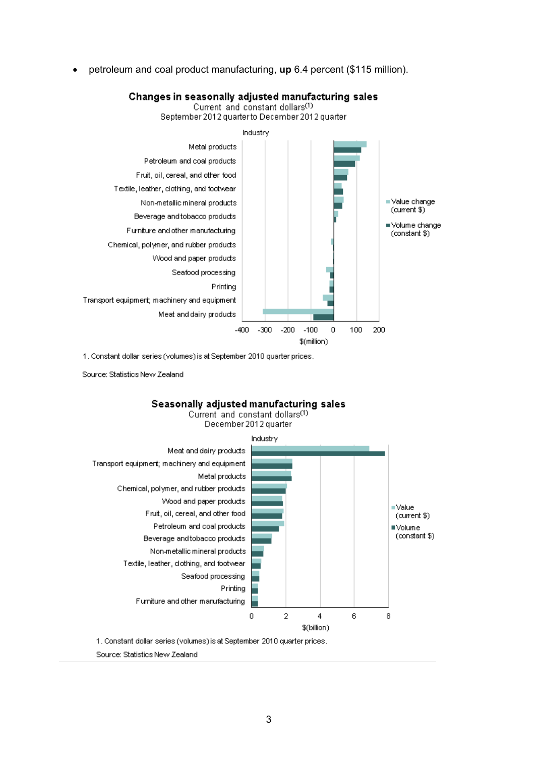- petroleum and coal product manufacturing, **up** 6.4 percent ($115 million).

**Changes in seasonally adjusted manufacturing sales**
Current and constant dollars(1)
September 2012 quarter to December 2012 quarter

Industry: Metal products; Petroleum and coal products; Fruit, oil, cereal, and other food; Textile, leather, clothing, and footwear; Non-metallic mineral products; Beverage and tobacco products; Furniture and other manufacturing; Chemical, polymer, and rubber products; Wood and paper products; Seafood processing; Printing; Transport equipment, machinery and equipment; Meat and dairy products

Legend: Value change (current $); Volume change (constant $)

Axis: -400, -300, -200, -100, 0, 100, 200 — $(million)

1. Constant dollar series (volumes) is at September 2010 quarter prices.

Source: Statistics New Zealand

**Seasonally adjusted manufacturing sales**
Current and constant dollars(1)
December 2012 quarter

Industry: Meat and dairy products; Transport equipment, machinery and equipment; Metal products; Chemical, polymer, and rubber products; Wood and paper products; Fruit, oil, cereal, and other food; Petroleum and coal products; Beverage and tobacco products; Non-metallic mineral products; Textile, leather, clothing, and footwear; Seafood processing; Printing; Furniture and other manufacturing

Legend: Value (current $); Volume (constant $)

Axis: 0, 2, 4, 6, 8 — $(billion)

1. Constant dollar series (volumes) is at September 2010 quarter prices.

Source: Statistics New Zealand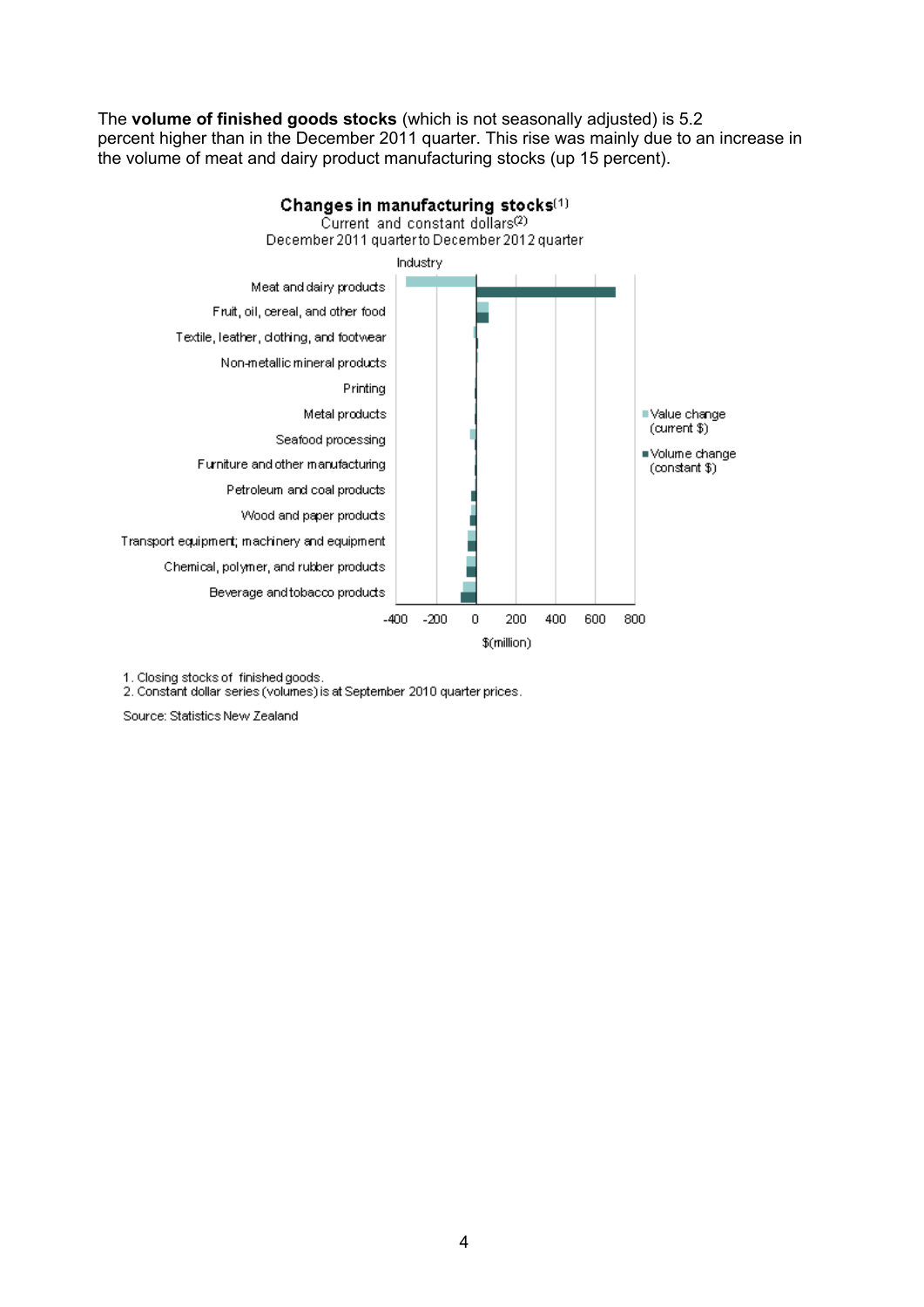The **volume of finished goods stocks** (which is not seasonally adjusted) is 5.2 percent higher than in the December 2011 quarter. This rise was mainly due to an increase in the volume of meat and dairy product manufacturing stocks (up 15 percent).

**Changes in manufacturing stocks**[1]
Current and constant dollars[2]
December 2011 quarter to December 2012 quarter

Industry: Meat and dairy products; Fruit, oil, cereal, and other food; Textile, leather, clothing, and footwear; Non-metallic mineral products; Printing; Metal products; Seafood processing; Furniture and other manufacturing; Petroleum and coal products; Wood and paper products; Transport equipment, machinery and equipment; Chemical, polymer, and rubber products; Beverage and tobacco products

Legend: Value change (current $); Volume change (constant $)

Axis: -400, -200, 0, 200, 400, 600, 800 — $(million)

1. Closing stocks of finished goods.
2. Constant dollar series (volumes) is at September 2010 quarter prices.

Source: Statistics New Zealand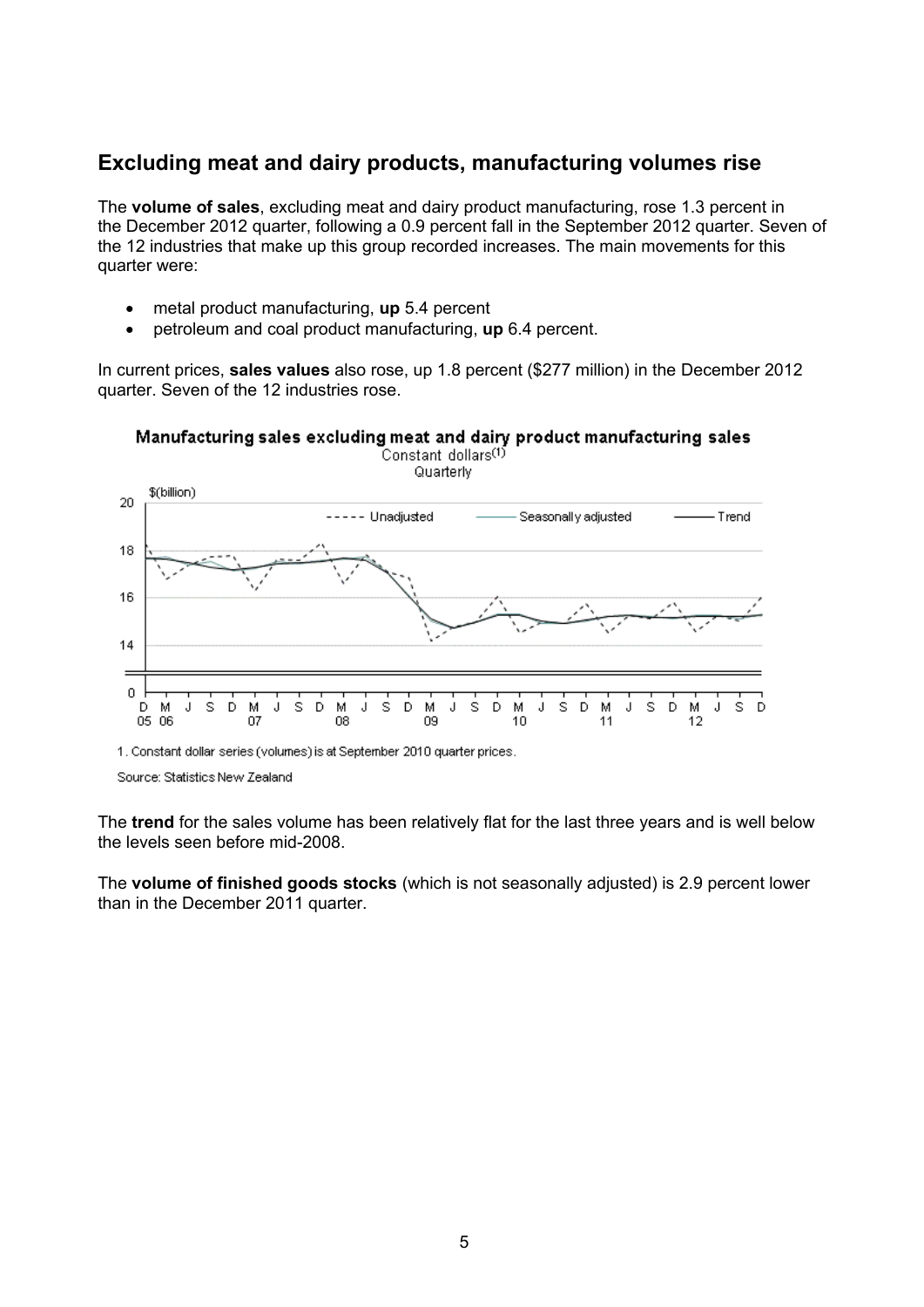## Excluding meat and dairy products, manufacturing volumes rise

The **volume of sales**, excluding meat and dairy product manufacturing, rose 1.3 percent in the December 2012 quarter, following a 0.9 percent fall in the September 2012 quarter. Seven of the 12 industries that make up this group recorded increases. The main movements for this quarter were:

- metal product manufacturing, **up** 5.4 percent
- petroleum and coal product manufacturing, **up** 6.4 percent.

In current prices, **sales values** also rose, up 1.8 percent ($277 million) in the December 2012 quarter. Seven of the 12 industries rose.

**Manufacturing sales excluding meat and dairy product manufacturing sales**
Constant dollars(1)
Quarterly

1. Constant dollar series (volumes) is at September 2010 quarter prices.

Source: Statistics New Zealand

The **trend** for the sales volume has been relatively flat for the last three years and is well below the levels seen before mid-2008.

The **volume of finished goods stocks** (which is not seasonally adjusted) is 2.9 percent lower than in the December 2011 quarter.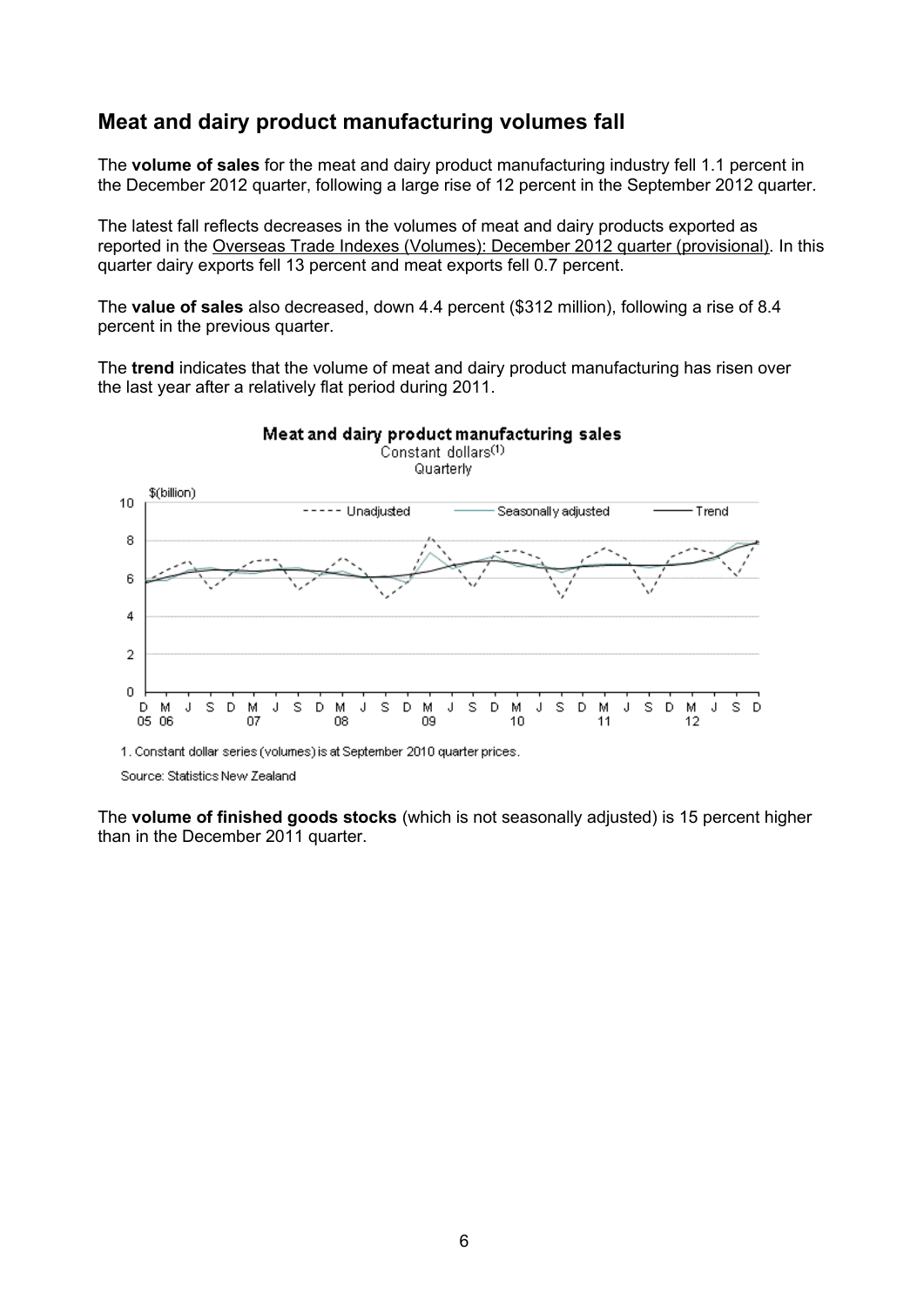## Meat and dairy product manufacturing volumes fall

The **volume of sales** for the meat and dairy product manufacturing industry fell 1.1 percent in the December 2012 quarter, following a large rise of 12 percent in the September 2012 quarter.

The latest fall reflects decreases in the volumes of meat and dairy products exported as reported in the Overseas Trade Indexes (Volumes): December 2012 quarter (provisional). In this quarter dairy exports fell 13 percent and meat exports fell 0.7 percent.

The **value of sales** also decreased, down 4.4 percent ($312 million), following a rise of 8.4 percent in the previous quarter.

The **trend** indicates that the volume of meat and dairy product manufacturing has risen over the last year after a relatively flat period during 2011.

**Meat and dairy product manufacturing sales**
Constant dollars(1)
Quarterly

1. Constant dollar series (volumes) is at September 2010 quarter prices.

Source: Statistics New Zealand

The **volume of finished goods stocks** (which is not seasonally adjusted) is 15 percent higher than in the December 2011 quarter.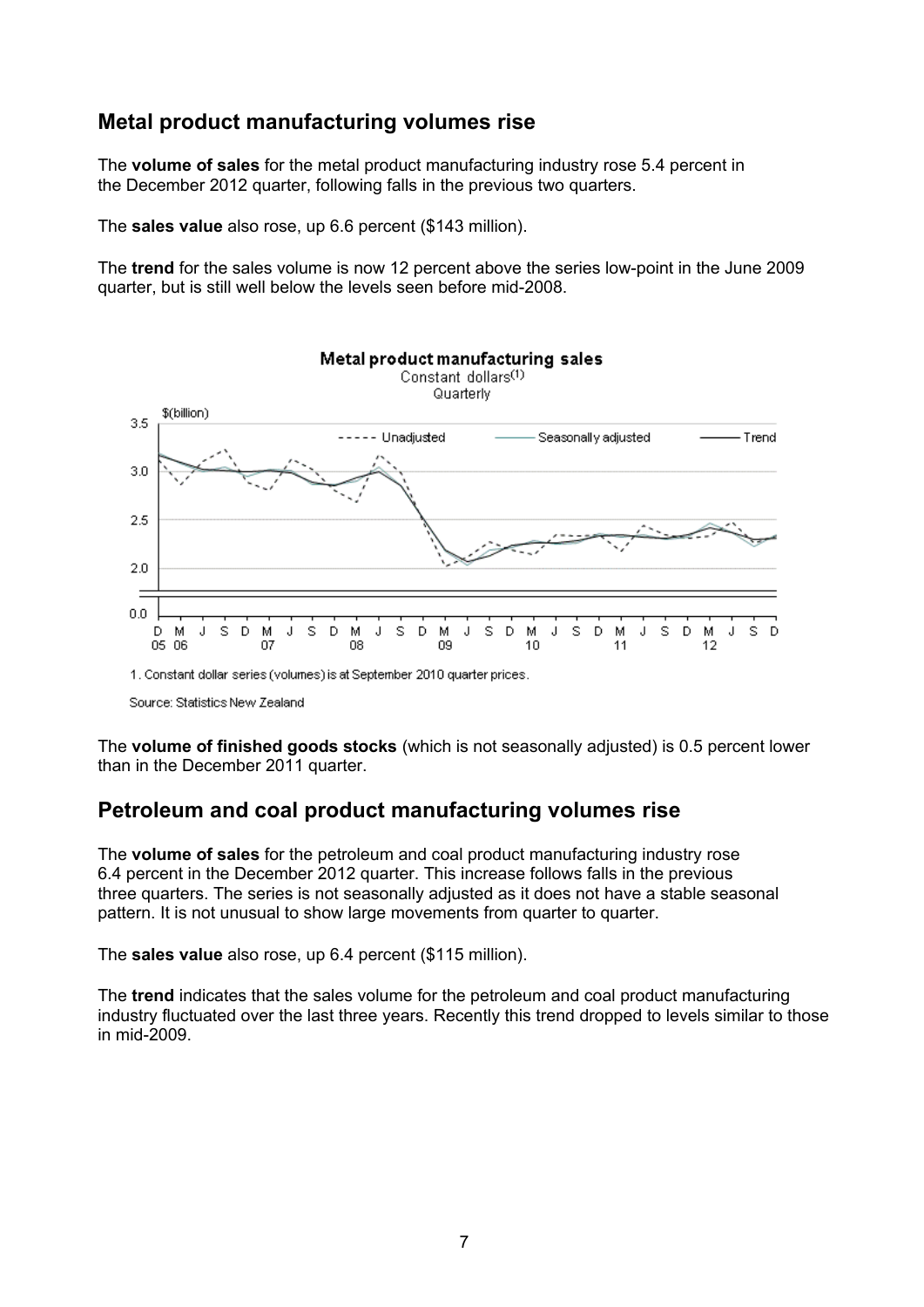## Metal product manufacturing volumes rise

The **volume of sales** for the metal product manufacturing industry rose 5.4 percent in the December 2012 quarter, following falls in the previous two quarters.

The **sales value** also rose, up 6.6 percent ($143 million).

The **trend** for the sales volume is now 12 percent above the series low-point in the June 2009 quarter, but is still well below the levels seen before mid-2008.

**Metal product manufacturing sales**
Constant dollars(1)
Quarterly

1. Constant dollar series (volumes) is at September 2010 quarter prices.

Source: Statistics New Zealand

The **volume of finished goods stocks** (which is not seasonally adjusted) is 0.5 percent lower than in the December 2011 quarter.

## Petroleum and coal product manufacturing volumes rise

The **volume of sales** for the petroleum and coal product manufacturing industry rose 6.4 percent in the December 2012 quarter. This increase follows falls in the previous three quarters. The series is not seasonally adjusted as it does not have a stable seasonal pattern. It is not unusual to show large movements from quarter to quarter.

The **sales value** also rose, up 6.4 percent ($115 million).

The **trend** indicates that the sales volume for the petroleum and coal product manufacturing industry fluctuated over the last three years. Recently this trend dropped to levels similar to those in mid-2009.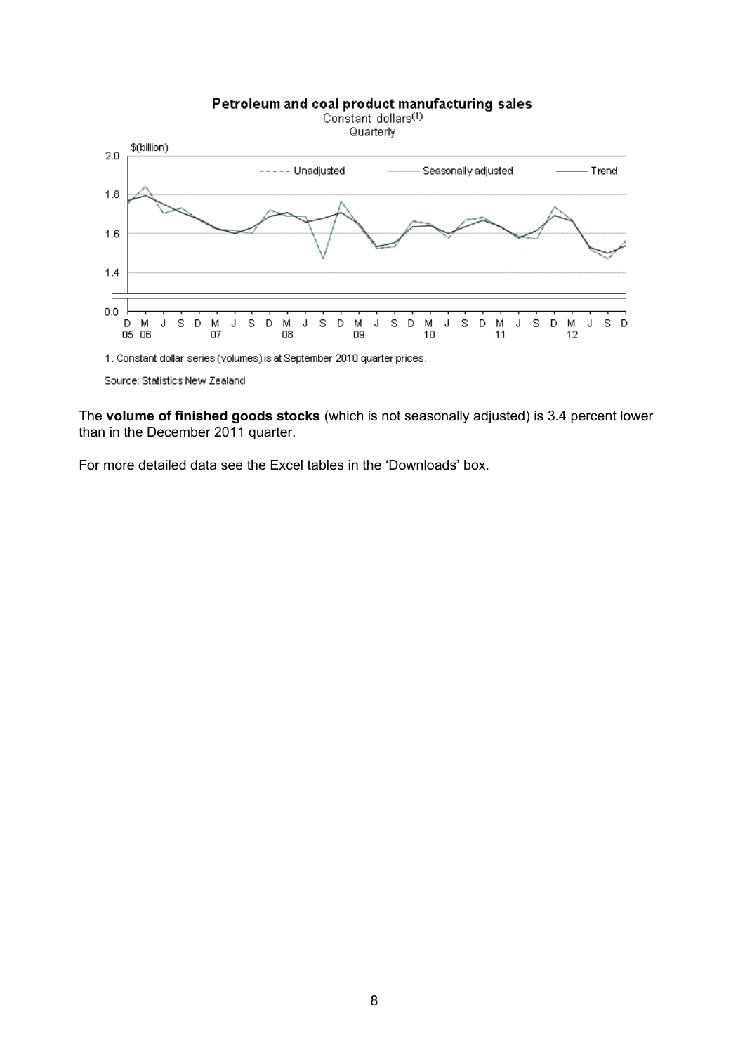**Petroleum and coal product manufacturing sales**

Constant dollars(1)

Quarterly

1. Constant dollar series (volumes) is at September 2010 quarter prices.

Source: Statistics New Zealand

The **volume of finished goods stocks** (which is not seasonally adjusted) is 3.4 percent lower than in the December 2011 quarter.

For more detailed data see the Excel tables in the 'Downloads' box.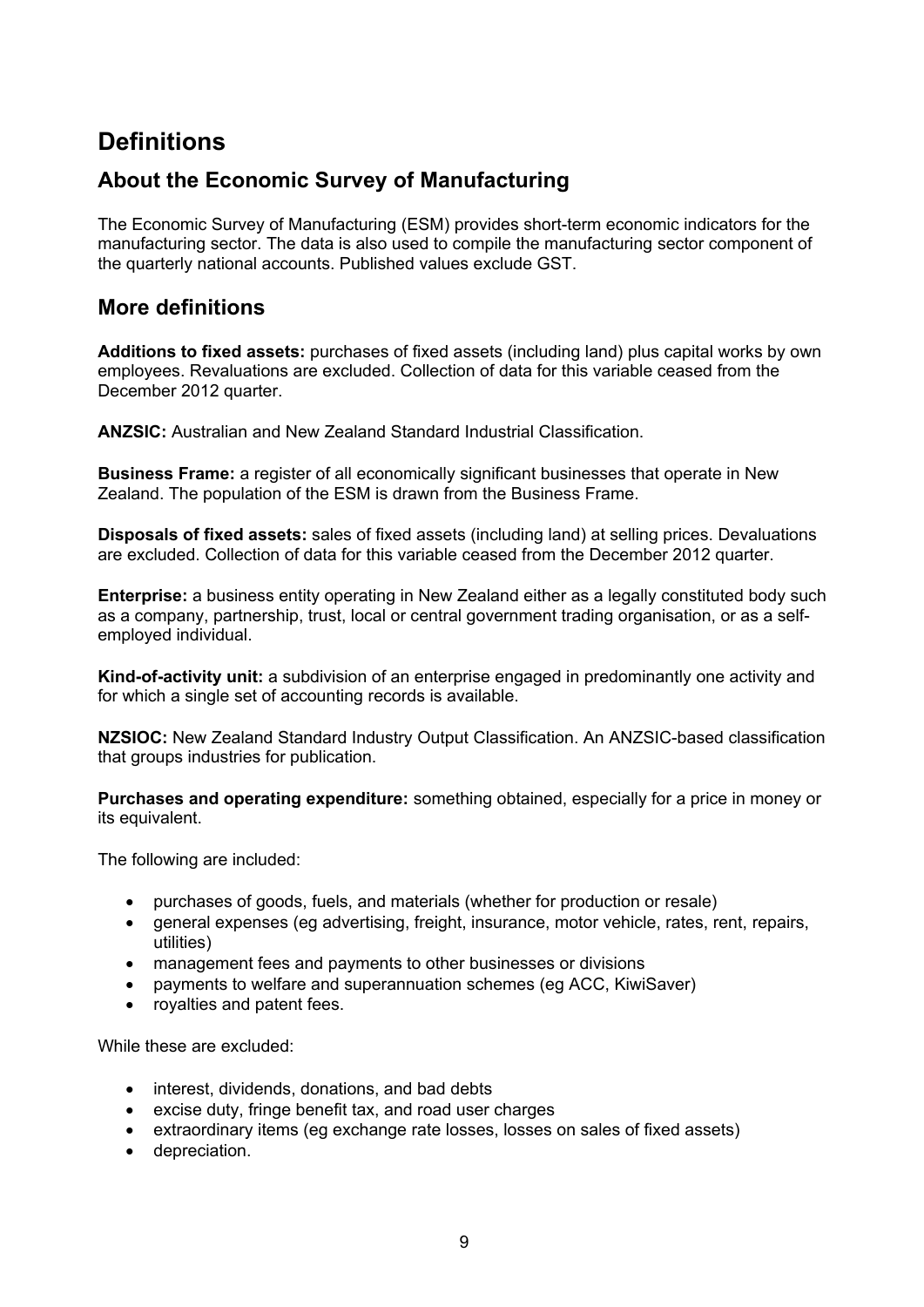# Definitions

## About the Economic Survey of Manufacturing

The Economic Survey of Manufacturing (ESM) provides short-term economic indicators for the manufacturing sector. The data is also used to compile the manufacturing sector component of the quarterly national accounts. Published values exclude GST.

## More definitions

**Additions to fixed assets:** purchases of fixed assets (including land) plus capital works by own employees. Revaluations are excluded. Collection of data for this variable ceased from the December 2012 quarter.

**ANZSIC:** Australian and New Zealand Standard Industrial Classification.

**Business Frame:** a register of all economically significant businesses that operate in New Zealand. The population of the ESM is drawn from the Business Frame.

**Disposals of fixed assets:** sales of fixed assets (including land) at selling prices. Devaluations are excluded. Collection of data for this variable ceased from the December 2012 quarter.

**Enterprise:** a business entity operating in New Zealand either as a legally constituted body such as a company, partnership, trust, local or central government trading organisation, or as a self-employed individual.

**Kind-of-activity unit:** a subdivision of an enterprise engaged in predominantly one activity and for which a single set of accounting records is available.

**NZSIOC:** New Zealand Standard Industry Output Classification. An ANZSIC-based classification that groups industries for publication.

**Purchases and operating expenditure:** something obtained, especially for a price in money or its equivalent.

The following are included:

- purchases of goods, fuels, and materials (whether for production or resale)
- general expenses (eg advertising, freight, insurance, motor vehicle, rates, rent, repairs, utilities)
- management fees and payments to other businesses or divisions
- payments to welfare and superannuation schemes (eg ACC, KiwiSaver)
- royalties and patent fees.

While these are excluded:

- interest, dividends, donations, and bad debts
- excise duty, fringe benefit tax, and road user charges
- extraordinary items (eg exchange rate losses, losses on sales of fixed assets)
- depreciation.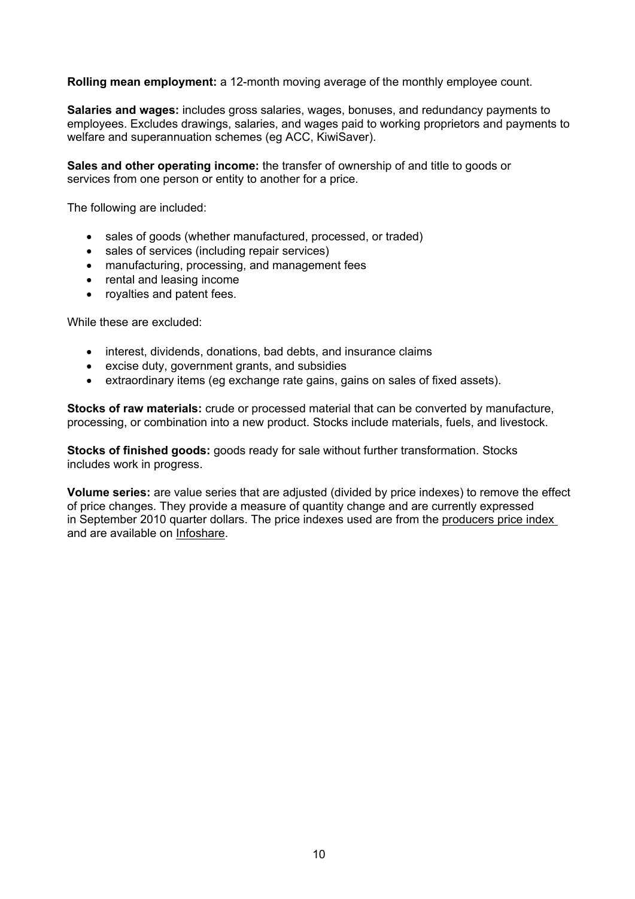**Rolling mean employment:** a 12-month moving average of the monthly employee count.

**Salaries and wages:** includes gross salaries, wages, bonuses, and redundancy payments to employees. Excludes drawings, salaries, and wages paid to working proprietors and payments to welfare and superannuation schemes (eg ACC, KiwiSaver).

**Sales and other operating income:** the transfer of ownership of and title to goods or services from one person or entity to another for a price.

The following are included:

- sales of goods (whether manufactured, processed, or traded)
- sales of services (including repair services)
- manufacturing, processing, and management fees
- rental and leasing income
- royalties and patent fees.

While these are excluded:

- interest, dividends, donations, bad debts, and insurance claims
- excise duty, government grants, and subsidies
- extraordinary items (eg exchange rate gains, gains on sales of fixed assets).

**Stocks of raw materials:** crude or processed material that can be converted by manufacture, processing, or combination into a new product. Stocks include materials, fuels, and livestock.

**Stocks of finished goods:** goods ready for sale without further transformation. Stocks includes work in progress.

**Volume series:** are value series that are adjusted (divided by price indexes) to remove the effect of price changes. They provide a measure of quantity change and are currently expressed in September 2010 quarter dollars. The price indexes used are from the producers price index and are available on Infoshare.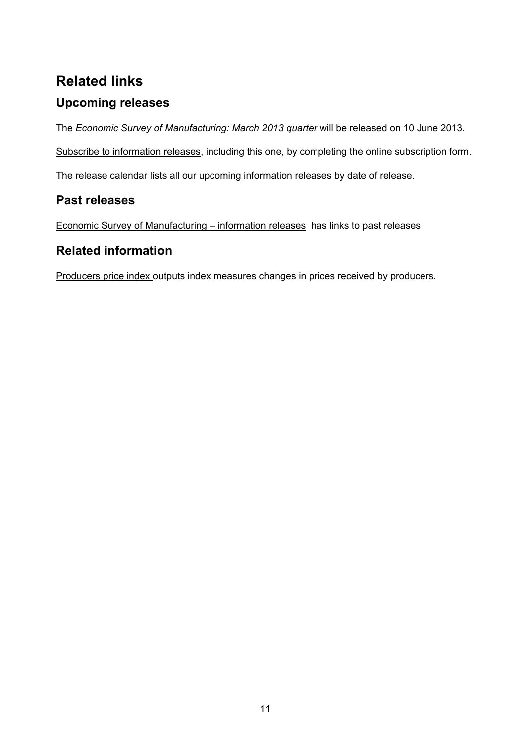# Related links

## Upcoming releases

The *Economic Survey of Manufacturing: March 2013 quarter* will be released on 10 June 2013.

Subscribe to information releases, including this one, by completing the online subscription form.

The release calendar lists all our upcoming information releases by date of release.

## Past releases

Economic Survey of Manufacturing – information releases has links to past releases.

## Related information

Producers price index outputs index measures changes in prices received by producers.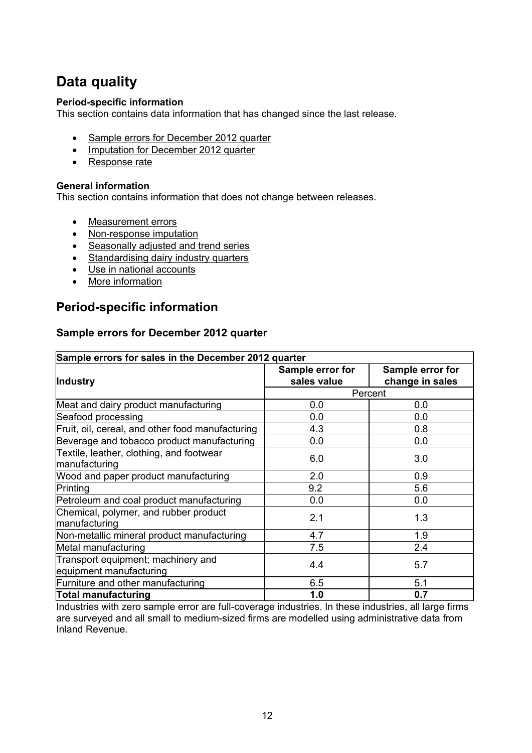# Data quality

**Period-specific information**
This section contains data information that has changed since the last release.

- Sample errors for December 2012 quarter
- Imputation for December 2012 quarter
- Response rate

**General information**
This section contains information that does not change between releases.

- Measurement errors
- Non-response imputation
- Seasonally adjusted and trend series
- Standardising dairy industry quarters
- Use in national accounts
- More information

## Period-specific information

### Sample errors for December 2012 quarter

| Sample errors for sales in the December 2012 quarter | | |
|---|---|---|
| **Industry** | **Sample error for sales value** | **Sample error for change in sales** |
| | Percent | |
| Meat and dairy product manufacturing | 0.0 | 0.0 |
| Seafood processing | 0.0 | 0.0 |
| Fruit, oil, cereal, and other food manufacturing | 4.3 | 0.8 |
| Beverage and tobacco product manufacturing | 0.0 | 0.0 |
| Textile, leather, clothing, and footwear manufacturing | 6.0 | 3.0 |
| Wood and paper product manufacturing | 2.0 | 0.9 |
| Printing | 9.2 | 5.6 |
| Petroleum and coal product manufacturing | 0.0 | 0.0 |
| Chemical, polymer, and rubber product manufacturing | 2.1 | 1.3 |
| Non-metallic mineral product manufacturing | 4.7 | 1.9 |
| Metal manufacturing | 7.5 | 2.4 |
| Transport equipment; machinery and equipment manufacturing | 4.4 | 5.7 |
| Furniture and other manufacturing | 6.5 | 5.1 |
| **Total manufacturing** | **1.0** | **0.7** |

Industries with zero sample error are full-coverage industries. In these industries, all large firms are surveyed and all small to medium-sized firms are modelled using administrative data from Inland Revenue.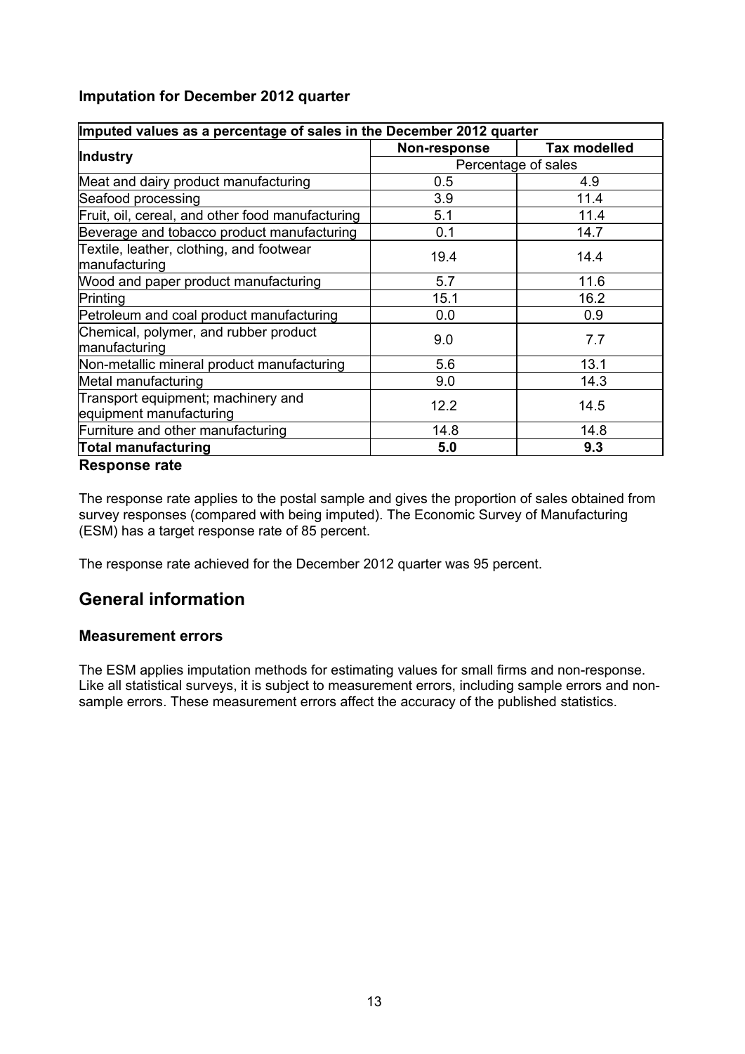### Imputation for December 2012 quarter

| Imputed values as a percentage of sales in the December 2012 quarter | | |
|---|---|---|
| Industry | Non-response | Tax modelled |
| | Percentage of sales | |
| Meat and dairy product manufacturing | 0.5 | 4.9 |
| Seafood processing | 3.9 | 11.4 |
| Fruit, oil, cereal, and other food manufacturing | 5.1 | 11.4 |
| Beverage and tobacco product manufacturing | 0.1 | 14.7 |
| Textile, leather, clothing, and footwear manufacturing | 19.4 | 14.4 |
| Wood and paper product manufacturing | 5.7 | 11.6 |
| Printing | 15.1 | 16.2 |
| Petroleum and coal product manufacturing | 0.0 | 0.9 |
| Chemical, polymer, and rubber product manufacturing | 9.0 | 7.7 |
| Non-metallic mineral product manufacturing | 5.6 | 13.1 |
| Metal manufacturing | 9.0 | 14.3 |
| Transport equipment; machinery and equipment manufacturing | 12.2 | 14.5 |
| Furniture and other manufacturing | 14.8 | 14.8 |
| **Total manufacturing** | **5.0** | **9.3** |

### Response rate

The response rate applies to the postal sample and gives the proportion of sales obtained from survey responses (compared with being imputed). The Economic Survey of Manufacturing (ESM) has a target response rate of 85 percent.

The response rate achieved for the December 2012 quarter was 95 percent.

## General information

### Measurement errors

The ESM applies imputation methods for estimating values for small firms and non-response. Like all statistical surveys, it is subject to measurement errors, including sample errors and non-sample errors. These measurement errors affect the accuracy of the published statistics.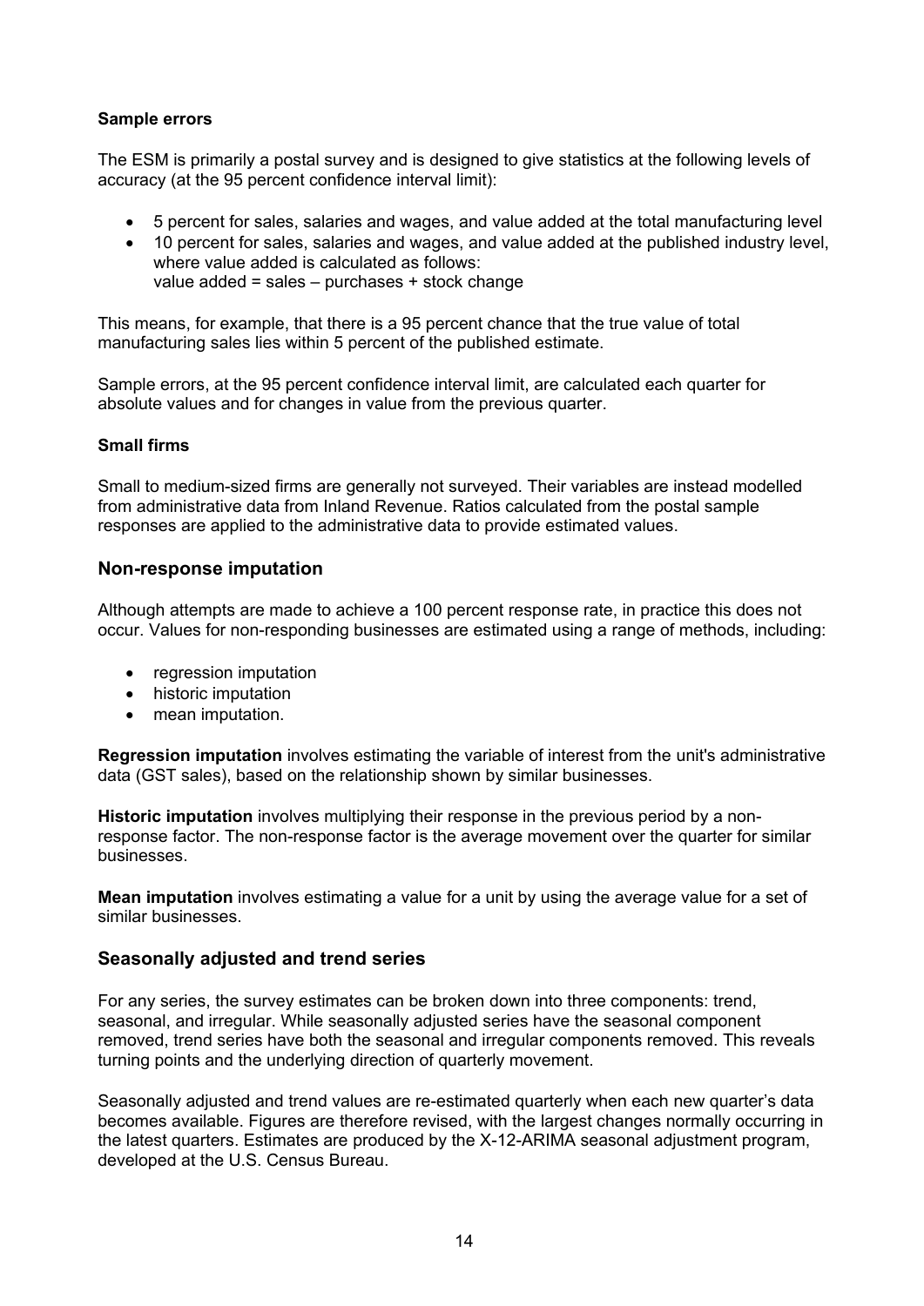### Sample errors

The ESM is primarily a postal survey and is designed to give statistics at the following levels of accuracy (at the 95 percent confidence interval limit):

- 5 percent for sales, salaries and wages, and value added at the total manufacturing level
- 10 percent for sales, salaries and wages, and value added at the published industry level, where value added is calculated as follows:
  value added = sales – purchases + stock change

This means, for example, that there is a 95 percent chance that the true value of total manufacturing sales lies within 5 percent of the published estimate.

Sample errors, at the 95 percent confidence interval limit, are calculated each quarter for absolute values and for changes in value from the previous quarter.

### Small firms

Small to medium-sized firms are generally not surveyed. Their variables are instead modelled from administrative data from Inland Revenue. Ratios calculated from the postal sample responses are applied to the administrative data to provide estimated values.

## Non-response imputation

Although attempts are made to achieve a 100 percent response rate, in practice this does not occur. Values for non-responding businesses are estimated using a range of methods, including:

- regression imputation
- historic imputation
- mean imputation.

**Regression imputation** involves estimating the variable of interest from the unit's administrative data (GST sales), based on the relationship shown by similar businesses.

**Historic imputation** involves multiplying their response in the previous period by a non-response factor. The non-response factor is the average movement over the quarter for similar businesses.

**Mean imputation** involves estimating a value for a unit by using the average value for a set of similar businesses.

## Seasonally adjusted and trend series

For any series, the survey estimates can be broken down into three components: trend, seasonal, and irregular. While seasonally adjusted series have the seasonal component removed, trend series have both the seasonal and irregular components removed. This reveals turning points and the underlying direction of quarterly movement.

Seasonally adjusted and trend values are re-estimated quarterly when each new quarter's data becomes available. Figures are therefore revised, with the largest changes normally occurring in the latest quarters. Estimates are produced by the X-12-ARIMA seasonal adjustment program, developed at the U.S. Census Bureau.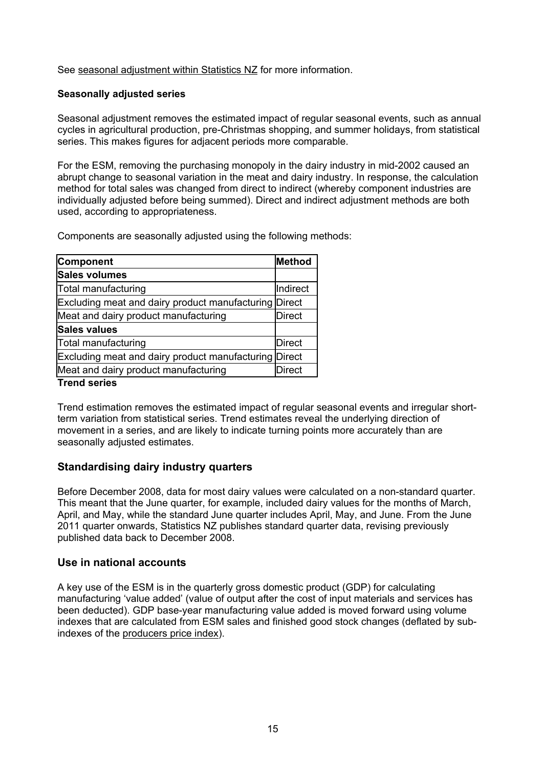See seasonal adjustment within Statistics NZ for more information.

**Seasonally adjusted series**

Seasonal adjustment removes the estimated impact of regular seasonal events, such as annual cycles in agricultural production, pre-Christmas shopping, and summer holidays, from statistical series. This makes figures for adjacent periods more comparable.

For the ESM, removing the purchasing monopoly in the dairy industry in mid-2002 caused an abrupt change to seasonal variation in the meat and dairy industry. In response, the calculation method for total sales was changed from direct to indirect (whereby component industries are individually adjusted before being summed). Direct and indirect adjustment methods are both used, according to appropriateness.

Components are seasonally adjusted using the following methods:

| Component | Method |
|---|---|
| **Sales volumes** | |
| Total manufacturing | Indirect |
| Excluding meat and dairy product manufacturing | Direct |
| Meat and dairy product manufacturing | Direct |
| **Sales values** | |
| Total manufacturing | Direct |
| Excluding meat and dairy product manufacturing | Direct |
| Meat and dairy product manufacturing | Direct |

**Trend series**

Trend estimation removes the estimated impact of regular seasonal events and irregular short-term variation from statistical series. Trend estimates reveal the underlying direction of movement in a series, and are likely to indicate turning points more accurately than are seasonally adjusted estimates.

## Standardising dairy industry quarters

Before December 2008, data for most dairy values were calculated on a non-standard quarter. This meant that the June quarter, for example, included dairy values for the months of March, April, and May, while the standard June quarter includes April, May, and June. From the June 2011 quarter onwards, Statistics NZ publishes standard quarter data, revising previously published data back to December 2008.

## Use in national accounts

A key use of the ESM is in the quarterly gross domestic product (GDP) for calculating manufacturing 'value added' (value of output after the cost of input materials and services has been deducted). GDP base-year manufacturing value added is moved forward using volume indexes that are calculated from ESM sales and finished good stock changes (deflated by sub-indexes of the producers price index).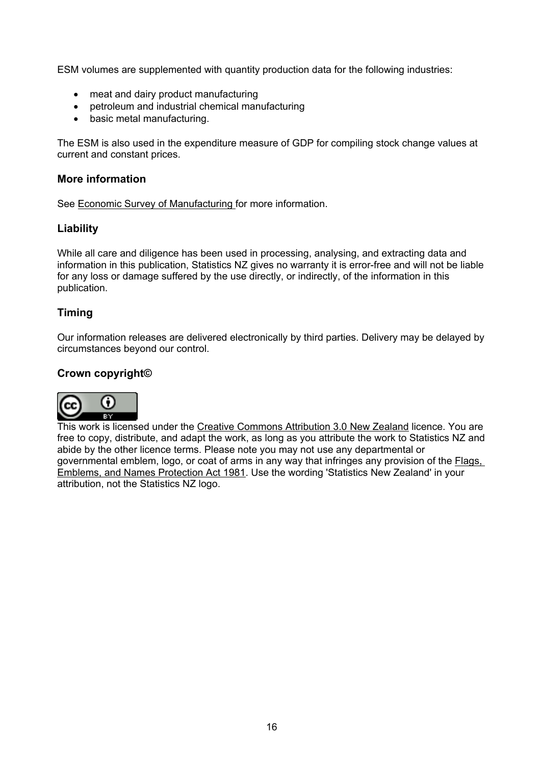ESM volumes are supplemented with quantity production data for the following industries:

- meat and dairy product manufacturing
- petroleum and industrial chemical manufacturing
- basic metal manufacturing.

The ESM is also used in the expenditure measure of GDP for compiling stock change values at current and constant prices.

### More information

See Economic Survey of Manufacturing for more information.

### Liability

While all care and diligence has been used in processing, analysing, and extracting data and information in this publication, Statistics NZ gives no warranty it is error-free and will not be liable for any loss or damage suffered by the use directly, or indirectly, of the information in this publication.

### Timing

Our information releases are delivered electronically by third parties. Delivery may be delayed by circumstances beyond our control.

### Crown copyright©

This work is licensed under the Creative Commons Attribution 3.0 New Zealand licence. You are free to copy, distribute, and adapt the work, as long as you attribute the work to Statistics NZ and abide by the other licence terms. Please note you may not use any departmental or governmental emblem, logo, or coat of arms in any way that infringes any provision of the Flags, Emblems, and Names Protection Act 1981. Use the wording 'Statistics New Zealand' in your attribution, not the Statistics NZ logo.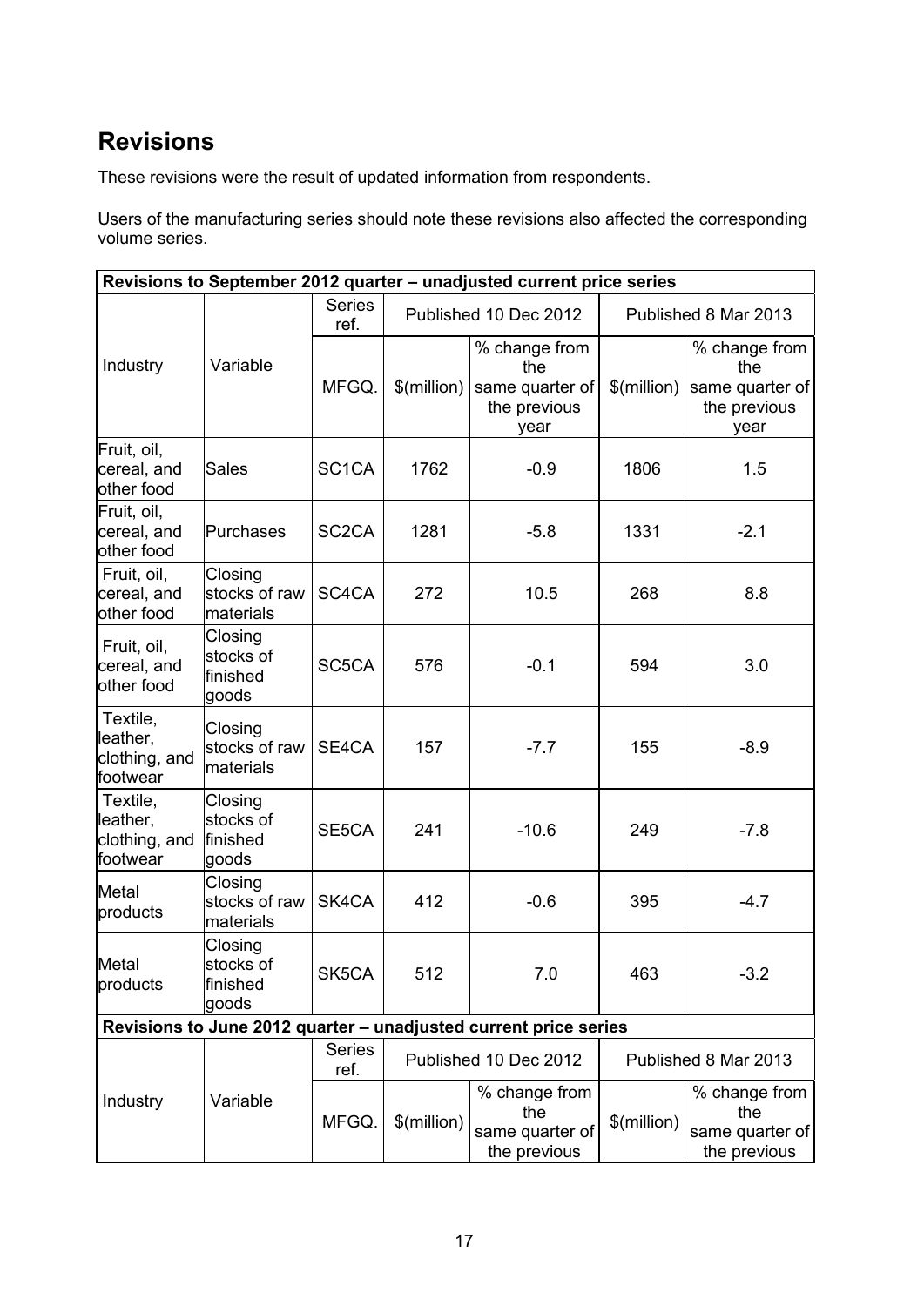## Revisions

These revisions were the result of updated information from respondents.

Users of the manufacturing series should note these revisions also affected the corresponding volume series.

| Revisions to September 2012 quarter – unadjusted current price series | | | | | | |
|---|---|---|---|---|---|---|
| | | Series ref. | Published 10 Dec 2012 | | Published 8 Mar 2013 | |
| Industry | Variable | MFGQ. | $(million) | % change from the same quarter of the previous year | $(million) | % change from the same quarter of the previous year |
| Fruit, oil, cereal, and other food | Sales | SC1CA | 1762 | -0.9 | 1806 | 1.5 |
| Fruit, oil, cereal, and other food | Purchases | SC2CA | 1281 | -5.8 | 1331 | -2.1 |
| Fruit, oil, cereal, and other food | Closing stocks of raw materials | SC4CA | 272 | 10.5 | 268 | 8.8 |
| Fruit, oil, cereal, and other food | Closing stocks of finished goods | SC5CA | 576 | -0.1 | 594 | 3.0 |
| Textile, leather, clothing, and footwear | Closing stocks of raw materials | SE4CA | 157 | -7.7 | 155 | -8.9 |
| Textile, leather, clothing, and footwear | Closing stocks of finished goods | SE5CA | 241 | -10.6 | 249 | -7.8 |
| Metal products | Closing stocks of raw materials | SK4CA | 412 | -0.6 | 395 | -4.7 |
| Metal products | Closing stocks of finished goods | SK5CA | 512 | 7.0 | 463 | -3.2 |

| Revisions to June 2012 quarter – unadjusted current price series | | | | | | |
|---|---|---|---|---|---|---|
| | | Series ref. | Published 10 Dec 2012 | | Published 8 Mar 2013 | |
| Industry | Variable | MFGQ. | $(million) | % change from the same quarter of the previous | $(million) | % change from the same quarter of the previous |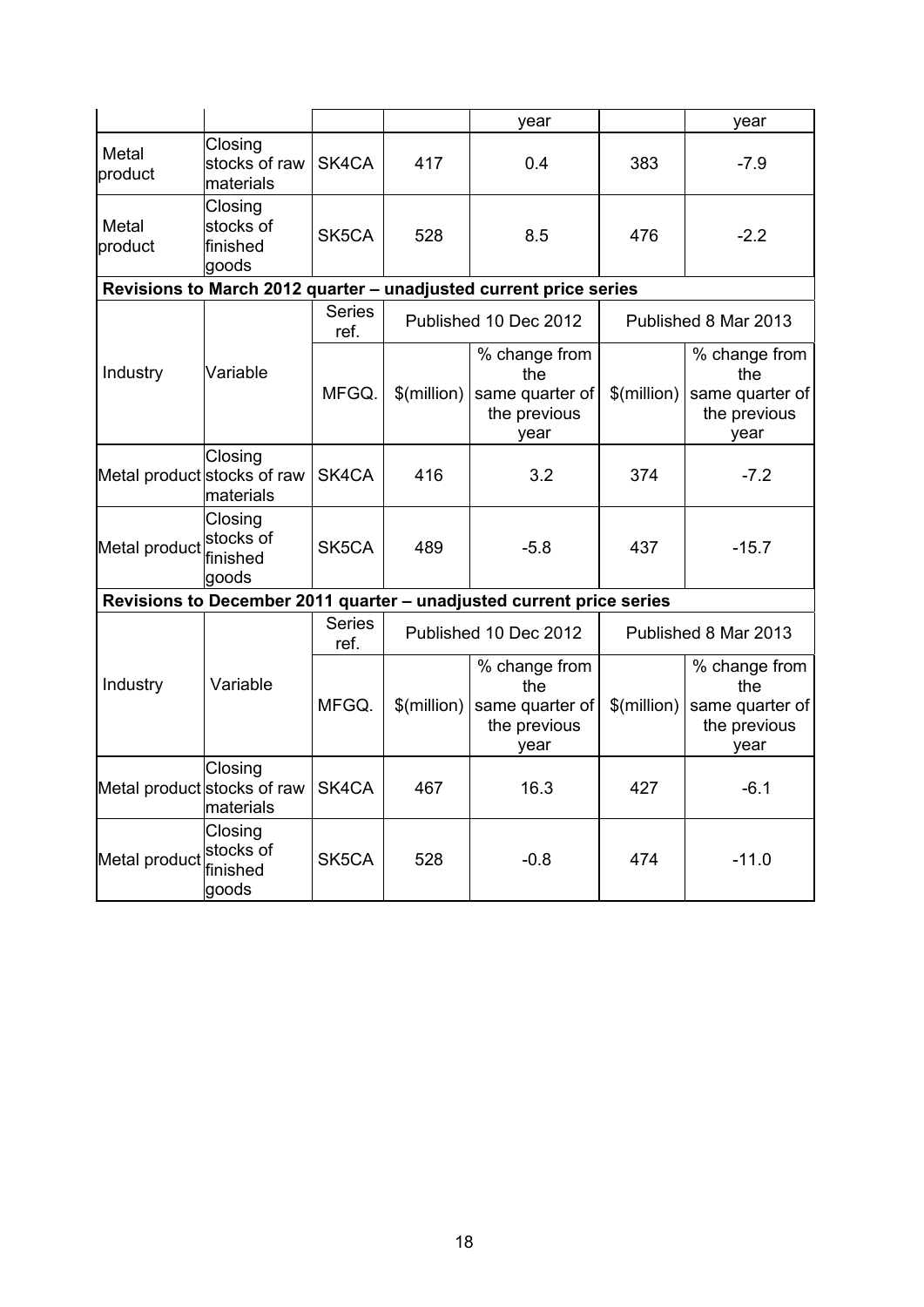| | | | | year | | year |
|---|---|---|---|---|---|---|
| Metal product | Closing stocks of raw materials | SK4CA | 417 | 0.4 | 383 | -7.9 |
| Metal product | Closing stocks of finished goods | SK5CA | 528 | 8.5 | 476 | -2.2 |

**Revisions to March 2012 quarter – unadjusted current price series**

| Industry | Variable | Series ref. | Published 10 Dec 2012 | | Published 8 Mar 2013 | |
|---|---|---|---|---|---|---|
| | | MFGQ. | \$(million) | % change from the same quarter of the previous year | \$(million) | % change from the same quarter of the previous year |
| Metal product | Closing stocks of raw materials | SK4CA | 416 | 3.2 | 374 | -7.2 |
| Metal product | Closing stocks of finished goods | SK5CA | 489 | -5.8 | 437 | -15.7 |

**Revisions to December 2011 quarter – unadjusted current price series**

| Industry | Variable | Series ref. | Published 10 Dec 2012 | | Published 8 Mar 2013 | |
|---|---|---|---|---|---|---|
| | | MFGQ. | \$(million) | % change from the same quarter of the previous year | \$(million) | % change from the same quarter of the previous year |
| Metal product | Closing stocks of raw materials | SK4CA | 467 | 16.3 | 427 | -6.1 |
| Metal product | Closing stocks of finished goods | SK5CA | 528 | -0.8 | 474 | -11.0 |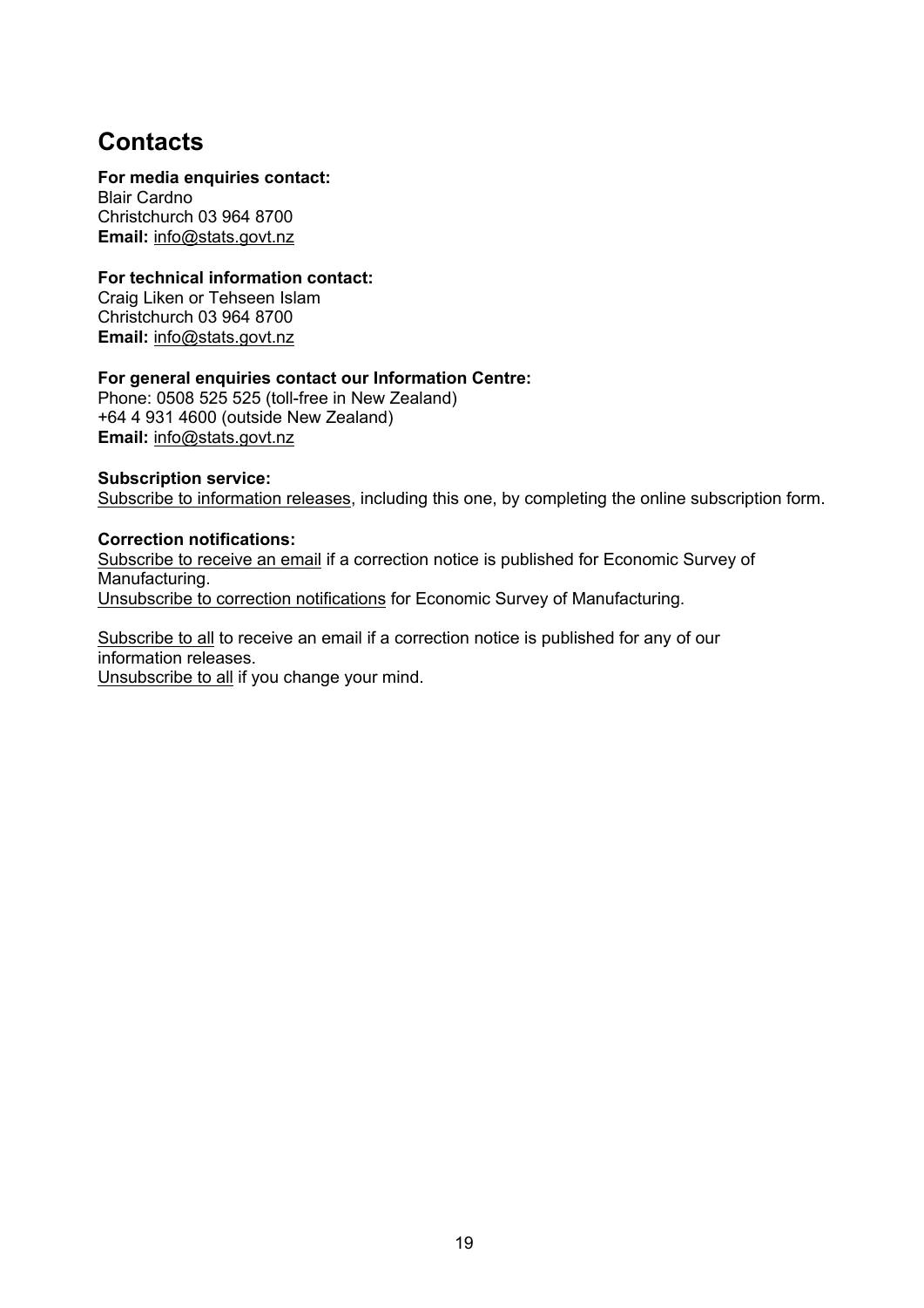## Contacts

**For media enquiries contact:**
Blair Cardno
Christchurch 03 964 8700
**Email:** info@stats.govt.nz

**For technical information contact:**
Craig Liken or Tehseen Islam
Christchurch 03 964 8700
**Email:** info@stats.govt.nz

**For general enquiries contact our Information Centre:**
Phone: 0508 525 525 (toll-free in New Zealand)
+64 4 931 4600 (outside New Zealand)
**Email:** info@stats.govt.nz

**Subscription service:**
Subscribe to information releases, including this one, by completing the online subscription form.

**Correction notifications:**
Subscribe to receive an email if a correction notice is published for Economic Survey of Manufacturing.
Unsubscribe to correction notifications for Economic Survey of Manufacturing.

Subscribe to all to receive an email if a correction notice is published for any of our information releases.
Unsubscribe to all if you change your mind.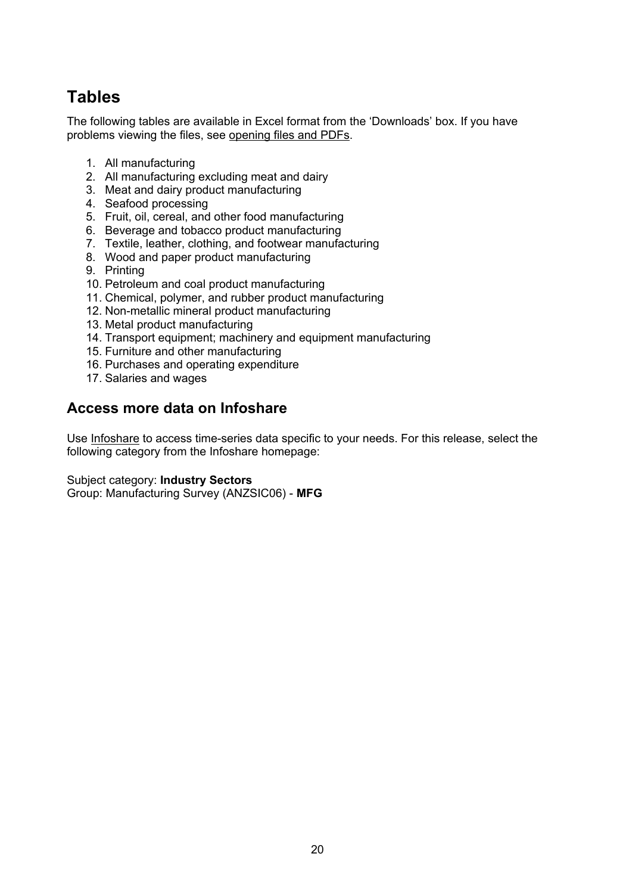## Tables

The following tables are available in Excel format from the 'Downloads' box. If you have problems viewing the files, see opening files and PDFs.

1. All manufacturing
2. All manufacturing excluding meat and dairy
3. Meat and dairy product manufacturing
4. Seafood processing
5. Fruit, oil, cereal, and other food manufacturing
6. Beverage and tobacco product manufacturing
7. Textile, leather, clothing, and footwear manufacturing
8. Wood and paper product manufacturing
9. Printing
10. Petroleum and coal product manufacturing
11. Chemical, polymer, and rubber product manufacturing
12. Non-metallic mineral product manufacturing
13. Metal product manufacturing
14. Transport equipment; machinery and equipment manufacturing
15. Furniture and other manufacturing
16. Purchases and operating expenditure
17. Salaries and wages

### Access more data on Infoshare

Use Infoshare to access time-series data specific to your needs. For this release, select the following category from the Infoshare homepage:

Subject category: **Industry Sectors**
Group: Manufacturing Survey (ANZSIC06) - **MFG**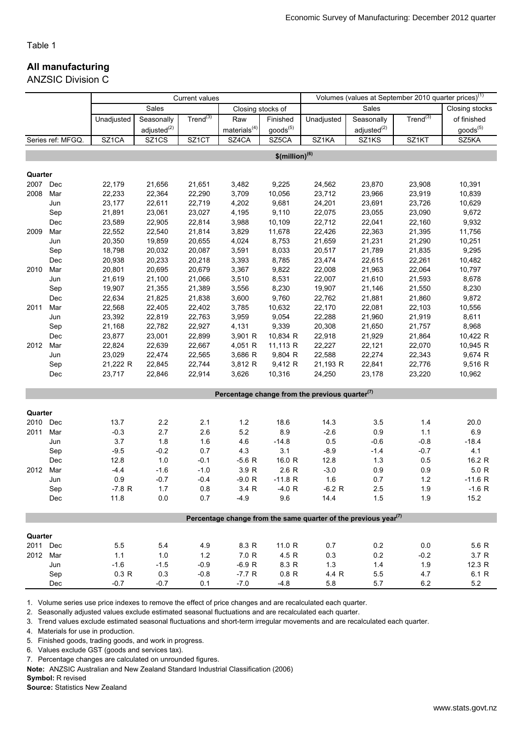Table 1

## All manufacturing

ANZSIC Division C

| | | Current values | | | | | Volumes (values at September 2010 quarter prices)[1] | | | |
|---|---|---|---|---|---|---|---|---|---|---|
| | | Sales | | | Closing stocks of | | Sales | | | Closing stocks of finished goods[5] |
| | | Unadjusted | Seasonally adjusted[2] | Trend[3] | Raw materials[4] | Finished goods[5] | Unadjusted | Seasonally adjusted[2] | Trend[3] | |
| Series ref: MFGQ. | | SZ1CA | SZ1CS | SZ1CT | SZ4CA | SZ5CA | SZ1KA | SZ1KS | SZ1KT | SZ5KA |
| | | $(million)[6] | | | | | | | | |
| **Quarter** | | | | | | | | | | |
| 2007 | Dec | 22,179 | 21,656 | 21,651 | 3,482 | 9,225 | 24,562 | 23,870 | 23,908 | 10,391 |
| 2008 | Mar | 22,233 | 22,364 | 22,290 | 3,709 | 10,056 | 23,712 | 23,966 | 23,919 | 10,839 |
| | Jun | 23,177 | 22,611 | 22,719 | 4,202 | 9,681 | 24,201 | 23,691 | 23,726 | 10,629 |
| | Sep | 21,891 | 23,061 | 23,027 | 4,195 | 9,110 | 22,075 | 23,055 | 23,090 | 9,672 |
| | Dec | 23,589 | 22,905 | 22,814 | 3,988 | 10,109 | 22,712 | 22,041 | 22,160 | 9,932 |
| 2009 | Mar | 22,552 | 22,540 | 21,814 | 3,829 | 11,678 | 22,426 | 22,363 | 21,395 | 11,756 |
| | Jun | 20,350 | 19,859 | 20,655 | 4,024 | 8,753 | 21,659 | 21,231 | 21,290 | 10,251 |
| | Sep | 18,798 | 20,032 | 20,087 | 3,591 | 8,033 | 20,517 | 21,789 | 21,835 | 9,295 |
| | Dec | 20,938 | 20,233 | 20,218 | 3,393 | 8,785 | 23,474 | 22,615 | 22,261 | 10,482 |
| 2010 | Mar | 20,801 | 20,695 | 20,679 | 3,367 | 9,822 | 22,008 | 21,963 | 22,064 | 10,797 |
| | Jun | 21,619 | 21,100 | 21,066 | 3,510 | 8,531 | 22,007 | 21,610 | 21,593 | 8,678 |
| | Sep | 19,907 | 21,355 | 21,389 | 3,556 | 8,230 | 19,907 | 21,146 | 21,550 | 8,230 |
| | Dec | 22,634 | 21,825 | 21,838 | 3,600 | 9,760 | 22,762 | 21,881 | 21,860 | 9,872 |
| 2011 | Mar | 22,568 | 22,405 | 22,402 | 3,785 | 10,632 | 22,170 | 22,081 | 22,103 | 10,556 |
| | Jun | 23,392 | 22,819 | 22,763 | 3,959 | 9,054 | 22,288 | 21,960 | 21,919 | 8,611 |
| | Sep | 21,168 | 22,782 | 22,927 | 4,131 | 9,339 | 20,308 | 21,650 | 21,757 | 8,968 |
| | Dec | 23,877 | 23,001 | 22,899 | 3,901 R | 10,834 R | 22,918 | 21,929 | 21,864 | 10,422 R |
| 2012 | Mar | 22,824 | 22,639 | 22,667 | 4,051 R | 11,113 R | 22,227 | 22,121 | 22,070 | 10,945 R |
| | Jun | 23,029 | 22,474 | 22,565 | 3,686 R | 9,804 R | 22,588 | 22,274 | 22,343 | 9,674 R |
| | Sep | 21,222 R | 22,845 | 22,744 | 3,812 R | 9,412 R | 21,193 R | 22,841 | 22,776 | 9,516 R |
| | Dec | 23,717 | 22,846 | 22,914 | 3,626 | 10,316 | 24,250 | 23,178 | 23,220 | 10,962 |
| | | Percentage change from the previous quarter[7] | | | | | | | | |
| **Quarter** | | | | | | | | | | |
| 2010 | Dec | 13.7 | 2.2 | 2.1 | 1.2 | 18.6 | 14.3 | 3.5 | 1.4 | 20.0 |
| 2011 | Mar | -0.3 | 2.7 | 2.6 | 5.2 | 8.9 | -2.6 | 0.9 | 1.1 | 6.9 |
| | Jun | 3.7 | 1.8 | 1.6 | 4.6 | -14.8 | 0.5 | -0.6 | -0.8 | -18.4 |
| | Sep | -9.5 | -0.2 | 0.7 | 4.3 | 3.1 | -8.9 | -1.4 | -0.7 | 4.1 |
| | Dec | 12.8 | 1.0 | -0.1 | -5.6 R | 16.0 R | 12.8 | 1.3 | 0.5 | 16.2 R |
| 2012 | Mar | -4.4 | -1.6 | -1.0 | 3.9 R | 2.6 R | -3.0 | 0.9 | 0.9 | 5.0 R |
| | Jun | 0.9 | -0.7 | -0.4 | -9.0 R | -11.8 R | 1.6 | 0.7 | 1.2 | -11.6 R |
| | Sep | -7.8 R | 1.7 | 0.8 | 3.4 R | -4.0 R | -6.2 R | 2.5 | 1.9 | -1.6 R |
| | Dec | 11.8 | 0.0 | 0.7 | -4.9 | 9.6 | 14.4 | 1.5 | 1.9 | 15.2 |
| | | Percentage change from the same quarter of the previous year[7] | | | | | | | | |
| **Quarter** | | | | | | | | | | |
| 2011 | Dec | 5.5 | 5.4 | 4.9 | 8.3 R | 11.0 R | 0.7 | 0.2 | 0.0 | 5.6 R |
| 2012 | Mar | 1.1 | 1.0 | 1.2 | 7.0 R | 4.5 R | 0.3 | 0.2 | -0.2 | 3.7 R |
| | Jun | -1.6 | -1.5 | -0.9 | -6.9 R | 8.3 R | 1.3 | 1.4 | 1.9 | 12.3 R |
| | Sep | 0.3 R | 0.3 | -0.8 | -7.7 R | 0.8 R | 4.4 R | 5.5 | 4.7 | 6.1 R |
| | Dec | -0.7 | -0.7 | 0.1 | -7.0 | -4.8 | 5.8 | 5.7 | 6.2 | 5.2 |

1. Volume series use price indexes to remove the effect of price changes and are recalculated each quarter.
2. Seasonally adjusted values exclude estimated seasonal fluctuations and are recalculated each quarter.
3. Trend values exclude estimated seasonal fluctuations and short-term irregular movements and are recalculated each quarter.
4. Materials for use in production.
5. Finished goods, trading goods, and work in progress.
6. Values exclude GST (goods and services tax).
7. Percentage changes are calculated on unrounded figures.

**Note:** ANZSIC Australian and New Zealand Standard Industrial Classification (2006)

**Symbol:** R revised

**Source:** Statistics New Zealand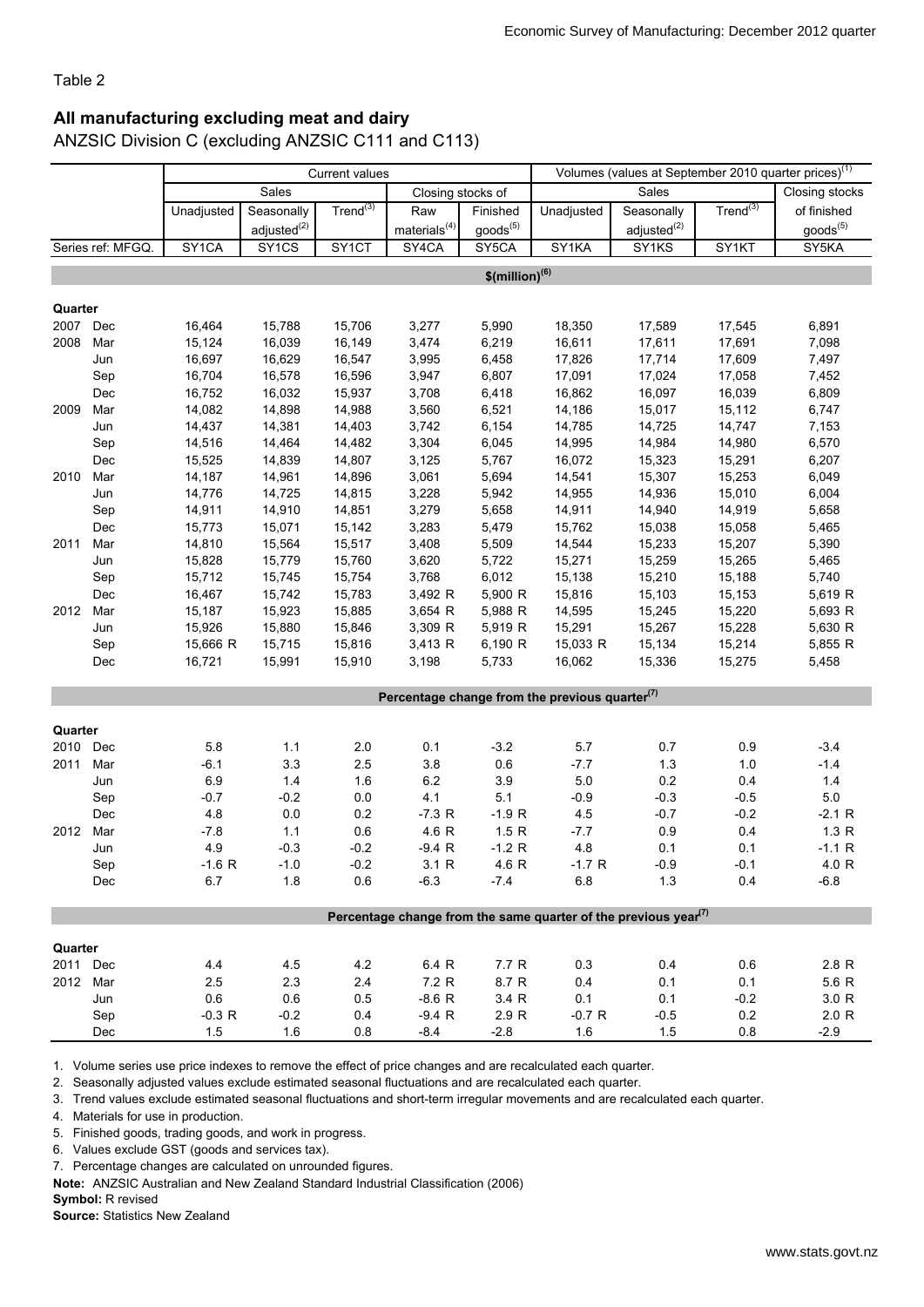Table 2

## All manufacturing excluding meat and dairy

ANZSIC Division C (excluding ANZSIC C111 and C113)

| | | Current values | | | | | Volumes (values at September 2010 quarter prices)[1] | | | |
|---|---|---|---|---|---|---|---|---|---|---|
| | | Sales | | | Closing stocks of | | Sales | | | Closing stocks |
| | | Unadjusted | Seasonally adjusted[2] | Trend[3] | Raw materials[4] | Finished goods[5] | Unadjusted | Seasonally adjusted[2] | Trend[3] | of finished goods[5] |
| Series ref: MFGQ. | | SY1CA | SY1CS | SY1CT | SY4CA | SY5CA | SY1KA | SY1KS | SY1KT | SY5KA |
| **$(million)[6]** | | | | | | | | | | |
| **Quarter** | | | | | | | | | | |
| 2007 | Dec | 16,464 | 15,788 | 15,706 | 3,277 | 5,990 | 18,350 | 17,589 | 17,545 | 6,891 |
| 2008 | Mar | 15,124 | 16,039 | 16,149 | 3,474 | 6,219 | 16,611 | 17,611 | 17,691 | 7,098 |
| | Jun | 16,697 | 16,629 | 16,547 | 3,995 | 6,458 | 17,826 | 17,714 | 17,609 | 7,497 |
| | Sep | 16,704 | 16,578 | 16,596 | 3,947 | 6,807 | 17,091 | 17,024 | 17,058 | 7,452 |
| | Dec | 16,752 | 16,032 | 15,937 | 3,708 | 6,418 | 16,862 | 16,097 | 16,039 | 6,809 |
| 2009 | Mar | 14,082 | 14,898 | 14,988 | 3,560 | 6,521 | 14,186 | 15,017 | 15,112 | 6,747 |
| | Jun | 14,437 | 14,381 | 14,403 | 3,742 | 6,154 | 14,785 | 14,725 | 14,747 | 7,153 |
| | Sep | 14,516 | 14,464 | 14,482 | 3,304 | 6,045 | 14,995 | 14,984 | 14,980 | 6,570 |
| | Dec | 15,525 | 14,839 | 14,807 | 3,125 | 5,767 | 16,072 | 15,323 | 15,291 | 6,207 |
| 2010 | Mar | 14,187 | 14,961 | 14,896 | 3,061 | 5,694 | 14,541 | 15,307 | 15,253 | 6,049 |
| | Jun | 14,776 | 14,725 | 14,815 | 3,228 | 5,942 | 14,955 | 14,936 | 15,010 | 6,004 |
| | Sep | 14,911 | 14,910 | 14,851 | 3,279 | 5,658 | 14,911 | 14,940 | 14,919 | 5,658 |
| | Dec | 15,773 | 15,071 | 15,142 | 3,283 | 5,479 | 15,762 | 15,038 | 15,058 | 5,465 |
| 2011 | Mar | 14,810 | 15,564 | 15,517 | 3,408 | 5,509 | 14,544 | 15,233 | 15,207 | 5,390 |
| | Jun | 15,828 | 15,779 | 15,760 | 3,620 | 5,722 | 15,271 | 15,259 | 15,265 | 5,465 |
| | Sep | 15,712 | 15,745 | 15,754 | 3,768 | 6,012 | 15,138 | 15,210 | 15,188 | 5,740 |
| | Dec | 16,467 | 15,742 | 15,783 | 3,492 R | 5,900 R | 15,816 | 15,103 | 15,153 | 5,619 R |
| 2012 | Mar | 15,187 | 15,923 | 15,885 | 3,654 R | 5,988 R | 14,595 | 15,245 | 15,220 | 5,693 R |
| | Jun | 15,926 | 15,880 | 15,846 | 3,309 R | 5,919 R | 15,291 | 15,267 | 15,228 | 5,630 R |
| | Sep | 15,666 R | 15,715 | 15,816 | 3,413 R | 6,190 R | 15,033 R | 15,134 | 15,214 | 5,855 R |
| | Dec | 16,721 | 15,991 | 15,910 | 3,198 | 5,733 | 16,062 | 15,336 | 15,275 | 5,458 |
| **Percentage change from the previous quarter[7]** | | | | | | | | | | |
| **Quarter** | | | | | | | | | | |
| 2010 | Dec | 5.8 | 1.1 | 2.0 | 0.1 | -3.2 | 5.7 | 0.7 | 0.9 | -3.4 |
| 2011 | Mar | -6.1 | 3.3 | 2.5 | 3.8 | 0.6 | -7.7 | 1.3 | 1.0 | -1.4 |
| | Jun | 6.9 | 1.4 | 1.6 | 6.2 | 3.9 | 5.0 | 0.2 | 0.4 | 1.4 |
| | Sep | -0.7 | -0.2 | 0.0 | 4.1 | 5.1 | -0.9 | -0.3 | -0.5 | 5.0 |
| | Dec | 4.8 | 0.0 | 0.2 | -7.3 R | -1.9 R | 4.5 | -0.7 | -0.2 | -2.1 R |
| 2012 | Mar | -7.8 | 1.1 | 0.6 | 4.6 R | 1.5 R | -7.7 | 0.9 | 0.4 | 1.3 R |
| | Jun | 4.9 | -0.3 | -0.2 | -9.4 R | -1.2 R | 4.8 | 0.1 | 0.1 | -1.1 R |
| | Sep | -1.6 R | -1.0 | -0.2 | 3.1 R | 4.6 R | -1.7 R | -0.9 | -0.1 | 4.0 R |
| | Dec | 6.7 | 1.8 | 0.6 | -6.3 | -7.4 | 6.8 | 1.3 | 0.4 | -6.8 |
| **Percentage change from the same quarter of the previous year[7]** | | | | | | | | | | |
| **Quarter** | | | | | | | | | | |
| 2011 | Dec | 4.4 | 4.5 | 4.2 | 6.4 R | 7.7 R | 0.3 | 0.4 | 0.6 | 2.8 R |
| 2012 | Mar | 2.5 | 2.3 | 2.4 | 7.2 R | 8.7 R | 0.4 | 0.1 | 0.1 | 5.6 R |
| | Jun | 0.6 | 0.6 | 0.5 | -8.6 R | 3.4 R | 0.1 | 0.1 | -0.2 | 3.0 R |
| | Sep | -0.3 R | -0.2 | 0.4 | -9.4 R | 2.9 R | -0.7 R | -0.5 | 0.2 | 2.0 R |
| | Dec | 1.5 | 1.6 | 0.8 | -8.4 | -2.8 | 1.6 | 1.5 | 0.8 | -2.9 |

1. Volume series use price indexes to remove the effect of price changes and are recalculated each quarter.
2. Seasonally adjusted values exclude estimated seasonal fluctuations and are recalculated each quarter.
3. Trend values exclude estimated seasonal fluctuations and short-term irregular movements and are recalculated each quarter.
4. Materials for use in production.
5. Finished goods, trading goods, and work in progress.
6. Values exclude GST (goods and services tax).
7. Percentage changes are calculated on unrounded figures.

**Note:** ANZSIC Australian and New Zealand Standard Industrial Classification (2006)

**Symbol:** R revised

**Source:** Statistics New Zealand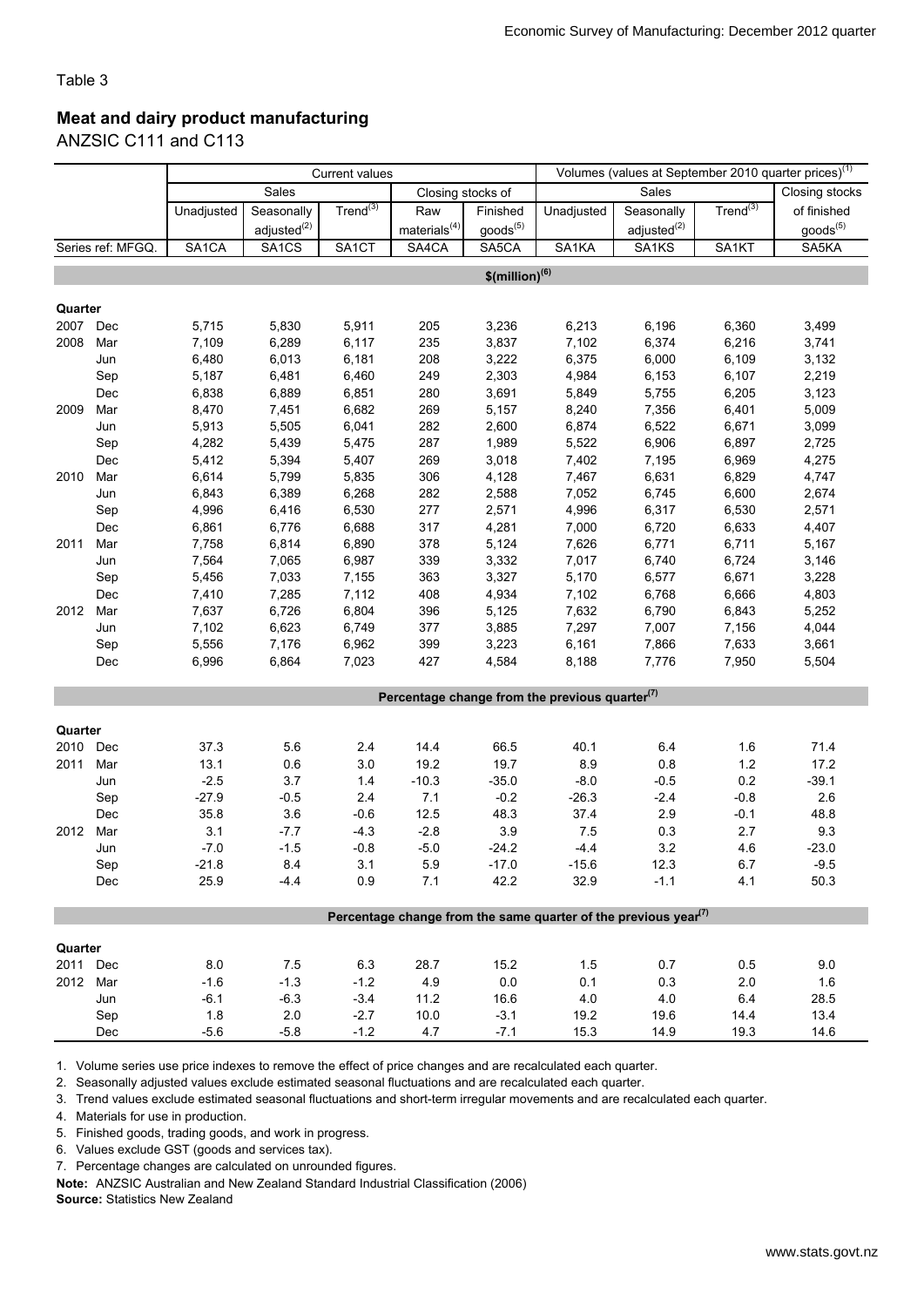Table 3

## Meat and dairy product manufacturing

ANZSIC C111 and C113

| | | Current values | | | | | Volumes (values at September 2010 quarter prices)[1] | | | |
|---|---|---|---|---|---|---|---|---|---|---|
| | | Sales | | | Closing stocks of | | Sales | | | Closing stocks |
| | | Unadjusted | Seasonally adjusted[2] | Trend[3] | Raw materials[4] | Finished goods[5] | Unadjusted | Seasonally adjusted[2] | Trend[3] | of finished goods[5] |
| Series ref: MFGQ. | | SA1CA | SA1CS | SA1CT | SA4CA | SA5CA | SA1KA | SA1KS | SA1KT | SA5KA |
| | | **$(million)[6]** | | | | | | | | |
| **Quarter** | | | | | | | | | | |
| 2007 | Dec | 5,715 | 5,830 | 5,911 | 205 | 3,236 | 6,213 | 6,196 | 6,360 | 3,499 |
| 2008 | Mar | 7,109 | 6,289 | 6,117 | 235 | 3,837 | 7,102 | 6,374 | 6,216 | 3,741 |
| | Jun | 6,480 | 6,013 | 6,181 | 208 | 3,222 | 6,375 | 6,000 | 6,109 | 3,132 |
| | Sep | 5,187 | 6,481 | 6,460 | 249 | 2,303 | 4,984 | 6,153 | 6,107 | 2,219 |
| | Dec | 6,838 | 6,889 | 6,851 | 280 | 3,691 | 5,849 | 5,755 | 6,205 | 3,123 |
| 2009 | Mar | 8,470 | 7,451 | 6,682 | 269 | 5,157 | 8,240 | 7,356 | 6,401 | 5,009 |
| | Jun | 5,913 | 5,505 | 6,041 | 282 | 2,600 | 6,874 | 6,522 | 6,671 | 3,099 |
| | Sep | 4,282 | 5,439 | 5,475 | 287 | 1,989 | 5,522 | 6,906 | 6,897 | 2,725 |
| | Dec | 5,412 | 5,394 | 5,407 | 269 | 3,018 | 7,402 | 7,195 | 6,969 | 4,275 |
| 2010 | Mar | 6,614 | 5,799 | 5,835 | 306 | 4,128 | 7,467 | 6,631 | 6,829 | 4,747 |
| | Jun | 6,843 | 6,389 | 6,268 | 282 | 2,588 | 7,052 | 6,745 | 6,600 | 2,674 |
| | Sep | 4,996 | 6,416 | 6,530 | 277 | 2,571 | 4,996 | 6,317 | 6,530 | 2,571 |
| | Dec | 6,861 | 6,776 | 6,688 | 317 | 4,281 | 7,000 | 6,720 | 6,633 | 4,407 |
| 2011 | Mar | 7,758 | 6,814 | 6,890 | 378 | 5,124 | 7,626 | 6,771 | 6,711 | 5,167 |
| | Jun | 7,564 | 7,065 | 6,987 | 339 | 3,332 | 7,017 | 6,740 | 6,724 | 3,146 |
| | Sep | 5,456 | 7,033 | 7,155 | 363 | 3,327 | 5,170 | 6,577 | 6,671 | 3,228 |
| | Dec | 7,410 | 7,285 | 7,112 | 408 | 4,934 | 7,102 | 6,768 | 6,666 | 4,803 |
| 2012 | Mar | 7,637 | 6,726 | 6,804 | 396 | 5,125 | 7,632 | 6,790 | 6,843 | 5,252 |
| | Jun | 7,102 | 6,623 | 6,749 | 377 | 3,885 | 7,297 | 7,007 | 7,156 | 4,044 |
| | Sep | 5,556 | 7,176 | 6,962 | 399 | 3,223 | 6,161 | 7,866 | 7,633 | 3,661 |
| | Dec | 6,996 | 6,864 | 7,023 | 427 | 4,584 | 8,188 | 7,776 | 7,950 | 5,504 |
| | | **Percentage change from the previous quarter[7]** | | | | | | | | |
| **Quarter** | | | | | | | | | | |
| 2010 | Dec | 37.3 | 5.6 | 2.4 | 14.4 | 66.5 | 40.1 | 6.4 | 1.6 | 71.4 |
| 2011 | Mar | 13.1 | 0.6 | 3.0 | 19.2 | 19.7 | 8.9 | 0.8 | 1.2 | 17.2 |
| | Jun | -2.5 | 3.7 | 1.4 | -10.3 | -35.0 | -8.0 | -0.5 | 0.2 | -39.1 |
| | Sep | -27.9 | -0.5 | 2.4 | 7.1 | -0.2 | -26.3 | -2.4 | -0.8 | 2.6 |
| | Dec | 35.8 | 3.6 | -0.6 | 12.5 | 48.3 | 37.4 | 2.9 | -0.1 | 48.8 |
| 2012 | Mar | 3.1 | -7.7 | -4.3 | -2.8 | 3.9 | 7.5 | 0.3 | 2.7 | 9.3 |
| | Jun | -7.0 | -1.5 | -0.8 | -5.0 | -24.2 | -4.4 | 3.2 | 4.6 | -23.0 |
| | Sep | -21.8 | 8.4 | 3.1 | 5.9 | -17.0 | -15.6 | 12.3 | 6.7 | -9.5 |
| | Dec | 25.9 | -4.4 | 0.9 | 7.1 | 42.2 | 32.9 | -1.1 | 4.1 | 50.3 |
| | | **Percentage change from the same quarter of the previous year[7]** | | | | | | | | |
| **Quarter** | | | | | | | | | | |
| 2011 | Dec | 8.0 | 7.5 | 6.3 | 28.7 | 15.2 | 1.5 | 0.7 | 0.5 | 9.0 |
| 2012 | Mar | -1.6 | -1.3 | -1.2 | 4.9 | 0.0 | 0.1 | 0.3 | 2.0 | 1.6 |
| | Jun | -6.1 | -6.3 | -3.4 | 11.2 | 16.6 | 4.0 | 4.0 | 6.4 | 28.5 |
| | Sep | 1.8 | 2.0 | -2.7 | 10.0 | -3.1 | 19.2 | 19.6 | 14.4 | 13.4 |
| | Dec | -5.6 | -5.8 | -1.2 | 4.7 | -7.1 | 15.3 | 14.9 | 19.3 | 14.6 |

1. Volume series use price indexes to remove the effect of price changes and are recalculated each quarter.
2. Seasonally adjusted values exclude estimated seasonal fluctuations and are recalculated each quarter.
3. Trend values exclude estimated seasonal fluctuations and short-term irregular movements and are recalculated each quarter.
4. Materials for use in production.
5. Finished goods, trading goods, and work in progress.
6. Values exclude GST (goods and services tax).
7. Percentage changes are calculated on unrounded figures.

**Note:** ANZSIC Australian and New Zealand Standard Industrial Classification (2006)

**Source:** Statistics New Zealand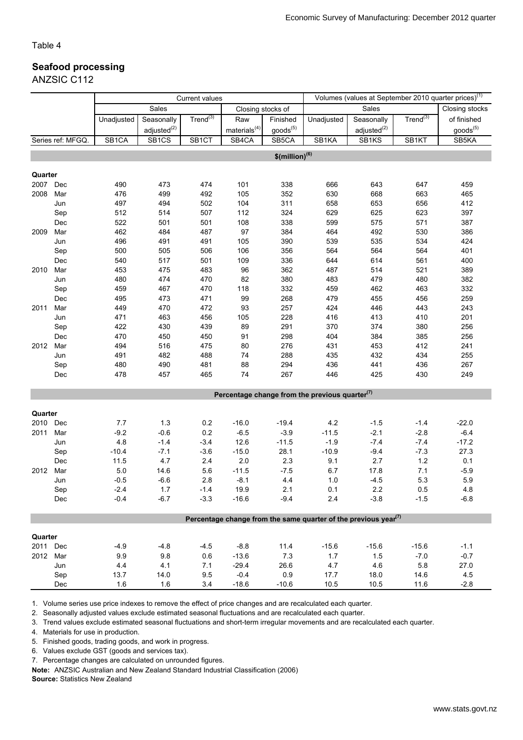Table 4

## Seafood processing

ANZSIC C112

| | | Current values | | | | | Volumes (values at September 2010 quarter prices)[1] | | | |
|---|---|---|---|---|---|---|---|---|---|---|
| | | Sales | | | Closing stocks of | | Sales | | | Closing stocks |
| | | Unadjusted | Seasonally adjusted[2] | Trend[3] | Raw materials[4] | Finished goods[5] | Unadjusted | Seasonally adjusted[2] | Trend[3] | of finished goods[5] |
| Series ref: MFGQ. | | SB1CA | SB1CS | SB1CT | SB4CA | SB5CA | SB1KA | SB1KS | SB1KT | SB5KA |
| | | $(million)[6] | | | | | | | | |
| **Quarter** | | | | | | | | | | |
| 2007 | Dec | 490 | 473 | 474 | 101 | 338 | 666 | 643 | 647 | 459 |
| 2008 | Mar | 476 | 499 | 492 | 105 | 352 | 630 | 668 | 663 | 465 |
| | Jun | 497 | 494 | 502 | 104 | 311 | 658 | 653 | 656 | 412 |
| | Sep | 512 | 514 | 507 | 112 | 324 | 629 | 625 | 623 | 397 |
| | Dec | 522 | 501 | 501 | 108 | 338 | 599 | 575 | 571 | 387 |
| 2009 | Mar | 462 | 484 | 487 | 97 | 384 | 464 | 492 | 530 | 386 |
| | Jun | 496 | 491 | 491 | 105 | 390 | 539 | 535 | 534 | 424 |
| | Sep | 500 | 505 | 506 | 106 | 356 | 564 | 564 | 564 | 401 |
| | Dec | 540 | 517 | 501 | 109 | 336 | 644 | 614 | 561 | 400 |
| 2010 | Mar | 453 | 475 | 483 | 96 | 362 | 487 | 514 | 521 | 389 |
| | Jun | 480 | 474 | 470 | 82 | 380 | 483 | 479 | 480 | 382 |
| | Sep | 459 | 467 | 470 | 118 | 332 | 459 | 462 | 463 | 332 |
| | Dec | 495 | 473 | 471 | 99 | 268 | 479 | 455 | 456 | 259 |
| 2011 | Mar | 449 | 470 | 472 | 93 | 257 | 424 | 446 | 443 | 243 |
| | Jun | 471 | 463 | 456 | 105 | 228 | 416 | 413 | 410 | 201 |
| | Sep | 422 | 430 | 439 | 89 | 291 | 370 | 374 | 380 | 256 |
| | Dec | 470 | 450 | 450 | 91 | 298 | 404 | 384 | 385 | 256 |
| 2012 | Mar | 494 | 516 | 475 | 80 | 276 | 431 | 453 | 412 | 241 |
| | Jun | 491 | 482 | 488 | 74 | 288 | 435 | 432 | 434 | 255 |
| | Sep | 480 | 490 | 481 | 88 | 294 | 436 | 441 | 436 | 267 |
| | Dec | 478 | 457 | 465 | 74 | 267 | 446 | 425 | 430 | 249 |
| | | Percentage change from the previous quarter[7] | | | | | | | | |
| **Quarter** | | | | | | | | | | |
| 2010 | Dec | 7.7 | 1.3 | 0.2 | -16.0 | -19.4 | 4.2 | -1.5 | -1.4 | -22.0 |
| 2011 | Mar | -9.2 | -0.6 | 0.2 | -6.5 | -3.9 | -11.5 | -2.1 | -2.8 | -6.4 |
| | Jun | 4.8 | -1.4 | -3.4 | 12.6 | -11.5 | -1.9 | -7.4 | -7.4 | -17.2 |
| | Sep | -10.4 | -7.1 | -3.6 | -15.0 | 28.1 | -10.9 | -9.4 | -7.3 | 27.3 |
| | Dec | 11.5 | 4.7 | 2.4 | 2.0 | 2.3 | 9.1 | 2.7 | 1.2 | 0.1 |
| 2012 | Mar | 5.0 | 14.6 | 5.6 | -11.5 | -7.5 | 6.7 | 17.8 | 7.1 | -5.9 |
| | Jun | -0.5 | -6.6 | 2.8 | -8.1 | 4.4 | 1.0 | -4.5 | 5.3 | 5.9 |
| | Sep | -2.4 | 1.7 | -1.4 | 19.9 | 2.1 | 0.1 | 2.2 | 0.5 | 4.8 |
| | Dec | -0.4 | -6.7 | -3.3 | -16.6 | -9.4 | 2.4 | -3.8 | -1.5 | -6.8 |
| | | Percentage change from the same quarter of the previous year[7] | | | | | | | | |
| **Quarter** | | | | | | | | | | |
| 2011 | Dec | -4.9 | -4.8 | -4.5 | -8.8 | 11.4 | -15.6 | -15.6 | -15.6 | -1.1 |
| 2012 | Mar | 9.9 | 9.8 | 0.6 | -13.6 | 7.3 | 1.7 | 1.5 | -7.0 | -0.7 |
| | Jun | 4.4 | 4.1 | 7.1 | -29.4 | 26.6 | 4.7 | 4.6 | 5.8 | 27.0 |
| | Sep | 13.7 | 14.0 | 9.5 | -0.4 | 0.9 | 17.7 | 18.0 | 14.6 | 4.5 |
| | Dec | 1.6 | 1.6 | 3.4 | -18.6 | -10.6 | 10.5 | 10.5 | 11.6 | -2.8 |

1. Volume series use price indexes to remove the effect of price changes and are recalculated each quarter.
2. Seasonally adjusted values exclude estimated seasonal fluctuations and are recalculated each quarter.
3. Trend values exclude estimated seasonal fluctuations and short-term irregular movements and are recalculated each quarter.
4. Materials for use in production.
5. Finished goods, trading goods, and work in progress.
6. Values exclude GST (goods and services tax).
7. Percentage changes are calculated on unrounded figures.

**Note:** ANZSIC Australian and New Zealand Standard Industrial Classification (2006)

**Source:** Statistics New Zealand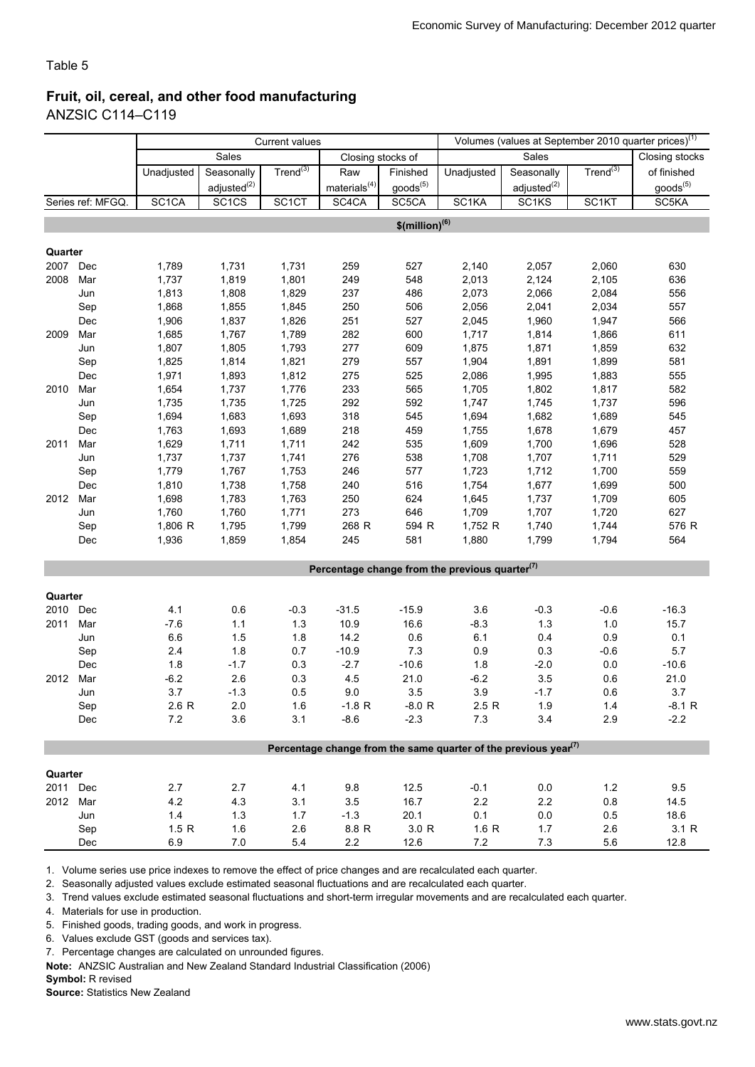Table 5

## Fruit, oil, cereal, and other food manufacturing

ANZSIC C114–C119

| | | Current values | | | | | Volumes (values at September 2010 quarter prices)(1) | | | |
|---|---|---|---|---|---|---|---|---|---|---|
| | | Sales | | | Closing stocks of | | Sales | | | Closing stocks |
| | | Unadjusted | Seasonally adjusted(2) | Trend(3) | Raw materials(4) | Finished goods(5) | Unadjusted | Seasonally adjusted(2) | Trend(3) | of finished goods(5) |
| Series ref: MFGQ. | | SC1CA | SC1CS | SC1CT | SC4CA | SC5CA | SC1KA | SC1KS | SC1KT | SC5KA |
| | | **$(million)(6)** | | | | | | | | |
| **Quarter** | | | | | | | | | | |
| 2007 | Dec | 1,789 | 1,731 | 1,731 | 259 | 527 | 2,140 | 2,057 | 2,060 | 630 |
| 2008 | Mar | 1,737 | 1,819 | 1,801 | 249 | 548 | 2,013 | 2,124 | 2,105 | 636 |
| | Jun | 1,813 | 1,808 | 1,829 | 237 | 486 | 2,073 | 2,066 | 2,084 | 556 |
| | Sep | 1,868 | 1,855 | 1,845 | 250 | 506 | 2,056 | 2,041 | 2,034 | 557 |
| | Dec | 1,906 | 1,837 | 1,826 | 251 | 527 | 2,045 | 1,960 | 1,947 | 566 |
| 2009 | Mar | 1,685 | 1,767 | 1,789 | 282 | 600 | 1,717 | 1,814 | 1,866 | 611 |
| | Jun | 1,807 | 1,805 | 1,793 | 277 | 609 | 1,875 | 1,871 | 1,859 | 632 |
| | Sep | 1,825 | 1,814 | 1,821 | 279 | 557 | 1,904 | 1,891 | 1,899 | 581 |
| | Dec | 1,971 | 1,893 | 1,812 | 275 | 525 | 2,086 | 1,995 | 1,883 | 555 |
| 2010 | Mar | 1,654 | 1,737 | 1,776 | 233 | 565 | 1,705 | 1,802 | 1,817 | 582 |
| | Jun | 1,735 | 1,735 | 1,725 | 292 | 592 | 1,747 | 1,745 | 1,737 | 596 |
| | Sep | 1,694 | 1,683 | 1,693 | 318 | 545 | 1,694 | 1,682 | 1,689 | 545 |
| | Dec | 1,763 | 1,693 | 1,689 | 218 | 459 | 1,755 | 1,678 | 1,679 | 457 |
| 2011 | Mar | 1,629 | 1,711 | 1,711 | 242 | 535 | 1,609 | 1,700 | 1,696 | 528 |
| | Jun | 1,737 | 1,737 | 1,741 | 276 | 538 | 1,708 | 1,707 | 1,711 | 529 |
| | Sep | 1,779 | 1,767 | 1,753 | 246 | 577 | 1,723 | 1,712 | 1,700 | 559 |
| | Dec | 1,810 | 1,738 | 1,758 | 240 | 516 | 1,754 | 1,677 | 1,699 | 500 |
| 2012 | Mar | 1,698 | 1,783 | 1,763 | 250 | 624 | 1,645 | 1,737 | 1,709 | 605 |
| | Jun | 1,760 | 1,760 | 1,771 | 273 | 646 | 1,709 | 1,707 | 1,720 | 627 |
| | Sep | 1,806 R | 1,795 | 1,799 | 268 R | 594 R | 1,752 R | 1,740 | 1,744 | 576 R |
| | Dec | 1,936 | 1,859 | 1,854 | 245 | 581 | 1,880 | 1,799 | 1,794 | 564 |
| | | **Percentage change from the previous quarter(7)** | | | | | | | | |
| **Quarter** | | | | | | | | | | |
| 2010 | Dec | 4.1 | 0.6 | -0.3 | -31.5 | -15.9 | 3.6 | -0.3 | -0.6 | -16.3 |
| 2011 | Mar | -7.6 | 1.1 | 1.3 | 10.9 | 16.6 | -8.3 | 1.3 | 1.0 | 15.7 |
| | Jun | 6.6 | 1.5 | 1.8 | 14.2 | 0.6 | 6.1 | 0.4 | 0.9 | 0.1 |
| | Sep | 2.4 | 1.8 | 0.7 | -10.9 | 7.3 | 0.9 | 0.3 | -0.6 | 5.7 |
| | Dec | 1.8 | -1.7 | 0.3 | -2.7 | -10.6 | 1.8 | -2.0 | 0.0 | -10.6 |
| 2012 | Mar | -6.2 | 2.6 | 0.3 | 4.5 | 21.0 | -6.2 | 3.5 | 0.6 | 21.0 |
| | Jun | 3.7 | -1.3 | 0.5 | 9.0 | 3.5 | 3.9 | -1.7 | 0.6 | 3.7 |
| | Sep | 2.6 R | 2.0 | 1.6 | -1.8 R | -8.0 R | 2.5 R | 1.9 | 1.4 | -8.1 R |
| | Dec | 7.2 | 3.6 | 3.1 | -8.6 | -2.3 | 7.3 | 3.4 | 2.9 | -2.2 |
| | | **Percentage change from the same quarter of the previous year(7)** | | | | | | | | |
| **Quarter** | | | | | | | | | | |
| 2011 | Dec | 2.7 | 2.7 | 4.1 | 9.8 | 12.5 | -0.1 | 0.0 | 1.2 | 9.5 |
| 2012 | Mar | 4.2 | 4.3 | 3.1 | 3.5 | 16.7 | 2.2 | 2.2 | 0.8 | 14.5 |
| | Jun | 1.4 | 1.3 | 1.7 | -1.3 | 20.1 | 0.1 | 0.0 | 0.5 | 18.6 |
| | Sep | 1.5 R | 1.6 | 2.6 | 8.8 R | 3.0 R | 1.6 R | 1.7 | 2.6 | 3.1 R |
| | Dec | 6.9 | 7.0 | 5.4 | 2.2 | 12.6 | 7.2 | 7.3 | 5.6 | 12.8 |

1. Volume series use price indexes to remove the effect of price changes and are recalculated each quarter.
2. Seasonally adjusted values exclude estimated seasonal fluctuations and are recalculated each quarter.
3. Trend values exclude estimated seasonal fluctuations and short-term irregular movements and are recalculated each quarter.
4. Materials for use in production.
5. Finished goods, trading goods, and work in progress.
6. Values exclude GST (goods and services tax).
7. Percentage changes are calculated on unrounded figures.

**Note:** ANZSIC Australian and New Zealand Standard Industrial Classification (2006)

**Symbol:** R revised

**Source:** Statistics New Zealand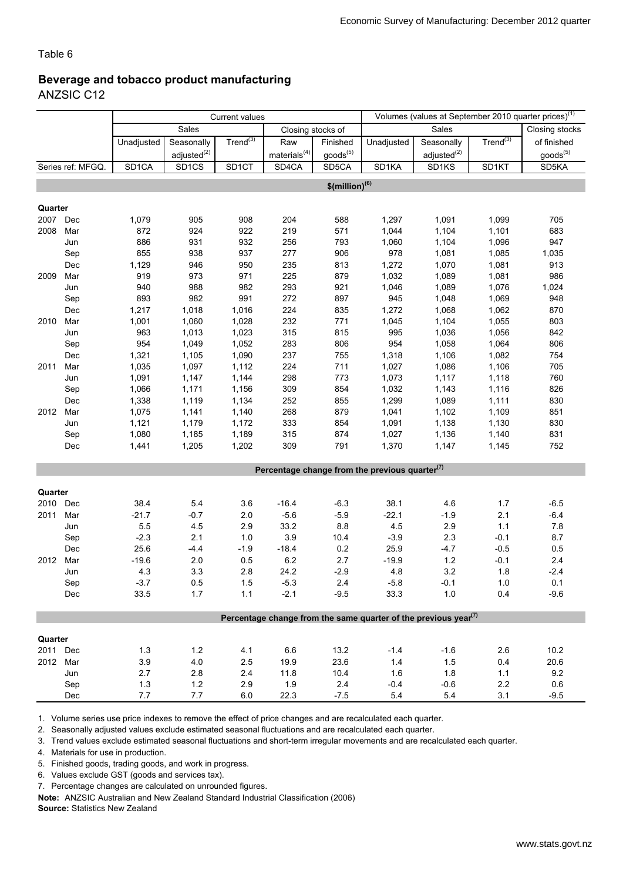Table 6

## Beverage and tobacco product manufacturing

ANZSIC C12

| | | Current values | | | | | Volumes (values at September 2010 quarter prices)[1] | | | |
|---|---|---|---|---|---|---|---|---|---|---|
| | | Sales | | | Closing stocks of | | Sales | | | Closing stocks |
| | | Unadjusted | Seasonally adjusted[2] | Trend[3] | Raw materials[4] | Finished goods[5] | Unadjusted | Seasonally adjusted[2] | Trend[3] | of finished goods[5] |
| Series ref: MFGQ. | | SD1CA | SD1CS | SD1CT | SD4CA | SD5CA | SD1KA | SD1KS | SD1KT | SD5KA |
| | | $(million)[6] | | | | | | | | |
| **Quarter** | | | | | | | | | | |
| 2007 | Dec | 1,079 | 905 | 908 | 204 | 588 | 1,297 | 1,091 | 1,099 | 705 |
| 2008 | Mar | 872 | 924 | 922 | 219 | 571 | 1,044 | 1,104 | 1,101 | 683 |
| | Jun | 886 | 931 | 932 | 256 | 793 | 1,060 | 1,104 | 1,096 | 947 |
| | Sep | 855 | 938 | 937 | 277 | 906 | 978 | 1,081 | 1,085 | 1,035 |
| | Dec | 1,129 | 946 | 950 | 235 | 813 | 1,272 | 1,070 | 1,081 | 913 |
| 2009 | Mar | 919 | 973 | 971 | 225 | 879 | 1,032 | 1,089 | 1,081 | 986 |
| | Jun | 940 | 988 | 982 | 293 | 921 | 1,046 | 1,089 | 1,076 | 1,024 |
| | Sep | 893 | 982 | 991 | 272 | 897 | 945 | 1,048 | 1,069 | 948 |
| | Dec | 1,217 | 1,018 | 1,016 | 224 | 835 | 1,272 | 1,068 | 1,062 | 870 |
| 2010 | Mar | 1,001 | 1,060 | 1,028 | 232 | 771 | 1,045 | 1,104 | 1,055 | 803 |
| | Jun | 963 | 1,013 | 1,023 | 315 | 815 | 995 | 1,036 | 1,056 | 842 |
| | Sep | 954 | 1,049 | 1,052 | 283 | 806 | 954 | 1,058 | 1,064 | 806 |
| | Dec | 1,321 | 1,105 | 1,090 | 237 | 755 | 1,318 | 1,106 | 1,082 | 754 |
| 2011 | Mar | 1,035 | 1,097 | 1,112 | 224 | 711 | 1,027 | 1,086 | 1,106 | 705 |
| | Jun | 1,091 | 1,147 | 1,144 | 298 | 773 | 1,073 | 1,117 | 1,118 | 760 |
| | Sep | 1,066 | 1,171 | 1,156 | 309 | 854 | 1,032 | 1,143 | 1,116 | 826 |
| | Dec | 1,338 | 1,119 | 1,134 | 252 | 855 | 1,299 | 1,089 | 1,111 | 830 |
| 2012 | Mar | 1,075 | 1,141 | 1,140 | 268 | 879 | 1,041 | 1,102 | 1,109 | 851 |
| | Jun | 1,121 | 1,179 | 1,172 | 333 | 854 | 1,091 | 1,138 | 1,130 | 830 |
| | Sep | 1,080 | 1,185 | 1,189 | 315 | 874 | 1,027 | 1,136 | 1,140 | 831 |
| | Dec | 1,441 | 1,205 | 1,202 | 309 | 791 | 1,370 | 1,147 | 1,145 | 752 |
| | | Percentage change from the previous quarter[7] | | | | | | | | |
| **Quarter** | | | | | | | | | | |
| 2010 | Dec | 38.4 | 5.4 | 3.6 | -16.4 | -6.3 | 38.1 | 4.6 | 1.7 | -6.5 |
| 2011 | Mar | -21.7 | -0.7 | 2.0 | -5.6 | -5.9 | -22.1 | -1.9 | 2.1 | -6.4 |
| | Jun | 5.5 | 4.5 | 2.9 | 33.2 | 8.8 | 4.5 | 2.9 | 1.1 | 7.8 |
| | Sep | -2.3 | 2.1 | 1.0 | 3.9 | 10.4 | -3.9 | 2.3 | -0.1 | 8.7 |
| | Dec | 25.6 | -4.4 | -1.9 | -18.4 | 0.2 | 25.9 | -4.7 | -0.5 | 0.5 |
| 2012 | Mar | -19.6 | 2.0 | 0.5 | 6.2 | 2.7 | -19.9 | 1.2 | -0.1 | 2.4 |
| | Jun | 4.3 | 3.3 | 2.8 | 24.2 | -2.9 | 4.8 | 3.2 | 1.8 | -2.4 |
| | Sep | -3.7 | 0.5 | 1.5 | -5.3 | 2.4 | -5.8 | -0.1 | 1.0 | 0.1 |
| | Dec | 33.5 | 1.7 | 1.1 | -2.1 | -9.5 | 33.3 | 1.0 | 0.4 | -9.6 |
| | | Percentage change from the same quarter of the previous year[7] | | | | | | | | |
| **Quarter** | | | | | | | | | | |
| 2011 | Dec | 1.3 | 1.2 | 4.1 | 6.6 | 13.2 | -1.4 | -1.6 | 2.6 | 10.2 |
| 2012 | Mar | 3.9 | 4.0 | 2.5 | 19.9 | 23.6 | 1.4 | 1.5 | 0.4 | 20.6 |
| | Jun | 2.7 | 2.8 | 2.4 | 11.8 | 10.4 | 1.6 | 1.8 | 1.1 | 9.2 |
| | Sep | 1.3 | 1.2 | 2.9 | 1.9 | 2.4 | -0.4 | -0.6 | 2.2 | 0.6 |
| | Dec | 7.7 | 7.7 | 6.0 | 22.3 | -7.5 | 5.4 | 5.4 | 3.1 | -9.5 |

1. Volume series use price indexes to remove the effect of price changes and are recalculated each quarter.
2. Seasonally adjusted values exclude estimated seasonal fluctuations and are recalculated each quarter.
3. Trend values exclude estimated seasonal fluctuations and short-term irregular movements and are recalculated each quarter.
4. Materials for use in production.
5. Finished goods, trading goods, and work in progress.
6. Values exclude GST (goods and services tax).
7. Percentage changes are calculated on unrounded figures.

**Note:** ANZSIC Australian and New Zealand Standard Industrial Classification (2006)

**Source:** Statistics New Zealand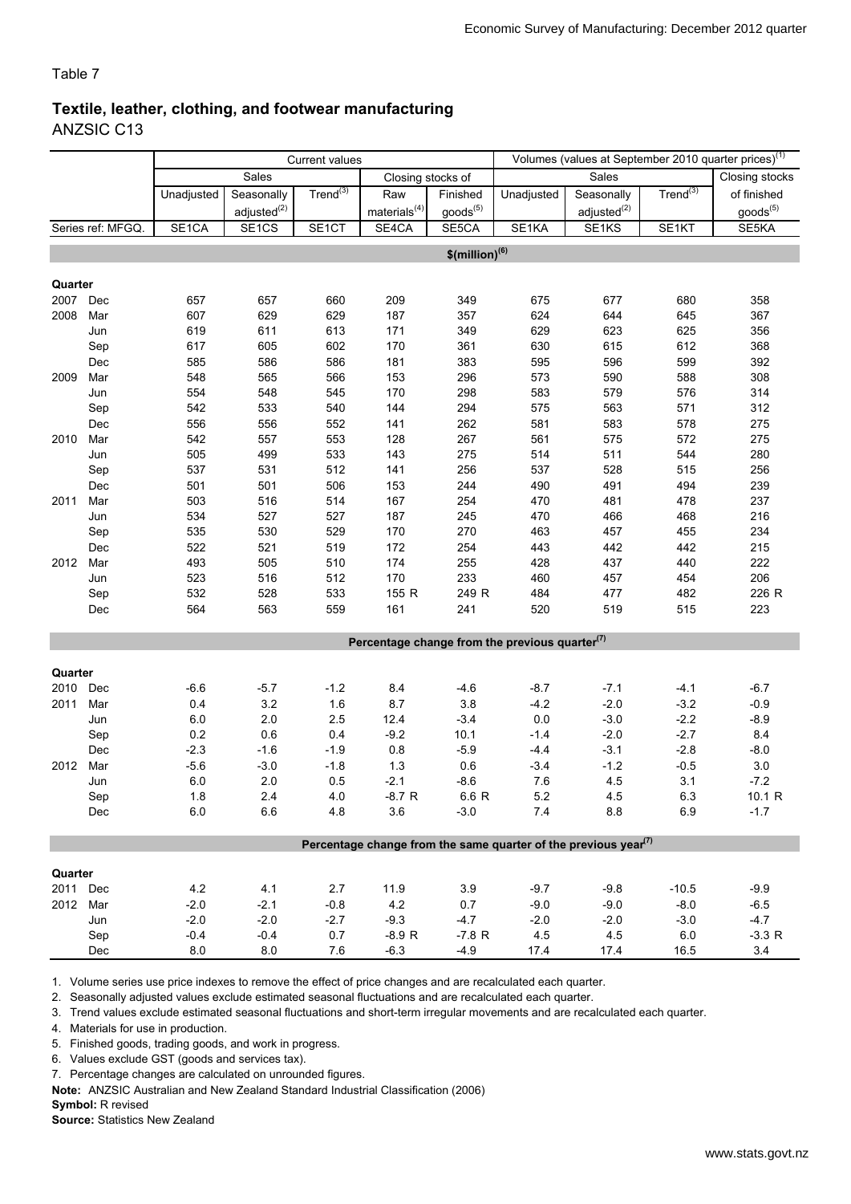Table 7

## Textile, leather, clothing, and footwear manufacturing

ANZSIC C13

| | | Current values | | | | | Volumes (values at September 2010 quarter prices)[1] | | | |
|---|---|---|---|---|---|---|---|---|---|---|
| | | Sales | | | Closing stocks of | | Sales | | | Closing stocks |
| | | Unadjusted | Seasonally adjusted[2] | Trend[3] | Raw materials[4] | Finished goods[5] | Unadjusted | Seasonally adjusted[2] | Trend[3] | of finished goods[5] |
| Series ref: MFGQ. | | SE1CA | SE1CS | SE1CT | SE4CA | SE5CA | SE1KA | SE1KS | SE1KT | SE5KA |
| | | **$(million)[6]** | | | | | | | | |
| **Quarter** | | | | | | | | | | |
| 2007 | Dec | 657 | 657 | 660 | 209 | 349 | 675 | 677 | 680 | 358 |
| 2008 | Mar | 607 | 629 | 629 | 187 | 357 | 624 | 644 | 645 | 367 |
| | Jun | 619 | 611 | 613 | 171 | 349 | 629 | 623 | 625 | 356 |
| | Sep | 617 | 605 | 602 | 170 | 361 | 630 | 615 | 612 | 368 |
| | Dec | 585 | 586 | 586 | 181 | 383 | 595 | 596 | 599 | 392 |
| 2009 | Mar | 548 | 565 | 566 | 153 | 296 | 573 | 590 | 588 | 308 |
| | Jun | 554 | 548 | 545 | 170 | 298 | 583 | 579 | 576 | 314 |
| | Sep | 542 | 533 | 540 | 144 | 294 | 575 | 563 | 571 | 312 |
| | Dec | 556 | 556 | 552 | 141 | 262 | 581 | 583 | 578 | 275 |
| 2010 | Mar | 542 | 557 | 553 | 128 | 267 | 561 | 575 | 572 | 275 |
| | Jun | 505 | 499 | 533 | 143 | 275 | 514 | 511 | 544 | 280 |
| | Sep | 537 | 531 | 512 | 141 | 256 | 537 | 528 | 515 | 256 |
| | Dec | 501 | 501 | 506 | 153 | 244 | 490 | 491 | 494 | 239 |
| 2011 | Mar | 503 | 516 | 514 | 167 | 254 | 470 | 481 | 478 | 237 |
| | Jun | 534 | 527 | 527 | 187 | 245 | 470 | 466 | 468 | 216 |
| | Sep | 535 | 530 | 529 | 170 | 270 | 463 | 457 | 455 | 234 |
| | Dec | 522 | 521 | 519 | 172 | 254 | 443 | 442 | 442 | 215 |
| 2012 | Mar | 493 | 505 | 510 | 174 | 255 | 428 | 437 | 440 | 222 |
| | Jun | 523 | 516 | 512 | 170 | 233 | 460 | 457 | 454 | 206 |
| | Sep | 532 | 528 | 533 | 155 R | 249 R | 484 | 477 | 482 | 226 R |
| | Dec | 564 | 563 | 559 | 161 | 241 | 520 | 519 | 515 | 223 |
| | | **Percentage change from the previous quarter[7]** | | | | | | | | |
| **Quarter** | | | | | | | | | | |
| 2010 | Dec | -6.6 | -5.7 | -1.2 | 8.4 | -4.6 | -8.7 | -7.1 | -4.1 | -6.7 |
| 2011 | Mar | 0.4 | 3.2 | 1.6 | 8.7 | 3.8 | -4.2 | -2.0 | -3.2 | -0.9 |
| | Jun | 6.0 | 2.0 | 2.5 | 12.4 | -3.4 | 0.0 | -3.0 | -2.2 | -8.9 |
| | Sep | 0.2 | 0.6 | 0.4 | -9.2 | 10.1 | -1.4 | -2.0 | -2.7 | 8.4 |
| | Dec | -2.3 | -1.6 | -1.9 | 0.8 | -5.9 | -4.4 | -3.1 | -2.8 | -8.0 |
| 2012 | Mar | -5.6 | -3.0 | -1.8 | 1.3 | 0.6 | -3.4 | -1.2 | -0.5 | 3.0 |
| | Jun | 6.0 | 2.0 | 0.5 | -2.1 | -8.6 | 7.6 | 4.5 | 3.1 | -7.2 |
| | Sep | 1.8 | 2.4 | 4.0 | -8.7 R | 6.6 R | 5.2 | 4.5 | 6.3 | 10.1 R |
| | Dec | 6.0 | 6.6 | 4.8 | 3.6 | -3.0 | 7.4 | 8.8 | 6.9 | -1.7 |
| | | **Percentage change from the same quarter of the previous year[7]** | | | | | | | | |
| **Quarter** | | | | | | | | | | |
| 2011 | Dec | 4.2 | 4.1 | 2.7 | 11.9 | 3.9 | -9.7 | -9.8 | -10.5 | -9.9 |
| 2012 | Mar | -2.0 | -2.1 | -0.8 | 4.2 | 0.7 | -9.0 | -9.0 | -8.0 | -6.5 |
| | Jun | -2.0 | -2.0 | -2.7 | -9.3 | -4.7 | -2.0 | -2.0 | -3.0 | -4.7 |
| | Sep | -0.4 | -0.4 | 0.7 | -8.9 R | -7.8 R | 4.5 | 4.5 | 6.0 | -3.3 R |
| | Dec | 8.0 | 8.0 | 7.6 | -6.3 | -4.9 | 17.4 | 17.4 | 16.5 | 3.4 |

1. Volume series use price indexes to remove the effect of price changes and are recalculated each quarter.
2. Seasonally adjusted values exclude estimated seasonal fluctuations and are recalculated each quarter.
3. Trend values exclude estimated seasonal fluctuations and short-term irregular movements and are recalculated each quarter.
4. Materials for use in production.
5. Finished goods, trading goods, and work in progress.
6. Values exclude GST (goods and services tax).
7. Percentage changes are calculated on unrounded figures.

**Note:** ANZSIC Australian and New Zealand Standard Industrial Classification (2006)

**Symbol:** R revised

**Source:** Statistics New Zealand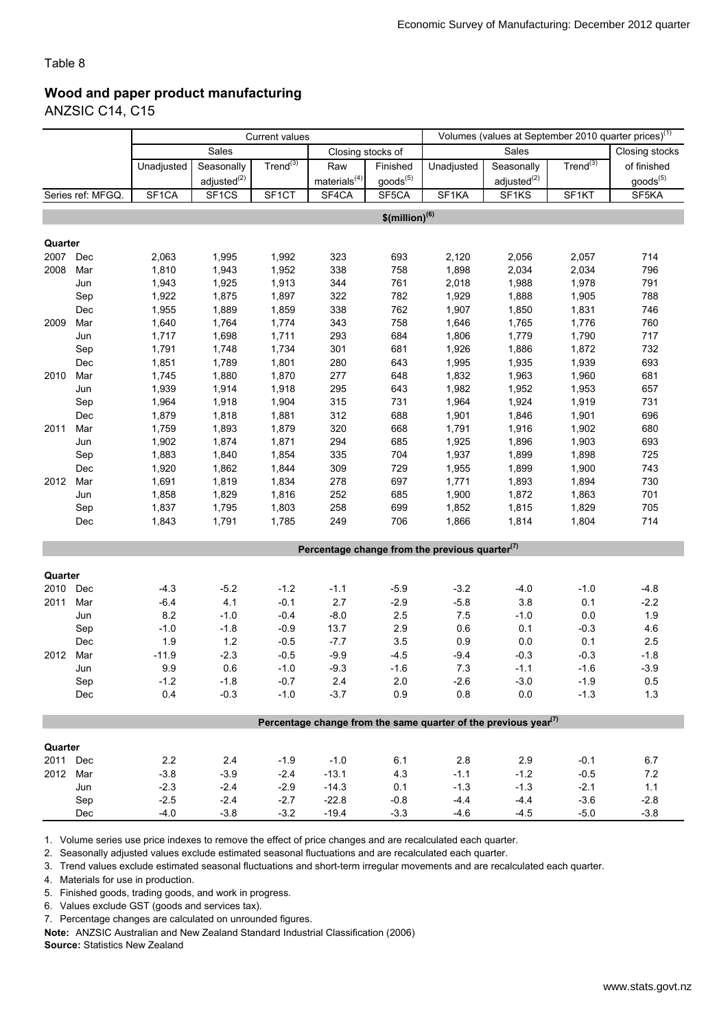Table 8

## Wood and paper product manufacturing

ANZSIC C14, C15

| | | Current values | | | | | Volumes (values at September 2010 quarter prices)[1] | | | |
|---|---|---|---|---|---|---|---|---|---|---|
| | | Sales | | | Closing stocks of | | Sales | | | Closing stocks |
| | | Unadjusted | Seasonally adjusted[2] | Trend[3] | Raw materials[4] | Finished goods[5] | Unadjusted | Seasonally adjusted[2] | Trend[3] | of finished goods[5] |
| Series ref: MFGQ. | | SF1CA | SF1CS | SF1CT | SF4CA | SF5CA | SF1KA | SF1KS | SF1KT | SF5KA |
| | | $(million)[6] | | | | | | | | |
| **Quarter** | | | | | | | | | | |
| 2007 | Dec | 2,063 | 1,995 | 1,992 | 323 | 693 | 2,120 | 2,056 | 2,057 | 714 |
| 2008 | Mar | 1,810 | 1,943 | 1,952 | 338 | 758 | 1,898 | 2,034 | 2,034 | 796 |
| | Jun | 1,943 | 1,925 | 1,913 | 344 | 761 | 2,018 | 1,988 | 1,978 | 791 |
| | Sep | 1,922 | 1,875 | 1,897 | 322 | 782 | 1,929 | 1,888 | 1,905 | 788 |
| | Dec | 1,955 | 1,889 | 1,859 | 338 | 762 | 1,907 | 1,850 | 1,831 | 746 |
| 2009 | Mar | 1,640 | 1,764 | 1,774 | 343 | 758 | 1,646 | 1,765 | 1,776 | 760 |
| | Jun | 1,717 | 1,698 | 1,711 | 293 | 684 | 1,806 | 1,779 | 1,790 | 717 |
| | Sep | 1,791 | 1,748 | 1,734 | 301 | 681 | 1,926 | 1,886 | 1,872 | 732 |
| | Dec | 1,851 | 1,789 | 1,801 | 280 | 643 | 1,995 | 1,935 | 1,939 | 693 |
| 2010 | Mar | 1,745 | 1,880 | 1,870 | 277 | 648 | 1,832 | 1,963 | 1,960 | 681 |
| | Jun | 1,939 | 1,914 | 1,918 | 295 | 643 | 1,982 | 1,952 | 1,953 | 657 |
| | Sep | 1,964 | 1,918 | 1,904 | 315 | 731 | 1,964 | 1,924 | 1,919 | 731 |
| | Dec | 1,879 | 1,818 | 1,881 | 312 | 688 | 1,901 | 1,846 | 1,901 | 696 |
| 2011 | Mar | 1,759 | 1,893 | 1,879 | 320 | 668 | 1,791 | 1,916 | 1,902 | 680 |
| | Jun | 1,902 | 1,874 | 1,871 | 294 | 685 | 1,925 | 1,896 | 1,903 | 693 |
| | Sep | 1,883 | 1,840 | 1,854 | 335 | 704 | 1,937 | 1,899 | 1,898 | 725 |
| | Dec | 1,920 | 1,862 | 1,844 | 309 | 729 | 1,955 | 1,899 | 1,900 | 743 |
| 2012 | Mar | 1,691 | 1,819 | 1,834 | 278 | 697 | 1,771 | 1,893 | 1,894 | 730 |
| | Jun | 1,858 | 1,829 | 1,816 | 252 | 685 | 1,900 | 1,872 | 1,863 | 701 |
| | Sep | 1,837 | 1,795 | 1,803 | 258 | 699 | 1,852 | 1,815 | 1,829 | 705 |
| | Dec | 1,843 | 1,791 | 1,785 | 249 | 706 | 1,866 | 1,814 | 1,804 | 714 |
| | | Percentage change from the previous quarter[7] | | | | | | | | |
| **Quarter** | | | | | | | | | | |
| 2010 | Dec | -4.3 | -5.2 | -1.2 | -1.1 | -5.9 | -3.2 | -4.0 | -1.0 | -4.8 |
| 2011 | Mar | -6.4 | 4.1 | -0.1 | 2.7 | -2.9 | -5.8 | 3.8 | 0.1 | -2.2 |
| | Jun | 8.2 | -1.0 | -0.4 | -8.0 | 2.5 | 7.5 | -1.0 | 0.0 | 1.9 |
| | Sep | -1.0 | -1.8 | -0.9 | 13.7 | 2.9 | 0.6 | 0.1 | -0.3 | 4.6 |
| | Dec | 1.9 | 1.2 | -0.5 | -7.7 | 3.5 | 0.9 | 0.0 | 0.1 | 2.5 |
| 2012 | Mar | -11.9 | -2.3 | -0.5 | -9.9 | -4.5 | -9.4 | -0.3 | -0.3 | -1.8 |
| | Jun | 9.9 | 0.6 | -1.0 | -9.3 | -1.6 | 7.3 | -1.1 | -1.6 | -3.9 |
| | Sep | -1.2 | -1.8 | -0.7 | 2.4 | 2.0 | -2.6 | -3.0 | -1.9 | 0.5 |
| | Dec | 0.4 | -0.3 | -1.0 | -3.7 | 0.9 | 0.8 | 0.0 | -1.3 | 1.3 |
| | | Percentage change from the same quarter of the previous year[7] | | | | | | | | |
| **Quarter** | | | | | | | | | | |
| 2011 | Dec | 2.2 | 2.4 | -1.9 | -1.0 | 6.1 | 2.8 | 2.9 | -0.1 | 6.7 |
| 2012 | Mar | -3.8 | -3.9 | -2.4 | -13.1 | 4.3 | -1.1 | -1.2 | -0.5 | 7.2 |
| | Jun | -2.3 | -2.4 | -2.9 | -14.3 | 0.1 | -1.3 | -1.3 | -2.1 | 1.1 |
| | Sep | -2.5 | -2.4 | -2.7 | -22.8 | -0.8 | -4.4 | -4.4 | -3.6 | -2.8 |
| | Dec | -4.0 | -3.8 | -3.2 | -19.4 | -3.3 | -4.6 | -4.5 | -5.0 | -3.8 |

1. Volume series use price indexes to remove the effect of price changes and are recalculated each quarter.
2. Seasonally adjusted values exclude estimated seasonal fluctuations and are recalculated each quarter.
3. Trend values exclude estimated seasonal fluctuations and short-term irregular movements and are recalculated each quarter.
4. Materials for use in production.
5. Finished goods, trading goods, and work in progress.
6. Values exclude GST (goods and services tax).
7. Percentage changes are calculated on unrounded figures.

**Note:** ANZSIC Australian and New Zealand Standard Industrial Classification (2006)

**Source:** Statistics New Zealand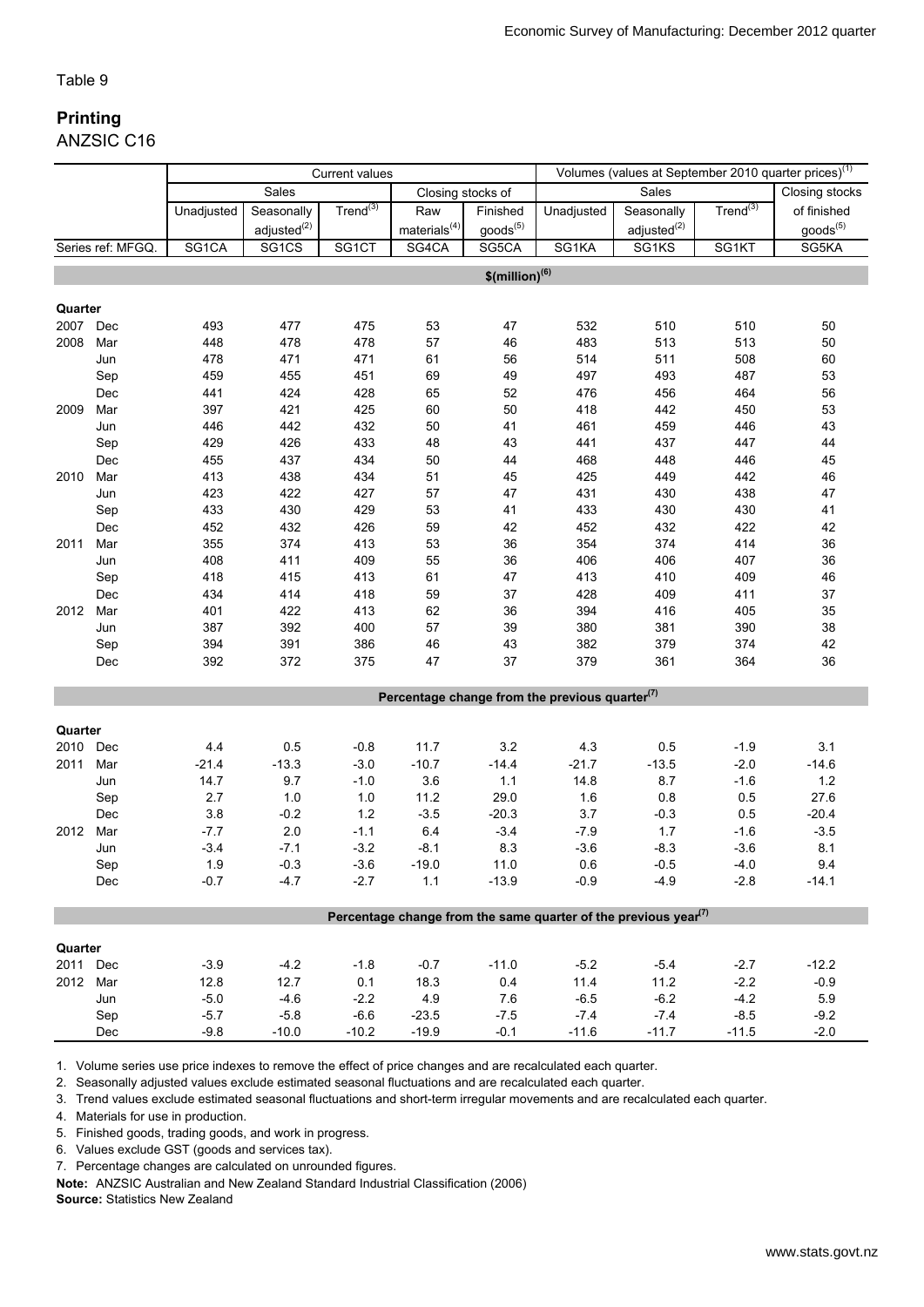Table 9

## Printing

ANZSIC C16

| | | Current values | | | | | Volumes (values at September 2010 quarter prices)[1] | | | |
|---|---|---|---|---|---|---|---|---|---|---|
| | | Sales | | | Closing stocks of | | Sales | | | Closing stocks |
| | | Unadjusted | Seasonally adjusted[2] | Trend[3] | Raw materials[4] | Finished goods[5] | Unadjusted | Seasonally adjusted[2] | Trend[3] | of finished goods[5] |
| Series ref: MFGQ. | | SG1CA | SG1CS | SG1CT | SG4CA | SG5CA | SG1KA | SG1KS | SG1KT | SG5KA |
| | | **$(million)[6]** | | | | | | | | |
| **Quarter** | | | | | | | | | | |
| 2007 | Dec | 493 | 477 | 475 | 53 | 47 | 532 | 510 | 510 | 50 |
| 2008 | Mar | 448 | 478 | 478 | 57 | 46 | 483 | 513 | 513 | 50 |
| | Jun | 478 | 471 | 471 | 61 | 56 | 514 | 511 | 508 | 60 |
| | Sep | 459 | 455 | 451 | 69 | 49 | 497 | 493 | 487 | 53 |
| | Dec | 441 | 424 | 428 | 65 | 52 | 476 | 456 | 464 | 56 |
| 2009 | Mar | 397 | 421 | 425 | 60 | 50 | 418 | 442 | 450 | 53 |
| | Jun | 446 | 442 | 432 | 50 | 41 | 461 | 459 | 446 | 43 |
| | Sep | 429 | 426 | 433 | 48 | 43 | 441 | 437 | 447 | 44 |
| | Dec | 455 | 437 | 434 | 50 | 44 | 468 | 448 | 446 | 45 |
| 2010 | Mar | 413 | 438 | 434 | 51 | 45 | 425 | 449 | 442 | 46 |
| | Jun | 423 | 422 | 427 | 57 | 47 | 431 | 430 | 438 | 47 |
| | Sep | 433 | 430 | 429 | 53 | 41 | 433 | 430 | 430 | 41 |
| | Dec | 452 | 432 | 426 | 59 | 42 | 452 | 432 | 422 | 42 |
| 2011 | Mar | 355 | 374 | 413 | 53 | 36 | 354 | 374 | 414 | 36 |
| | Jun | 408 | 411 | 409 | 55 | 36 | 406 | 406 | 407 | 36 |
| | Sep | 418 | 415 | 413 | 61 | 47 | 413 | 410 | 409 | 46 |
| | Dec | 434 | 414 | 418 | 59 | 37 | 428 | 409 | 411 | 37 |
| 2012 | Mar | 401 | 422 | 413 | 62 | 36 | 394 | 416 | 405 | 35 |
| | Jun | 387 | 392 | 400 | 57 | 39 | 380 | 381 | 390 | 38 |
| | Sep | 394 | 391 | 386 | 46 | 43 | 382 | 379 | 374 | 42 |
| | Dec | 392 | 372 | 375 | 47 | 37 | 379 | 361 | 364 | 36 |
| | | **Percentage change from the previous quarter[7]** | | | | | | | | |
| **Quarter** | | | | | | | | | | |
| 2010 | Dec | 4.4 | 0.5 | -0.8 | 11.7 | 3.2 | 4.3 | 0.5 | -1.9 | 3.1 |
| 2011 | Mar | -21.4 | -13.3 | -3.0 | -10.7 | -14.4 | -21.7 | -13.5 | -2.0 | -14.6 |
| | Jun | 14.7 | 9.7 | -1.0 | 3.6 | 1.1 | 14.8 | 8.7 | -1.6 | 1.2 |
| | Sep | 2.7 | 1.0 | 1.0 | 11.2 | 29.0 | 1.6 | 0.8 | 0.5 | 27.6 |
| | Dec | 3.8 | -0.2 | 1.2 | -3.5 | -20.3 | 3.7 | -0.3 | 0.5 | -20.4 |
| 2012 | Mar | -7.7 | 2.0 | -1.1 | 6.4 | -3.4 | -7.9 | 1.7 | -1.6 | -3.5 |
| | Jun | -3.4 | -7.1 | -3.2 | -8.1 | 8.3 | -3.6 | -8.3 | -3.6 | 8.1 |
| | Sep | 1.9 | -0.3 | -3.6 | -19.0 | 11.0 | 0.6 | -0.5 | -4.0 | 9.4 |
| | Dec | -0.7 | -4.7 | -2.7 | 1.1 | -13.9 | -0.9 | -4.9 | -2.8 | -14.1 |
| | | **Percentage change from the same quarter of the previous year[7]** | | | | | | | | |
| **Quarter** | | | | | | | | | | |
| 2011 | Dec | -3.9 | -4.2 | -1.8 | -0.7 | -11.0 | -5.2 | -5.4 | -2.7 | -12.2 |
| 2012 | Mar | 12.8 | 12.7 | 0.1 | 18.3 | 0.4 | 11.4 | 11.2 | -2.2 | -0.9 |
| | Jun | -5.0 | -4.6 | -2.2 | 4.9 | 7.6 | -6.5 | -6.2 | -4.2 | 5.9 |
| | Sep | -5.7 | -5.8 | -6.6 | -23.5 | -7.5 | -7.4 | -7.4 | -8.5 | -9.2 |
| | Dec | -9.8 | -10.0 | -10.2 | -19.9 | -0.1 | -11.6 | -11.7 | -11.5 | -2.0 |

1. Volume series use price indexes to remove the effect of price changes and are recalculated each quarter.
2. Seasonally adjusted values exclude estimated seasonal fluctuations and are recalculated each quarter.
3. Trend values exclude estimated seasonal fluctuations and short-term irregular movements and are recalculated each quarter.
4. Materials for use in production.
5. Finished goods, trading goods, and work in progress.
6. Values exclude GST (goods and services tax).
7. Percentage changes are calculated on unrounded figures.

**Note:** ANZSIC Australian and New Zealand Standard Industrial Classification (2006)

**Source:** Statistics New Zealand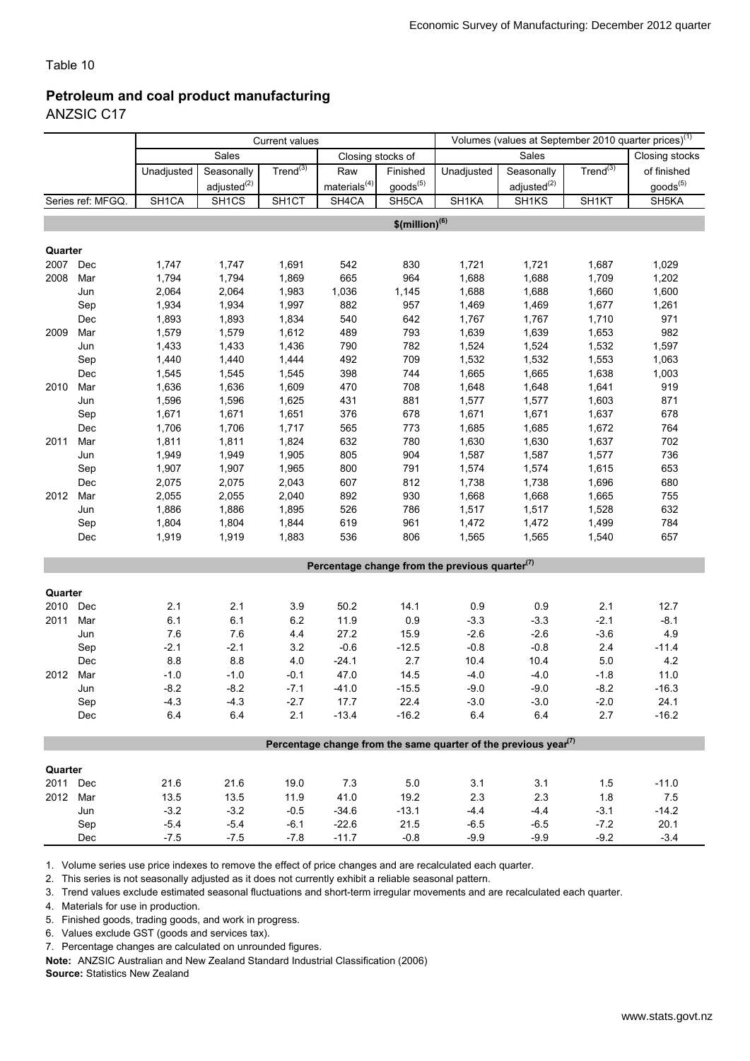Table 10

## Petroleum and coal product manufacturing

ANZSIC C17

| | | Current values | | | | | Volumes (values at September 2010 quarter prices)[1] | | | |
|---|---|---|---|---|---|---|---|---|---|---|
| | | Sales | | | Closing stocks of | | Sales | | | Closing stocks |
| | | Unadjusted | Seasonally adjusted[2] | Trend[3] | Raw materials[4] | Finished goods[5] | Unadjusted | Seasonally adjusted[2] | Trend[3] | of finished goods[5] |
| Series ref: MFGQ. | | SH1CA | SH1CS | SH1CT | SH4CA | SH5CA | SH1KA | SH1KS | SH1KT | SH5KA |
| | | **$(million)[6]** | | | | | | | | |
| **Quarter** | | | | | | | | | | |
| 2007 | Dec | 1,747 | 1,747 | 1,691 | 542 | 830 | 1,721 | 1,721 | 1,687 | 1,029 |
| 2008 | Mar | 1,794 | 1,794 | 1,869 | 665 | 964 | 1,688 | 1,688 | 1,709 | 1,202 |
| | Jun | 2,064 | 2,064 | 1,983 | 1,036 | 1,145 | 1,688 | 1,688 | 1,660 | 1,600 |
| | Sep | 1,934 | 1,934 | 1,997 | 882 | 957 | 1,469 | 1,469 | 1,677 | 1,261 |
| | Dec | 1,893 | 1,893 | 1,834 | 540 | 642 | 1,767 | 1,767 | 1,710 | 971 |
| 2009 | Mar | 1,579 | 1,579 | 1,612 | 489 | 793 | 1,639 | 1,639 | 1,653 | 982 |
| | Jun | 1,433 | 1,433 | 1,436 | 790 | 782 | 1,524 | 1,524 | 1,532 | 1,597 |
| | Sep | 1,440 | 1,440 | 1,444 | 492 | 709 | 1,532 | 1,532 | 1,553 | 1,063 |
| | Dec | 1,545 | 1,545 | 1,545 | 398 | 744 | 1,665 | 1,665 | 1,638 | 1,003 |
| 2010 | Mar | 1,636 | 1,636 | 1,609 | 470 | 708 | 1,648 | 1,648 | 1,641 | 919 |
| | Jun | 1,596 | 1,596 | 1,625 | 431 | 881 | 1,577 | 1,577 | 1,603 | 871 |
| | Sep | 1,671 | 1,671 | 1,651 | 376 | 678 | 1,671 | 1,671 | 1,637 | 678 |
| | Dec | 1,706 | 1,706 | 1,717 | 565 | 773 | 1,685 | 1,685 | 1,672 | 764 |
| 2011 | Mar | 1,811 | 1,811 | 1,824 | 632 | 780 | 1,630 | 1,630 | 1,637 | 702 |
| | Jun | 1,949 | 1,949 | 1,905 | 805 | 904 | 1,587 | 1,587 | 1,577 | 736 |
| | Sep | 1,907 | 1,907 | 1,965 | 800 | 791 | 1,574 | 1,574 | 1,615 | 653 |
| | Dec | 2,075 | 2,075 | 2,043 | 607 | 812 | 1,738 | 1,738 | 1,696 | 680 |
| 2012 | Mar | 2,055 | 2,055 | 2,040 | 892 | 930 | 1,668 | 1,668 | 1,665 | 755 |
| | Jun | 1,886 | 1,886 | 1,895 | 526 | 786 | 1,517 | 1,517 | 1,528 | 632 |
| | Sep | 1,804 | 1,804 | 1,844 | 619 | 961 | 1,472 | 1,472 | 1,499 | 784 |
| | Dec | 1,919 | 1,919 | 1,883 | 536 | 806 | 1,565 | 1,565 | 1,540 | 657 |
| | | **Percentage change from the previous quarter[7]** | | | | | | | | |
| **Quarter** | | | | | | | | | | |
| 2010 | Dec | 2.1 | 2.1 | 3.9 | 50.2 | 14.1 | 0.9 | 0.9 | 2.1 | 12.7 |
| 2011 | Mar | 6.1 | 6.1 | 6.2 | 11.9 | 0.9 | -3.3 | -3.3 | -2.1 | -8.1 |
| | Jun | 7.6 | 7.6 | 4.4 | 27.2 | 15.9 | -2.6 | -2.6 | -3.6 | 4.9 |
| | Sep | -2.1 | -2.1 | 3.2 | -0.6 | -12.5 | -0.8 | -0.8 | 2.4 | -11.4 |
| | Dec | 8.8 | 8.8 | 4.0 | -24.1 | 2.7 | 10.4 | 10.4 | 5.0 | 4.2 |
| 2012 | Mar | -1.0 | -1.0 | -0.1 | 47.0 | 14.5 | -4.0 | -4.0 | -1.8 | 11.0 |
| | Jun | -8.2 | -8.2 | -7.1 | -41.0 | -15.5 | -9.0 | -9.0 | -8.2 | -16.3 |
| | Sep | -4.3 | -4.3 | -2.7 | 17.7 | 22.4 | -3.0 | -3.0 | -2.0 | 24.1 |
| | Dec | 6.4 | 6.4 | 2.1 | -13.4 | -16.2 | 6.4 | 6.4 | 2.7 | -16.2 |
| | | **Percentage change from the same quarter of the previous year[7]** | | | | | | | | |
| **Quarter** | | | | | | | | | | |
| 2011 | Dec | 21.6 | 21.6 | 19.0 | 7.3 | 5.0 | 3.1 | 3.1 | 1.5 | -11.0 |
| 2012 | Mar | 13.5 | 13.5 | 11.9 | 41.0 | 19.2 | 2.3 | 2.3 | 1.8 | 7.5 |
| | Jun | -3.2 | -3.2 | -0.5 | -34.6 | -13.1 | -4.4 | -4.4 | -3.1 | -14.2 |
| | Sep | -5.4 | -5.4 | -6.1 | -22.6 | 21.5 | -6.5 | -6.5 | -7.2 | 20.1 |
| | Dec | -7.5 | -7.5 | -7.8 | -11.7 | -0.8 | -9.9 | -9.9 | -9.2 | -3.4 |

1. Volume series use price indexes to remove the effect of price changes and are recalculated each quarter.
2. This series is not seasonally adjusted as it does not currently exhibit a reliable seasonal pattern.
3. Trend values exclude estimated seasonal fluctuations and short-term irregular movements and are recalculated each quarter.
4. Materials for use in production.
5. Finished goods, trading goods, and work in progress.
6. Values exclude GST (goods and services tax).
7. Percentage changes are calculated on unrounded figures.

**Note:** ANZSIC Australian and New Zealand Standard Industrial Classification (2006)

**Source:** Statistics New Zealand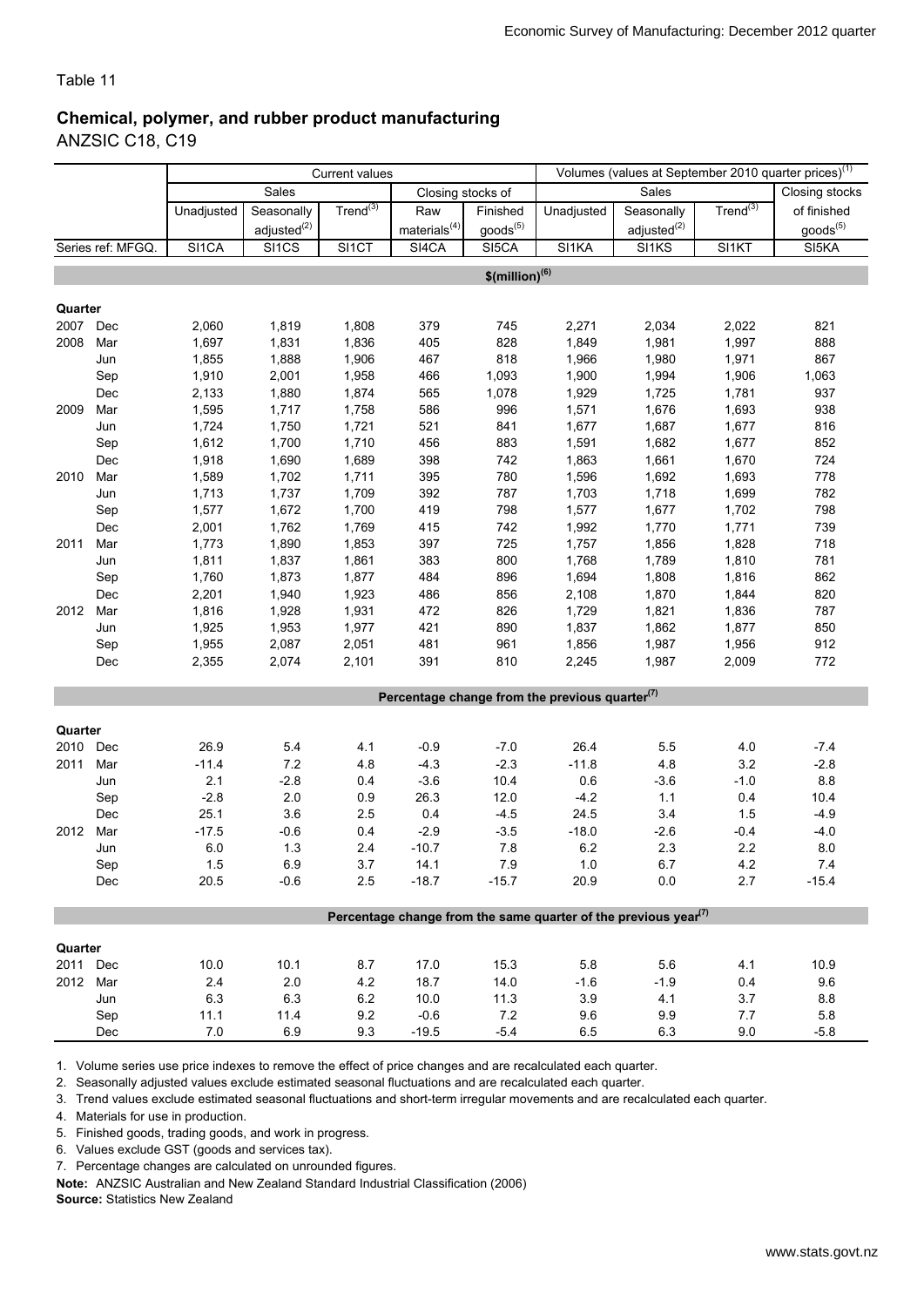Table 11

## Chemical, polymer, and rubber product manufacturing

ANZSIC C18, C19

| | | Current values | | | | | Volumes (values at September 2010 quarter prices)[1] | | | |
|---|---|---|---|---|---|---|---|---|---|---|
| | | Sales | | | Closing stocks of | | Sales | | | Closing stocks |
| | | Unadjusted | Seasonally adjusted[2] | Trend[3] | Raw materials[4] | Finished goods[5] | Unadjusted | Seasonally adjusted[2] | Trend[3] | of finished goods[5] |
| Series ref: MFGQ. | | SI1CA | SI1CS | SI1CT | SI4CA | SI5CA | SI1KA | SI1KS | SI1KT | SI5KA |
| | | $(million)[6] | | | | | | | | |
| **Quarter** | | | | | | | | | | |
| 2007 | Dec | 2,060 | 1,819 | 1,808 | 379 | 745 | 2,271 | 2,034 | 2,022 | 821 |
| 2008 | Mar | 1,697 | 1,831 | 1,836 | 405 | 828 | 1,849 | 1,981 | 1,997 | 888 |
| | Jun | 1,855 | 1,888 | 1,906 | 467 | 818 | 1,966 | 1,980 | 1,971 | 867 |
| | Sep | 1,910 | 2,001 | 1,958 | 466 | 1,093 | 1,900 | 1,994 | 1,906 | 1,063 |
| | Dec | 2,133 | 1,880 | 1,874 | 565 | 1,078 | 1,929 | 1,725 | 1,781 | 937 |
| 2009 | Mar | 1,595 | 1,717 | 1,758 | 586 | 996 | 1,571 | 1,676 | 1,693 | 938 |
| | Jun | 1,724 | 1,750 | 1,721 | 521 | 841 | 1,677 | 1,687 | 1,677 | 816 |
| | Sep | 1,612 | 1,700 | 1,710 | 456 | 883 | 1,591 | 1,682 | 1,677 | 852 |
| | Dec | 1,918 | 1,690 | 1,689 | 398 | 742 | 1,863 | 1,661 | 1,670 | 724 |
| 2010 | Mar | 1,589 | 1,702 | 1,711 | 395 | 780 | 1,596 | 1,692 | 1,693 | 778 |
| | Jun | 1,713 | 1,737 | 1,709 | 392 | 787 | 1,703 | 1,718 | 1,699 | 782 |
| | Sep | 1,577 | 1,672 | 1,700 | 419 | 798 | 1,577 | 1,677 | 1,702 | 798 |
| | Dec | 2,001 | 1,762 | 1,769 | 415 | 742 | 1,992 | 1,770 | 1,771 | 739 |
| 2011 | Mar | 1,773 | 1,890 | 1,853 | 397 | 725 | 1,757 | 1,856 | 1,828 | 718 |
| | Jun | 1,811 | 1,837 | 1,861 | 383 | 800 | 1,768 | 1,789 | 1,810 | 781 |
| | Sep | 1,760 | 1,873 | 1,877 | 484 | 896 | 1,694 | 1,808 | 1,816 | 862 |
| | Dec | 2,201 | 1,940 | 1,923 | 486 | 856 | 2,108 | 1,870 | 1,844 | 820 |
| 2012 | Mar | 1,816 | 1,928 | 1,931 | 472 | 826 | 1,729 | 1,821 | 1,836 | 787 |
| | Jun | 1,925 | 1,953 | 1,977 | 421 | 890 | 1,837 | 1,862 | 1,877 | 850 |
| | Sep | 1,955 | 2,087 | 2,051 | 481 | 961 | 1,856 | 1,987 | 1,956 | 912 |
| | Dec | 2,355 | 2,074 | 2,101 | 391 | 810 | 2,245 | 1,987 | 2,009 | 772 |
| | | Percentage change from the previous quarter[7] | | | | | | | | |
| **Quarter** | | | | | | | | | | |
| 2010 | Dec | 26.9 | 5.4 | 4.1 | -0.9 | -7.0 | 26.4 | 5.5 | 4.0 | -7.4 |
| 2011 | Mar | -11.4 | 7.2 | 4.8 | -4.3 | -2.3 | -11.8 | 4.8 | 3.2 | -2.8 |
| | Jun | 2.1 | -2.8 | 0.4 | -3.6 | 10.4 | 0.6 | -3.6 | -1.0 | 8.8 |
| | Sep | -2.8 | 2.0 | 0.9 | 26.3 | 12.0 | -4.2 | 1.1 | 0.4 | 10.4 |
| | Dec | 25.1 | 3.6 | 2.5 | 0.4 | -4.5 | 24.5 | 3.4 | 1.5 | -4.9 |
| 2012 | Mar | -17.5 | -0.6 | 0.4 | -2.9 | -3.5 | -18.0 | -2.6 | -0.4 | -4.0 |
| | Jun | 6.0 | 1.3 | 2.4 | -10.7 | 7.8 | 6.2 | 2.3 | 2.2 | 8.0 |
| | Sep | 1.5 | 6.9 | 3.7 | 14.1 | 7.9 | 1.0 | 6.7 | 4.2 | 7.4 |
| | Dec | 20.5 | -0.6 | 2.5 | -18.7 | -15.7 | 20.9 | 0.0 | 2.7 | -15.4 |
| | | Percentage change from the same quarter of the previous year[7] | | | | | | | | |
| **Quarter** | | | | | | | | | | |
| 2011 | Dec | 10.0 | 10.1 | 8.7 | 17.0 | 15.3 | 5.8 | 5.6 | 4.1 | 10.9 |
| 2012 | Mar | 2.4 | 2.0 | 4.2 | 18.7 | 14.0 | -1.6 | -1.9 | 0.4 | 9.6 |
| | Jun | 6.3 | 6.3 | 6.2 | 10.0 | 11.3 | 3.9 | 4.1 | 3.7 | 8.8 |
| | Sep | 11.1 | 11.4 | 9.2 | -0.6 | 7.2 | 9.6 | 9.9 | 7.7 | 5.8 |
| | Dec | 7.0 | 6.9 | 9.3 | -19.5 | -5.4 | 6.5 | 6.3 | 9.0 | -5.8 |

1. Volume series use price indexes to remove the effect of price changes and are recalculated each quarter.
2. Seasonally adjusted values exclude estimated seasonal fluctuations and are recalculated each quarter.
3. Trend values exclude estimated seasonal fluctuations and short-term irregular movements and are recalculated each quarter.
4. Materials for use in production.
5. Finished goods, trading goods, and work in progress.
6. Values exclude GST (goods and services tax).
7. Percentage changes are calculated on unrounded figures.

**Note:** ANZSIC Australian and New Zealand Standard Industrial Classification (2006)

**Source:** Statistics New Zealand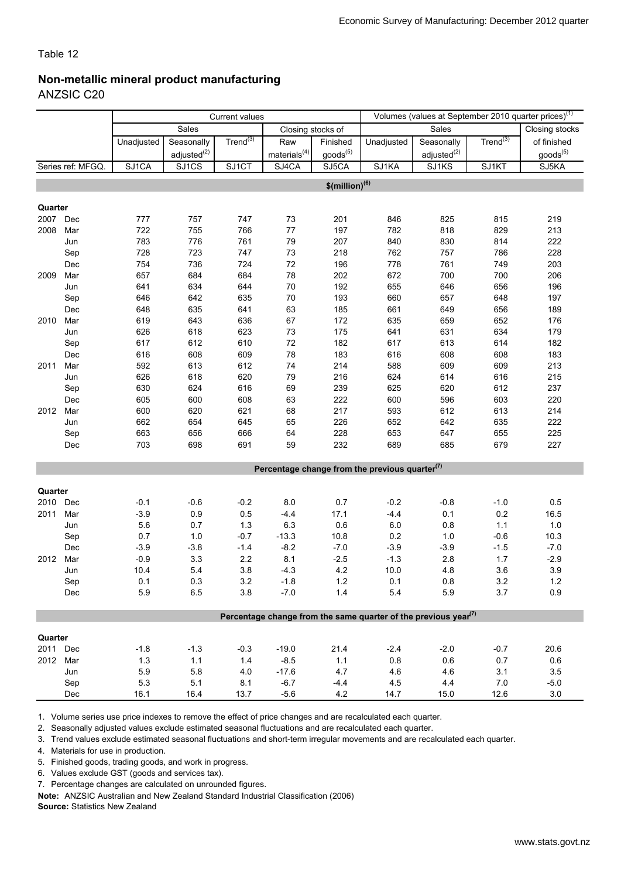Table 12

## Non-metallic mineral product manufacturing

ANZSIC C20

| | | Current values | | | | | Volumes (values at September 2010 quarter prices)(1) | | | |
|---|---|---|---|---|---|---|---|---|---|---|
| | | Sales | | | Closing stocks of | | Sales | | | Closing stocks |
| | | Unadjusted | Seasonally adjusted(2) | Trend(3) | Raw materials(4) | Finished goods(5) | Unadjusted | Seasonally adjusted(2) | Trend(3) | of finished goods(5) |
| Series ref: MFGQ. | | SJ1CA | SJ1CS | SJ1CT | SJ4CA | SJ5CA | SJ1KA | SJ1KS | SJ1KT | SJ5KA |
| | | **$(million)(6)** | | | | | | | | |
| **Quarter** | | | | | | | | | | |
| 2007 | Dec | 777 | 757 | 747 | 73 | 201 | 846 | 825 | 815 | 219 |
| 2008 | Mar | 722 | 755 | 766 | 77 | 197 | 782 | 818 | 829 | 213 |
| | Jun | 783 | 776 | 761 | 79 | 207 | 840 | 830 | 814 | 222 |
| | Sep | 728 | 723 | 747 | 73 | 218 | 762 | 757 | 786 | 228 |
| | Dec | 754 | 736 | 724 | 72 | 196 | 778 | 761 | 749 | 203 |
| 2009 | Mar | 657 | 684 | 684 | 78 | 202 | 672 | 700 | 700 | 206 |
| | Jun | 641 | 634 | 644 | 70 | 192 | 655 | 646 | 656 | 196 |
| | Sep | 646 | 642 | 635 | 70 | 193 | 660 | 657 | 648 | 197 |
| | Dec | 648 | 635 | 641 | 63 | 185 | 661 | 649 | 656 | 189 |
| 2010 | Mar | 619 | 643 | 636 | 67 | 172 | 635 | 659 | 652 | 176 |
| | Jun | 626 | 618 | 623 | 73 | 175 | 641 | 631 | 634 | 179 |
| | Sep | 617 | 612 | 610 | 72 | 182 | 617 | 613 | 614 | 182 |
| | Dec | 616 | 608 | 609 | 78 | 183 | 616 | 608 | 608 | 183 |
| 2011 | Mar | 592 | 613 | 612 | 74 | 214 | 588 | 609 | 609 | 213 |
| | Jun | 626 | 618 | 620 | 79 | 216 | 624 | 614 | 616 | 215 |
| | Sep | 630 | 624 | 616 | 69 | 239 | 625 | 620 | 612 | 237 |
| | Dec | 605 | 600 | 608 | 63 | 222 | 600 | 596 | 603 | 220 |
| 2012 | Mar | 600 | 620 | 621 | 68 | 217 | 593 | 612 | 613 | 214 |
| | Jun | 662 | 654 | 645 | 65 | 226 | 652 | 642 | 635 | 222 |
| | Sep | 663 | 656 | 666 | 64 | 228 | 653 | 647 | 655 | 225 |
| | Dec | 703 | 698 | 691 | 59 | 232 | 689 | 685 | 679 | 227 |
| | | **Percentage change from the previous quarter(7)** | | | | | | | | |
| **Quarter** | | | | | | | | | | |
| 2010 | Dec | -0.1 | -0.6 | -0.2 | 8.0 | 0.7 | -0.2 | -0.8 | -1.0 | 0.5 |
| 2011 | Mar | -3.9 | 0.9 | 0.5 | -4.4 | 17.1 | -4.4 | 0.1 | 0.2 | 16.5 |
| | Jun | 5.6 | 0.7 | 1.3 | 6.3 | 0.6 | 6.0 | 0.8 | 1.1 | 1.0 |
| | Sep | 0.7 | 1.0 | -0.7 | -13.3 | 10.8 | 0.2 | 1.0 | -0.6 | 10.3 |
| | Dec | -3.9 | -3.8 | -1.4 | -8.2 | -7.0 | -3.9 | -3.9 | -1.5 | -7.0 |
| 2012 | Mar | -0.9 | 3.3 | 2.2 | 8.1 | -2.5 | -1.3 | 2.8 | 1.7 | -2.9 |
| | Jun | 10.4 | 5.4 | 3.8 | -4.3 | 4.2 | 10.0 | 4.8 | 3.6 | 3.9 |
| | Sep | 0.1 | 0.3 | 3.2 | -1.8 | 1.2 | 0.1 | 0.8 | 3.2 | 1.2 |
| | Dec | 5.9 | 6.5 | 3.8 | -7.0 | 1.4 | 5.4 | 5.9 | 3.7 | 0.9 |
| | | **Percentage change from the same quarter of the previous year(7)** | | | | | | | | |
| **Quarter** | | | | | | | | | | |
| 2011 | Dec | -1.8 | -1.3 | -0.3 | -19.0 | 21.4 | -2.4 | -2.0 | -0.7 | 20.6 |
| 2012 | Mar | 1.3 | 1.1 | 1.4 | -8.5 | 1.1 | 0.8 | 0.6 | 0.7 | 0.6 |
| | Jun | 5.9 | 5.8 | 4.0 | -17.6 | 4.7 | 4.6 | 4.6 | 3.1 | 3.5 |
| | Sep | 5.3 | 5.1 | 8.1 | -6.7 | -4.4 | 4.5 | 4.4 | 7.0 | -5.0 |
| | Dec | 16.1 | 16.4 | 13.7 | -5.6 | 4.2 | 14.7 | 15.0 | 12.6 | 3.0 |

1. Volume series use price indexes to remove the effect of price changes and are recalculated each quarter.
2. Seasonally adjusted values exclude estimated seasonal fluctuations and are recalculated each quarter.
3. Trend values exclude estimated seasonal fluctuations and short-term irregular movements and are recalculated each quarter.
4. Materials for use in production.
5. Finished goods, trading goods, and work in progress.
6. Values exclude GST (goods and services tax).
7. Percentage changes are calculated on unrounded figures.

**Note:** ANZSIC Australian and New Zealand Standard Industrial Classification (2006)

**Source:** Statistics New Zealand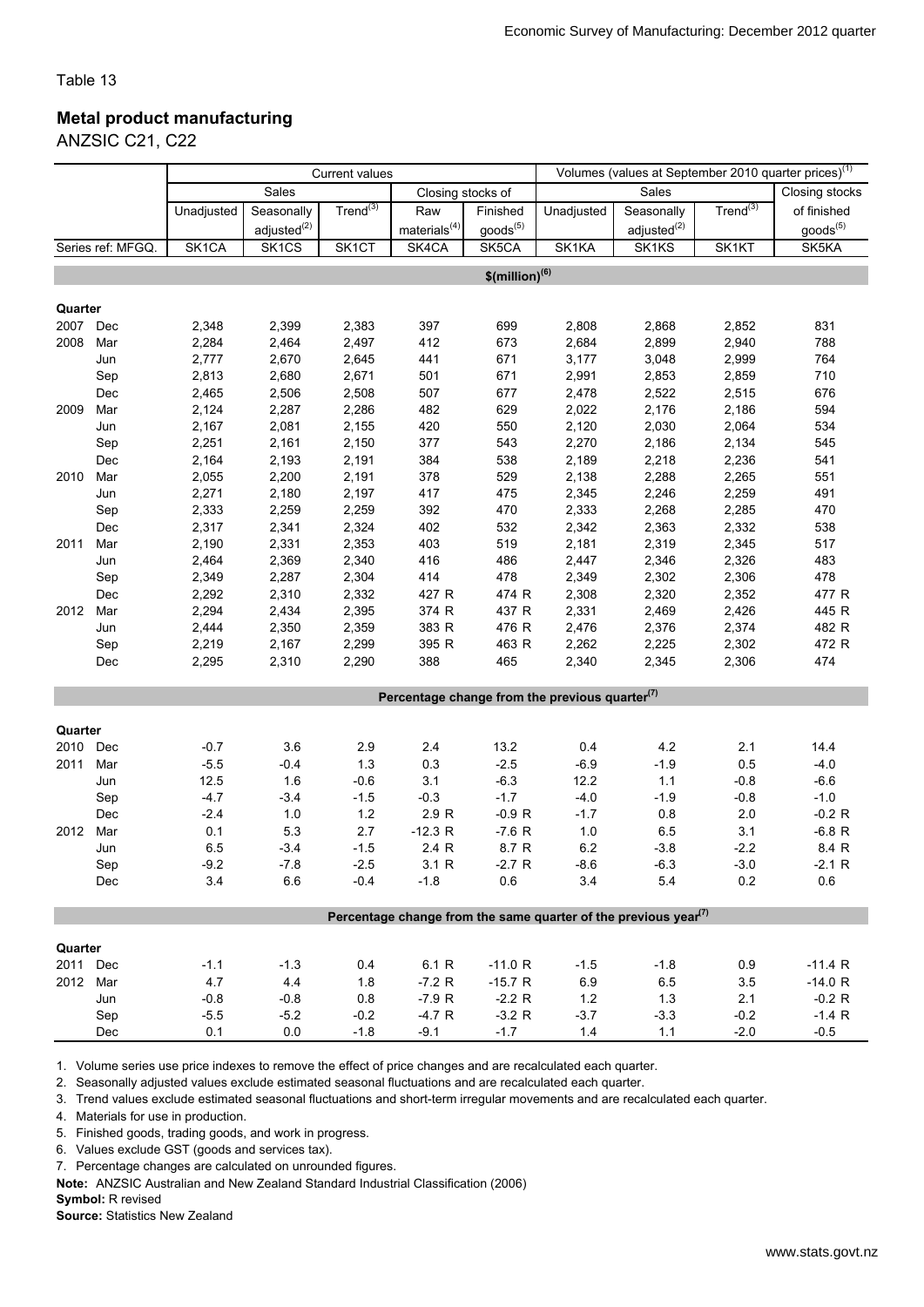Table 13

## Metal product manufacturing

ANZSIC C21, C22

| | | Current values | | | | | Volumes (values at September 2010 quarter prices)[1] | | | |
|---|---|---|---|---|---|---|---|---|---|---|
| | | Sales | | | Closing stocks of | | Sales | | | Closing stocks |
| | | Unadjusted | Seasonally adjusted[2] | Trend[3] | Raw materials[4] | Finished goods[5] | Unadjusted | Seasonally adjusted[2] | Trend[3] | of finished goods[5] |
| Series ref: MFGQ. | | SK1CA | SK1CS | SK1CT | SK4CA | SK5CA | SK1KA | SK1KS | SK1KT | SK5KA |
| | | | | | | $(million)[6] | | | | |
| **Quarter** | | | | | | | | | | |
| 2007 | Dec | 2,348 | 2,399 | 2,383 | 397 | 699 | 2,808 | 2,868 | 2,852 | 831 |
| 2008 | Mar | 2,284 | 2,464 | 2,497 | 412 | 673 | 2,684 | 2,899 | 2,940 | 788 |
| | Jun | 2,777 | 2,670 | 2,645 | 441 | 671 | 3,177 | 3,048 | 2,999 | 764 |
| | Sep | 2,813 | 2,680 | 2,671 | 501 | 671 | 2,991 | 2,853 | 2,859 | 710 |
| | Dec | 2,465 | 2,506 | 2,508 | 507 | 677 | 2,478 | 2,522 | 2,515 | 676 |
| 2009 | Mar | 2,124 | 2,287 | 2,286 | 482 | 629 | 2,022 | 2,176 | 2,186 | 594 |
| | Jun | 2,167 | 2,081 | 2,155 | 420 | 550 | 2,120 | 2,030 | 2,064 | 534 |
| | Sep | 2,251 | 2,161 | 2,150 | 377 | 543 | 2,270 | 2,186 | 2,134 | 545 |
| | Dec | 2,164 | 2,193 | 2,191 | 384 | 538 | 2,189 | 2,218 | 2,236 | 541 |
| 2010 | Mar | 2,055 | 2,200 | 2,191 | 378 | 529 | 2,138 | 2,288 | 2,265 | 551 |
| | Jun | 2,271 | 2,180 | 2,197 | 417 | 475 | 2,345 | 2,246 | 2,259 | 491 |
| | Sep | 2,333 | 2,259 | 2,259 | 392 | 470 | 2,333 | 2,268 | 2,285 | 470 |
| | Dec | 2,317 | 2,341 | 2,324 | 402 | 532 | 2,342 | 2,363 | 2,332 | 538 |
| 2011 | Mar | 2,190 | 2,331 | 2,353 | 403 | 519 | 2,181 | 2,319 | 2,345 | 517 |
| | Jun | 2,464 | 2,369 | 2,340 | 416 | 486 | 2,447 | 2,346 | 2,326 | 483 |
| | Sep | 2,349 | 2,287 | 2,304 | 414 | 478 | 2,349 | 2,302 | 2,306 | 478 |
| | Dec | 2,292 | 2,310 | 2,332 | 427 R | 474 R | 2,308 | 2,320 | 2,352 | 477 R |
| 2012 | Mar | 2,294 | 2,434 | 2,395 | 374 R | 437 R | 2,331 | 2,469 | 2,426 | 445 R |
| | Jun | 2,444 | 2,350 | 2,359 | 383 R | 476 R | 2,476 | 2,376 | 2,374 | 482 R |
| | Sep | 2,219 | 2,167 | 2,299 | 395 R | 463 R | 2,262 | 2,225 | 2,302 | 472 R |
| | Dec | 2,295 | 2,310 | 2,290 | 388 | 465 | 2,340 | 2,345 | 2,306 | 474 |
| | | | | | | Percentage change from the previous quarter[7] | | | | |
| **Quarter** | | | | | | | | | | |
| 2010 | Dec | -0.7 | 3.6 | 2.9 | 2.4 | 13.2 | 0.4 | 4.2 | 2.1 | 14.4 |
| 2011 | Mar | -5.5 | -0.4 | 1.3 | 0.3 | -2.5 | -6.9 | -1.9 | 0.5 | -4.0 |
| | Jun | 12.5 | 1.6 | -0.6 | 3.1 | -6.3 | 12.2 | 1.1 | -0.8 | -6.6 |
| | Sep | -4.7 | -3.4 | -1.5 | -0.3 | -1.7 | -4.0 | -1.9 | -0.8 | -1.0 |
| | Dec | -2.4 | 1.0 | 1.2 | 2.9 R | -0.9 R | -1.7 | 0.8 | 2.0 | -0.2 R |
| 2012 | Mar | 0.1 | 5.3 | 2.7 | -12.3 R | -7.6 R | 1.0 | 6.5 | 3.1 | -6.8 R |
| | Jun | 6.5 | -3.4 | -1.5 | 2.4 R | 8.7 R | 6.2 | -3.8 | -2.2 | 8.4 R |
| | Sep | -9.2 | -7.8 | -2.5 | 3.1 R | -2.7 R | -8.6 | -6.3 | -3.0 | -2.1 R |
| | Dec | 3.4 | 6.6 | -0.4 | -1.8 | 0.6 | 3.4 | 5.4 | 0.2 | 0.6 |
| | | | | | | Percentage change from the same quarter of the previous year[7] | | | | |
| **Quarter** | | | | | | | | | | |
| 2011 | Dec | -1.1 | -1.3 | 0.4 | 6.1 R | -11.0 R | -1.5 | -1.8 | 0.9 | -11.4 R |
| 2012 | Mar | 4.7 | 4.4 | 1.8 | -7.2 R | -15.7 R | 6.9 | 6.5 | 3.5 | -14.0 R |
| | Jun | -0.8 | -0.8 | 0.8 | -7.9 R | -2.2 R | 1.2 | 1.3 | 2.1 | -0.2 R |
| | Sep | -5.5 | -5.2 | -0.2 | -4.7 R | -3.2 R | -3.7 | -3.3 | -0.2 | -1.4 R |
| | Dec | 0.1 | 0.0 | -1.8 | -9.1 | -1.7 | 1.4 | 1.1 | -2.0 | -0.5 |

1. Volume series use price indexes to remove the effect of price changes and are recalculated each quarter.
2. Seasonally adjusted values exclude estimated seasonal fluctuations and are recalculated each quarter.
3. Trend values exclude estimated seasonal fluctuations and short-term irregular movements and are recalculated each quarter.
4. Materials for use in production.
5. Finished goods, trading goods, and work in progress.
6. Values exclude GST (goods and services tax).
7. Percentage changes are calculated on unrounded figures.

**Note:** ANZSIC Australian and New Zealand Standard Industrial Classification (2006)

**Symbol:** R revised

**Source:** Statistics New Zealand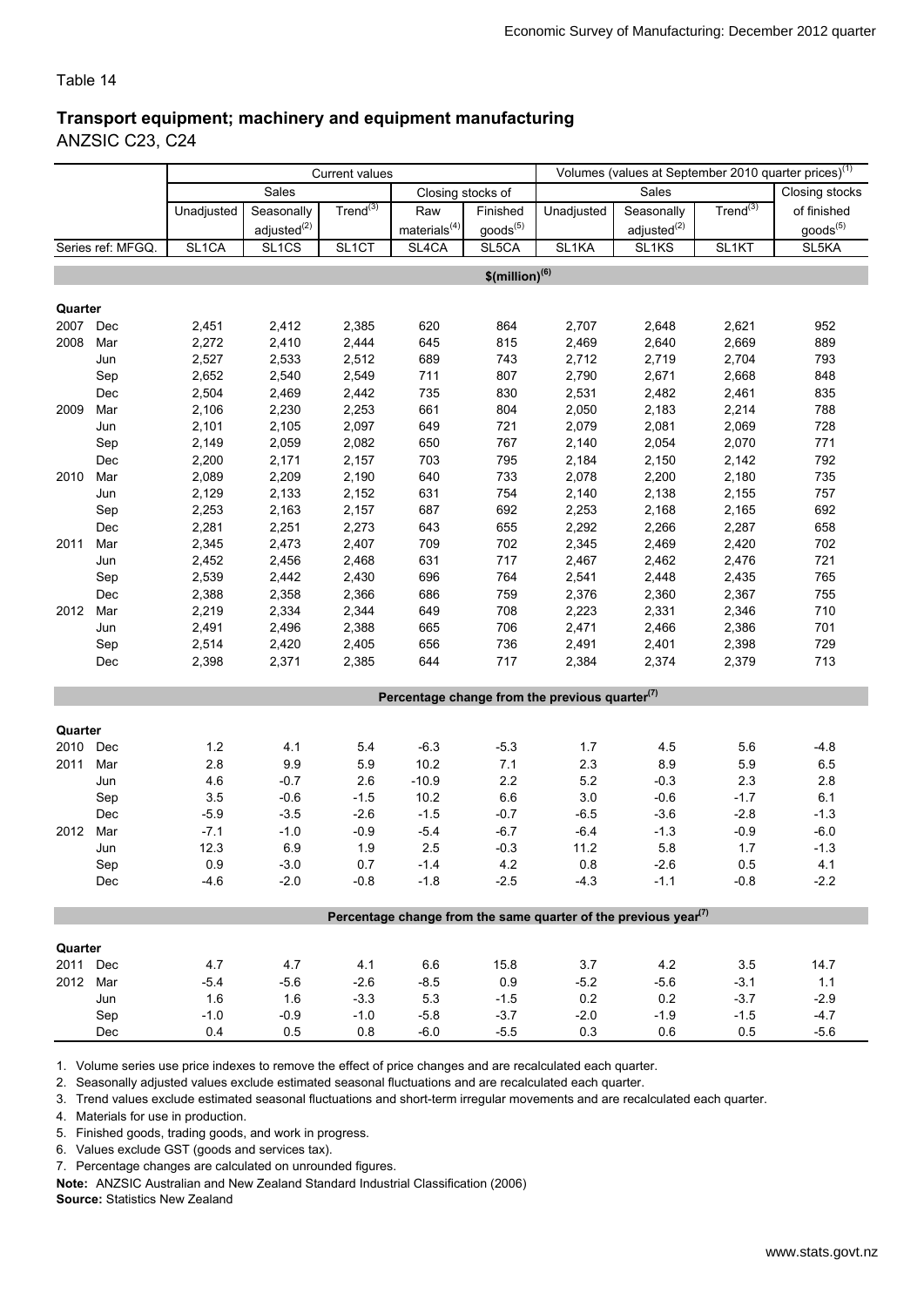Table 14

## Transport equipment; machinery and equipment manufacturing

ANZSIC C23, C24

| | | Current values | | | | | Volumes (values at September 2010 quarter prices)[1] | | | |
|---|---|---|---|---|---|---|---|---|---|---|
| | | Sales | | | Closing stocks of | | Sales | | | Closing stocks |
| | | Unadjusted | Seasonally adjusted[2] | Trend[3] | Raw materials[4] | Finished goods[5] | Unadjusted | Seasonally adjusted[2] | Trend[3] | of finished goods[5] |
| Series ref: MFGQ. | | SL1CA | SL1CS | SL1CT | SL4CA | SL5CA | SL1KA | SL1KS | SL1KT | SL5KA |
| | | $(million)[6] | | | | | | | | |
| **Quarter** | | | | | | | | | | |
| 2007 | Dec | 2,451 | 2,412 | 2,385 | 620 | 864 | 2,707 | 2,648 | 2,621 | 952 |
| 2008 | Mar | 2,272 | 2,410 | 2,444 | 645 | 815 | 2,469 | 2,640 | 2,669 | 889 |
| | Jun | 2,527 | 2,533 | 2,512 | 689 | 743 | 2,712 | 2,719 | 2,704 | 793 |
| | Sep | 2,652 | 2,540 | 2,549 | 711 | 807 | 2,790 | 2,671 | 2,668 | 848 |
| | Dec | 2,504 | 2,469 | 2,442 | 735 | 830 | 2,531 | 2,482 | 2,461 | 835 |
| 2009 | Mar | 2,106 | 2,230 | 2,253 | 661 | 804 | 2,050 | 2,183 | 2,214 | 788 |
| | Jun | 2,101 | 2,105 | 2,097 | 649 | 721 | 2,079 | 2,081 | 2,069 | 728 |
| | Sep | 2,149 | 2,059 | 2,082 | 650 | 767 | 2,140 | 2,054 | 2,070 | 771 |
| | Dec | 2,200 | 2,171 | 2,157 | 703 | 795 | 2,184 | 2,150 | 2,142 | 792 |
| 2010 | Mar | 2,089 | 2,209 | 2,190 | 640 | 733 | 2,078 | 2,200 | 2,180 | 735 |
| | Jun | 2,129 | 2,133 | 2,152 | 631 | 754 | 2,140 | 2,138 | 2,155 | 757 |
| | Sep | 2,253 | 2,163 | 2,157 | 687 | 692 | 2,253 | 2,168 | 2,165 | 692 |
| | Dec | 2,281 | 2,251 | 2,273 | 643 | 655 | 2,292 | 2,266 | 2,287 | 658 |
| 2011 | Mar | 2,345 | 2,473 | 2,407 | 709 | 702 | 2,345 | 2,469 | 2,420 | 702 |
| | Jun | 2,452 | 2,456 | 2,468 | 631 | 717 | 2,467 | 2,462 | 2,476 | 721 |
| | Sep | 2,539 | 2,442 | 2,430 | 696 | 764 | 2,541 | 2,448 | 2,435 | 765 |
| | Dec | 2,388 | 2,358 | 2,366 | 686 | 759 | 2,376 | 2,360 | 2,367 | 755 |
| 2012 | Mar | 2,219 | 2,334 | 2,344 | 649 | 708 | 2,223 | 2,331 | 2,346 | 710 |
| | Jun | 2,491 | 2,496 | 2,388 | 665 | 706 | 2,471 | 2,466 | 2,386 | 701 |
| | Sep | 2,514 | 2,420 | 2,405 | 656 | 736 | 2,491 | 2,401 | 2,398 | 729 |
| | Dec | 2,398 | 2,371 | 2,385 | 644 | 717 | 2,384 | 2,374 | 2,379 | 713 |
| | | Percentage change from the previous quarter[7] | | | | | | | | |
| **Quarter** | | | | | | | | | | |
| 2010 | Dec | 1.2 | 4.1 | 5.4 | -6.3 | -5.3 | 1.7 | 4.5 | 5.6 | -4.8 |
| 2011 | Mar | 2.8 | 9.9 | 5.9 | 10.2 | 7.1 | 2.3 | 8.9 | 5.9 | 6.5 |
| | Jun | 4.6 | -0.7 | 2.6 | -10.9 | 2.2 | 5.2 | -0.3 | 2.3 | 2.8 |
| | Sep | 3.5 | -0.6 | -1.5 | 10.2 | 6.6 | 3.0 | -0.6 | -1.7 | 6.1 |
| | Dec | -5.9 | -3.5 | -2.6 | -1.5 | -0.7 | -6.5 | -3.6 | -2.8 | -1.3 |
| 2012 | Mar | -7.1 | -1.0 | -0.9 | -5.4 | -6.7 | -6.4 | -1.3 | -0.9 | -6.0 |
| | Jun | 12.3 | 6.9 | 1.9 | 2.5 | -0.3 | 11.2 | 5.8 | 1.7 | -1.3 |
| | Sep | 0.9 | -3.0 | 0.7 | -1.4 | 4.2 | 0.8 | -2.6 | 0.5 | 4.1 |
| | Dec | -4.6 | -2.0 | -0.8 | -1.8 | -2.5 | -4.3 | -1.1 | -0.8 | -2.2 |
| | | Percentage change from the same quarter of the previous year[7] | | | | | | | | |
| **Quarter** | | | | | | | | | | |
| 2011 | Dec | 4.7 | 4.7 | 4.1 | 6.6 | 15.8 | 3.7 | 4.2 | 3.5 | 14.7 |
| 2012 | Mar | -5.4 | -5.6 | -2.6 | -8.5 | 0.9 | -5.2 | -5.6 | -3.1 | 1.1 |
| | Jun | 1.6 | 1.6 | -3.3 | 5.3 | -1.5 | 0.2 | 0.2 | -3.7 | -2.9 |
| | Sep | -1.0 | -0.9 | -1.0 | -5.8 | -3.7 | -2.0 | -1.9 | -1.5 | -4.7 |
| | Dec | 0.4 | 0.5 | 0.8 | -6.0 | -5.5 | 0.3 | 0.6 | 0.5 | -5.6 |

1. Volume series use price indexes to remove the effect of price changes and are recalculated each quarter.
2. Seasonally adjusted values exclude estimated seasonal fluctuations and are recalculated each quarter.
3. Trend values exclude estimated seasonal fluctuations and short-term irregular movements and are recalculated each quarter.
4. Materials for use in production.
5. Finished goods, trading goods, and work in progress.
6. Values exclude GST (goods and services tax).
7. Percentage changes are calculated on unrounded figures.

**Note:** ANZSIC Australian and New Zealand Standard Industrial Classification (2006)

**Source:** Statistics New Zealand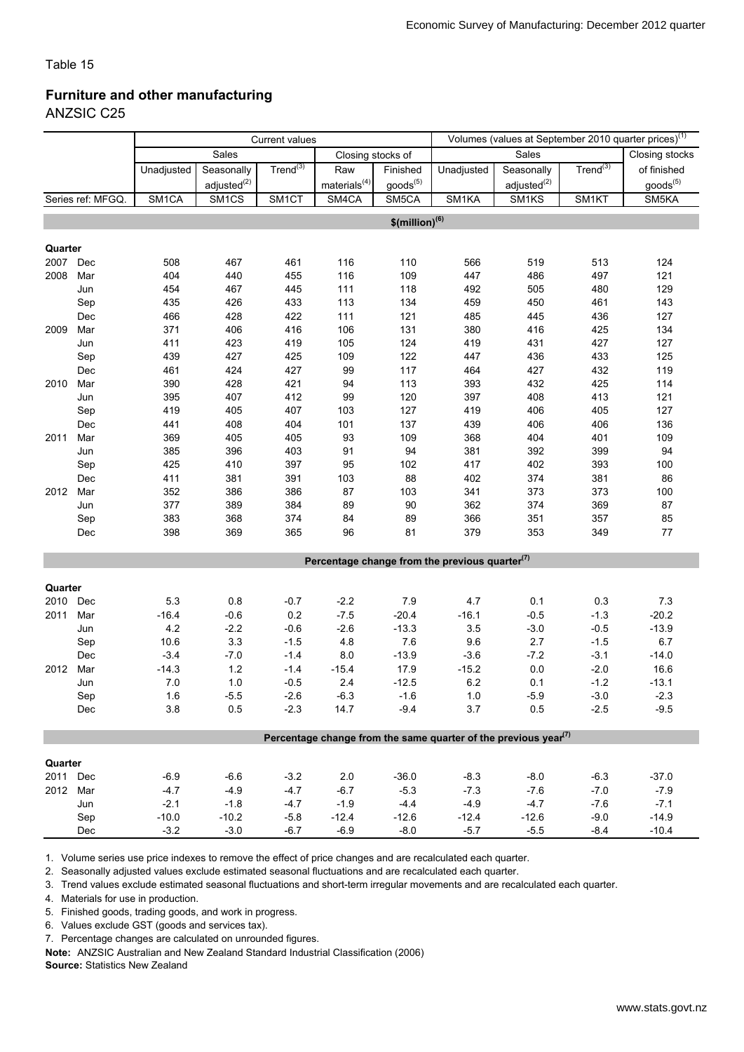Table 15

**Furniture and other manufacturing**

ANZSIC C25

| | Current values | | | | | Volumes (values at September 2010 quarter prices)[1] | | | |
|---|---|---|---|---|---|---|---|---|---|
| | Sales | | | Closing stocks of | | Sales | | | Closing stocks |
| | Unadjusted | Seasonally adjusted[2] | Trend[3] | Raw materials[4] | Finished goods[5] | Unadjusted | Seasonally adjusted[2] | Trend[3] | of finished goods[5] |
| Series ref: MFGQ. | SM1CA | SM1CS | SM1CT | SM4CA | SM5CA | SM1KA | SM1KS | SM1KT | SM5KA |
| | | | | | **$(million)[6]** | | | | |
| **Quarter** | | | | | | | | | |
| 2007 Dec | 508 | 467 | 461 | 116 | 110 | 566 | 519 | 513 | 124 |
| 2008 Mar | 404 | 440 | 455 | 116 | 109 | 447 | 486 | 497 | 121 |
| Jun | 454 | 467 | 445 | 111 | 118 | 492 | 505 | 480 | 129 |
| Sep | 435 | 426 | 433 | 113 | 134 | 459 | 450 | 461 | 143 |
| Dec | 466 | 428 | 422 | 111 | 121 | 485 | 445 | 436 | 127 |
| 2009 Mar | 371 | 406 | 416 | 106 | 131 | 380 | 416 | 425 | 134 |
| Jun | 411 | 423 | 419 | 105 | 124 | 419 | 431 | 427 | 127 |
| Sep | 439 | 427 | 425 | 109 | 122 | 447 | 436 | 433 | 125 |
| Dec | 461 | 424 | 427 | 99 | 117 | 464 | 427 | 432 | 119 |
| 2010 Mar | 390 | 428 | 421 | 94 | 113 | 393 | 432 | 425 | 114 |
| Jun | 395 | 407 | 412 | 99 | 120 | 397 | 408 | 413 | 121 |
| Sep | 419 | 405 | 407 | 103 | 127 | 419 | 406 | 405 | 127 |
| Dec | 441 | 408 | 404 | 101 | 137 | 439 | 406 | 406 | 136 |
| 2011 Mar | 369 | 405 | 405 | 93 | 109 | 368 | 404 | 401 | 109 |
| Jun | 385 | 396 | 403 | 91 | 94 | 381 | 392 | 399 | 94 |
| Sep | 425 | 410 | 397 | 95 | 102 | 417 | 402 | 393 | 100 |
| Dec | 411 | 381 | 391 | 103 | 88 | 402 | 374 | 381 | 86 |
| 2012 Mar | 352 | 386 | 386 | 87 | 103 | 341 | 373 | 373 | 100 |
| Jun | 377 | 389 | 384 | 89 | 90 | 362 | 374 | 369 | 87 |
| Sep | 383 | 368 | 374 | 84 | 89 | 366 | 351 | 357 | 85 |
| Dec | 398 | 369 | 365 | 96 | 81 | 379 | 353 | 349 | 77 |
| | | | | | **Percentage change from the previous quarter[7]** | | | | |
| **Quarter** | | | | | | | | | |
| 2010 Dec | 5.3 | 0.8 | -0.7 | -2.2 | 7.9 | 4.7 | 0.1 | 0.3 | 7.3 |
| 2011 Mar | -16.4 | -0.6 | 0.2 | -7.5 | -20.4 | -16.1 | -0.5 | -1.3 | -20.2 |
| Jun | 4.2 | -2.2 | -0.6 | -2.6 | -13.3 | 3.5 | -3.0 | -0.5 | -13.9 |
| Sep | 10.6 | 3.3 | -1.5 | 4.8 | 7.6 | 9.6 | 2.7 | -1.5 | 6.7 |
| Dec | -3.4 | -7.0 | -1.4 | 8.0 | -13.9 | -3.6 | -7.2 | -3.1 | -14.0 |
| 2012 Mar | -14.3 | 1.2 | -1.4 | -15.4 | 17.9 | -15.2 | 0.0 | -2.0 | 16.6 |
| Jun | 7.0 | 1.0 | -0.5 | 2.4 | -12.5 | 6.2 | 0.1 | -1.2 | -13.1 |
| Sep | 1.6 | -5.5 | -2.6 | -6.3 | -1.6 | 1.0 | -5.9 | -3.0 | -2.3 |
| Dec | 3.8 | 0.5 | -2.3 | 14.7 | -9.4 | 3.7 | 0.5 | -2.5 | -9.5 |
| | | | | | **Percentage change from the same quarter of the previous year[7]** | | | | |
| **Quarter** | | | | | | | | | |
| 2011 Dec | -6.9 | -6.6 | -3.2 | 2.0 | -36.0 | -8.3 | -8.0 | -6.3 | -37.0 |
| 2012 Mar | -4.7 | -4.9 | -4.7 | -6.7 | -5.3 | -7.3 | -7.6 | -7.0 | -7.9 |
| Jun | -2.1 | -1.8 | -4.7 | -1.9 | -4.4 | -4.9 | -4.7 | -7.6 | -7.1 |
| Sep | -10.0 | -10.2 | -5.8 | -12.4 | -12.6 | -12.4 | -12.6 | -9.0 | -14.9 |
| Dec | -3.2 | -3.0 | -6.7 | -6.9 | -8.0 | -5.7 | -5.5 | -8.4 | -10.4 |

1. Volume series use price indexes to remove the effect of price changes and are recalculated each quarter.
2. Seasonally adjusted values exclude estimated seasonal fluctuations and are recalculated each quarter.
3. Trend values exclude estimated seasonal fluctuations and short-term irregular movements and are recalculated each quarter.
4. Materials for use in production.
5. Finished goods, trading goods, and work in progress.
6. Values exclude GST (goods and services tax).
7. Percentage changes are calculated on unrounded figures.

**Note:** ANZSIC Australian and New Zealand Standard Industrial Classification (2006)

**Source:** Statistics New Zealand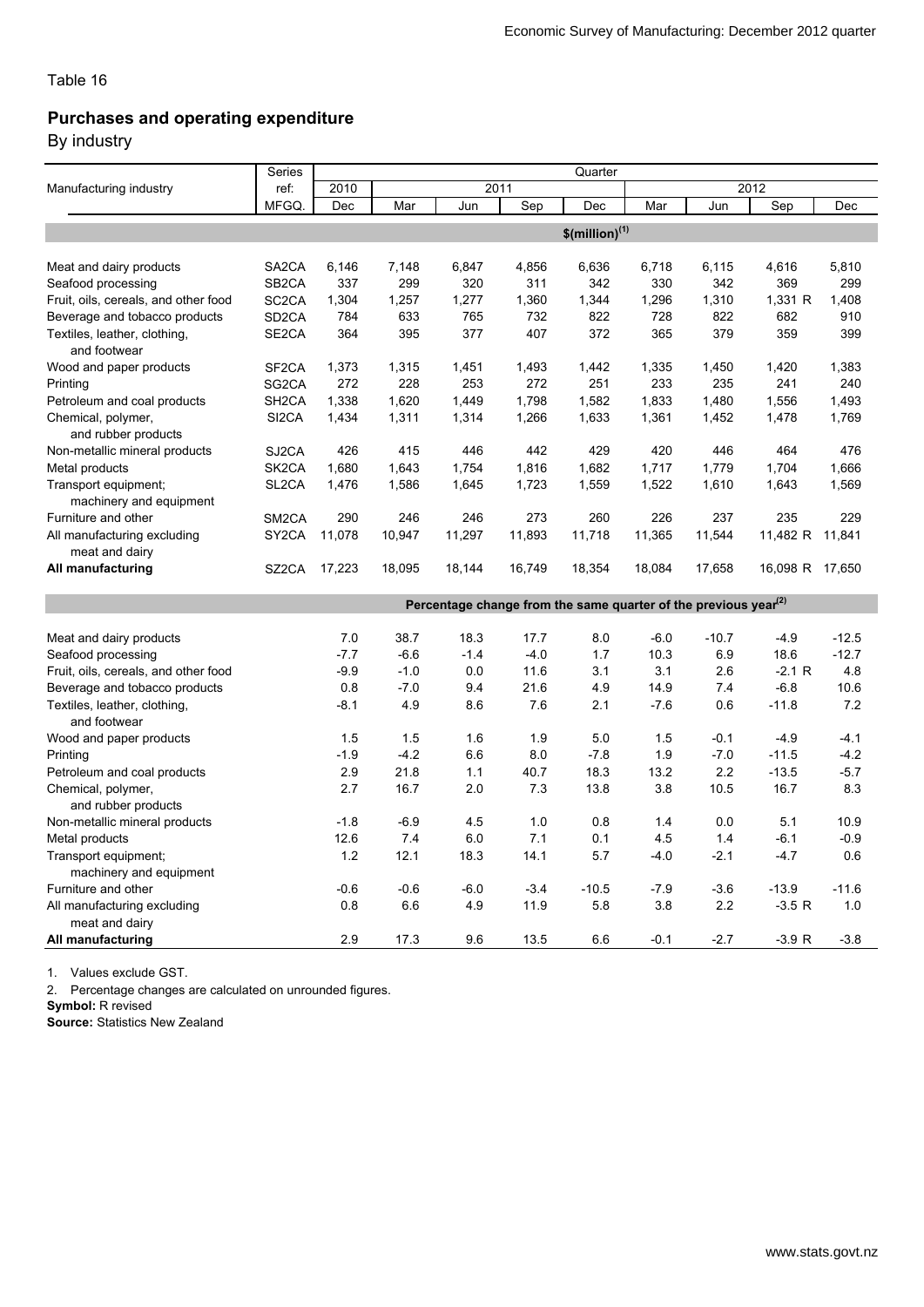Table 16

## Purchases and operating expenditure

By industry

| Manufacturing industry | Series ref: MFGQ. | 2010 Dec | 2011 Mar | 2011 Jun | 2011 Sep | 2011 Dec | 2012 Mar | 2012 Jun | 2012 Sep | 2012 Dec |
|---|---|---|---|---|---|---|---|---|---|---|
| | | **$(million)[1]** | | | | | | | | |
| Meat and dairy products | SA2CA | 6,146 | 7,148 | 6,847 | 4,856 | 6,636 | 6,718 | 6,115 | 4,616 | 5,810 |
| Seafood processing | SB2CA | 337 | 299 | 320 | 311 | 342 | 330 | 342 | 369 | 299 |
| Fruit, oils, cereals, and other food | SC2CA | 1,304 | 1,257 | 1,277 | 1,360 | 1,344 | 1,296 | 1,310 | 1,331 R | 1,408 |
| Beverage and tobacco products | SD2CA | 784 | 633 | 765 | 732 | 822 | 728 | 822 | 682 | 910 |
| Textiles, leather, clothing, and footwear | SE2CA | 364 | 395 | 377 | 407 | 372 | 365 | 379 | 359 | 399 |
| Wood and paper products | SF2CA | 1,373 | 1,315 | 1,451 | 1,493 | 1,442 | 1,335 | 1,450 | 1,420 | 1,383 |
| Printing | SG2CA | 272 | 228 | 253 | 272 | 251 | 233 | 235 | 241 | 240 |
| Petroleum and coal products | SH2CA | 1,338 | 1,620 | 1,449 | 1,798 | 1,582 | 1,833 | 1,480 | 1,556 | 1,493 |
| Chemical, polymer, and rubber products | SI2CA | 1,434 | 1,311 | 1,314 | 1,266 | 1,633 | 1,361 | 1,452 | 1,478 | 1,769 |
| Non-metallic mineral products | SJ2CA | 426 | 415 | 446 | 442 | 429 | 420 | 446 | 464 | 476 |
| Metal products | SK2CA | 1,680 | 1,643 | 1,754 | 1,816 | 1,682 | 1,717 | 1,779 | 1,704 | 1,666 |
| Transport equipment; machinery and equipment | SL2CA | 1,476 | 1,586 | 1,645 | 1,723 | 1,559 | 1,522 | 1,610 | 1,643 | 1,569 |
| Furniture and other | SM2CA | 290 | 246 | 246 | 273 | 260 | 226 | 237 | 235 | 229 |
| All manufacturing excluding meat and dairy | SY2CA | 11,078 | 10,947 | 11,297 | 11,893 | 11,718 | 11,365 | 11,544 | 11,482 R | 11,841 |
| **All manufacturing** | SZ2CA | 17,223 | 18,095 | 18,144 | 16,749 | 18,354 | 18,084 | 17,658 | 16,098 R | 17,650 |
| | | **Percentage change from the same quarter of the previous year[2]** | | | | | | | | |
| Meat and dairy products | | 7.0 | 38.7 | 18.3 | 17.7 | 8.0 | -6.0 | -10.7 | -4.9 | -12.5 |
| Seafood processing | | -7.7 | -6.6 | -1.4 | -4.0 | 1.7 | 10.3 | 6.9 | 18.6 | -12.7 |
| Fruit, oils, cereals, and other food | | -9.9 | -1.0 | 0.0 | 11.6 | 3.1 | 3.1 | 2.6 | -2.1 R | 4.8 |
| Beverage and tobacco products | | 0.8 | -7.0 | 9.4 | 21.6 | 4.9 | 14.9 | 7.4 | -6.8 | 10.6 |
| Textiles, leather, clothing, and footwear | | -8.1 | 4.9 | 8.6 | 7.6 | 2.1 | -7.6 | 0.6 | -11.8 | 7.2 |
| Wood and paper products | | 1.5 | 1.5 | 1.6 | 1.9 | 5.0 | 1.5 | -0.1 | -4.9 | -4.1 |
| Printing | | -1.9 | -4.2 | 6.6 | 8.0 | -7.8 | 1.9 | -7.0 | -11.5 | -4.2 |
| Petroleum and coal products | | 2.9 | 21.8 | 1.1 | 40.7 | 18.3 | 13.2 | 2.2 | -13.5 | -5.7 |
| Chemical, polymer, and rubber products | | 2.7 | 16.7 | 2.0 | 7.3 | 13.8 | 3.8 | 10.5 | 16.7 | 8.3 |
| Non-metallic mineral products | | -1.8 | -6.9 | 4.5 | 1.0 | 0.8 | 1.4 | 0.0 | 5.1 | 10.9 |
| Metal products | | 12.6 | 7.4 | 6.0 | 7.1 | 0.1 | 4.5 | 1.4 | -6.1 | -0.9 |
| Transport equipment; machinery and equipment | | 1.2 | 12.1 | 18.3 | 14.1 | 5.7 | -4.0 | -2.1 | -4.7 | 0.6 |
| Furniture and other | | -0.6 | -0.6 | -6.0 | -3.4 | -10.5 | -7.9 | -3.6 | -13.9 | -11.6 |
| All manufacturing excluding meat and dairy | | 0.8 | 6.6 | 4.9 | 11.9 | 5.8 | 3.8 | 2.2 | -3.5 R | 1.0 |
| **All manufacturing** | | 2.9 | 17.3 | 9.6 | 13.5 | 6.6 | -0.1 | -2.7 | -3.9 R | -3.8 |

1. Values exclude GST.
2. Percentage changes are calculated on unrounded figures.

**Symbol:** R revised

**Source:** Statistics New Zealand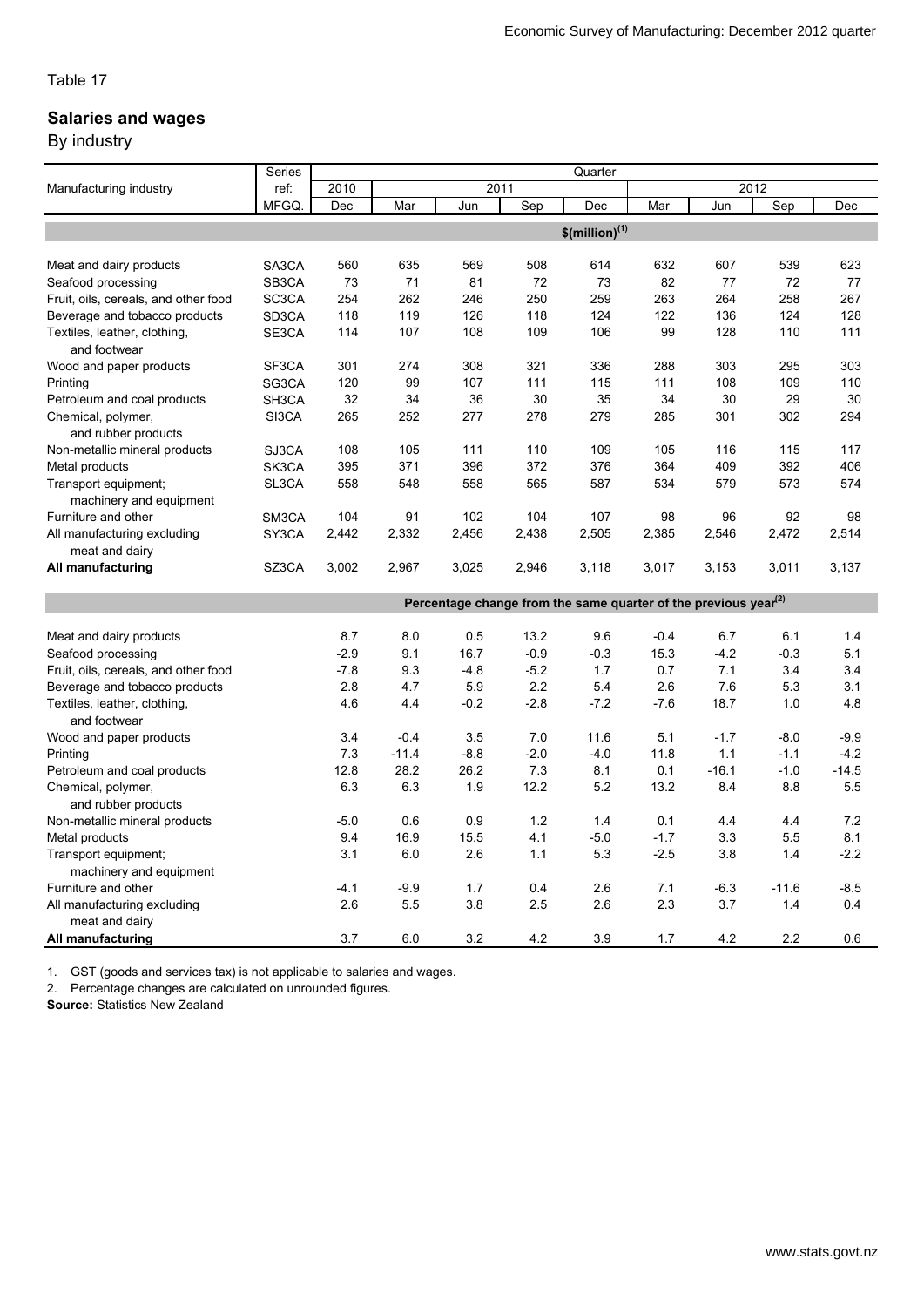Table 17

## Salaries and wages

By industry

| Manufacturing industry | Series ref: MFGQ. | 2010 Dec | 2011 Mar | 2011 Jun | 2011 Sep | 2011 Dec | 2012 Mar | 2012 Jun | 2012 Sep | 2012 Dec |
|---|---|---|---|---|---|---|---|---|---|---|
| | | $(million)[1] | | | | | | | | |
| Meat and dairy products | SA3CA | 560 | 635 | 569 | 508 | 614 | 632 | 607 | 539 | 623 |
| Seafood processing | SB3CA | 73 | 71 | 81 | 72 | 73 | 82 | 77 | 72 | 77 |
| Fruit, oils, cereals, and other food | SC3CA | 254 | 262 | 246 | 250 | 259 | 263 | 264 | 258 | 267 |
| Beverage and tobacco products | SD3CA | 118 | 119 | 126 | 118 | 124 | 122 | 136 | 124 | 128 |
| Textiles, leather, clothing, and footwear | SE3CA | 114 | 107 | 108 | 109 | 106 | 99 | 128 | 110 | 111 |
| Wood and paper products | SF3CA | 301 | 274 | 308 | 321 | 336 | 288 | 303 | 295 | 303 |
| Printing | SG3CA | 120 | 99 | 107 | 111 | 115 | 111 | 108 | 109 | 110 |
| Petroleum and coal products | SH3CA | 32 | 34 | 36 | 30 | 35 | 34 | 30 | 29 | 30 |
| Chemical, polymer, and rubber products | SI3CA | 265 | 252 | 277 | 278 | 279 | 285 | 301 | 302 | 294 |
| Non-metallic mineral products | SJ3CA | 108 | 105 | 111 | 110 | 109 | 105 | 116 | 115 | 117 |
| Metal products | SK3CA | 395 | 371 | 396 | 372 | 376 | 364 | 409 | 392 | 406 |
| Transport equipment; machinery and equipment | SL3CA | 558 | 548 | 558 | 565 | 587 | 534 | 579 | 573 | 574 |
| Furniture and other | SM3CA | 104 | 91 | 102 | 104 | 107 | 98 | 96 | 92 | 98 |
| All manufacturing excluding meat and dairy | SY3CA | 2,442 | 2,332 | 2,456 | 2,438 | 2,505 | 2,385 | 2,546 | 2,472 | 2,514 |
| **All manufacturing** | SZ3CA | 3,002 | 2,967 | 3,025 | 2,946 | 3,118 | 3,017 | 3,153 | 3,011 | 3,137 |
| | | Percentage change from the same quarter of the previous year[2] | | | | | | | | |
| Meat and dairy products | | 8.7 | 8.0 | 0.5 | 13.2 | 9.6 | -0.4 | 6.7 | 6.1 | 1.4 |
| Seafood processing | | -2.9 | 9.1 | 16.7 | -0.9 | -0.3 | 15.3 | -4.2 | -0.3 | 5.1 |
| Fruit, oils, cereals, and other food | | -7.8 | 9.3 | -4.8 | -5.2 | 1.7 | 0.7 | 7.1 | 3.4 | 3.4 |
| Beverage and tobacco products | | 2.8 | 4.7 | 5.9 | 2.2 | 5.4 | 2.6 | 7.6 | 5.3 | 3.1 |
| Textiles, leather, clothing, and footwear | | 4.6 | 4.4 | -0.2 | -2.8 | -7.2 | -7.6 | 18.7 | 1.0 | 4.8 |
| Wood and paper products | | 3.4 | -0.4 | 3.5 | 7.0 | 11.6 | 5.1 | -1.7 | -8.0 | -9.9 |
| Printing | | 7.3 | -11.4 | -8.8 | -2.0 | -4.0 | 11.8 | 1.1 | -1.1 | -4.2 |
| Petroleum and coal products | | 12.8 | 28.2 | 26.2 | 7.3 | 8.1 | 0.1 | -16.1 | -1.0 | -14.5 |
| Chemical, polymer, and rubber products | | 6.3 | 6.3 | 1.9 | 12.2 | 5.2 | 13.2 | 8.4 | 8.8 | 5.5 |
| Non-metallic mineral products | | -5.0 | 0.6 | 0.9 | 1.2 | 1.4 | 0.1 | 4.4 | 4.4 | 7.2 |
| Metal products | | 9.4 | 16.9 | 15.5 | 4.1 | -5.0 | -1.7 | 3.3 | 5.5 | 8.1 |
| Transport equipment; machinery and equipment | | 3.1 | 6.0 | 2.6 | 1.1 | 5.3 | -2.5 | 3.8 | 1.4 | -2.2 |
| Furniture and other | | -4.1 | -9.9 | 1.7 | 0.4 | 2.6 | 7.1 | -6.3 | -11.6 | -8.5 |
| All manufacturing excluding meat and dairy | | 2.6 | 5.5 | 3.8 | 2.5 | 2.6 | 2.3 | 3.7 | 1.4 | 0.4 |
| **All manufacturing** | | 3.7 | 6.0 | 3.2 | 4.2 | 3.9 | 1.7 | 4.2 | 2.2 | 0.6 |

1. GST (goods and services tax) is not applicable to salaries and wages.
2. Percentage changes are calculated on unrounded figures.

**Source:** Statistics New Zealand